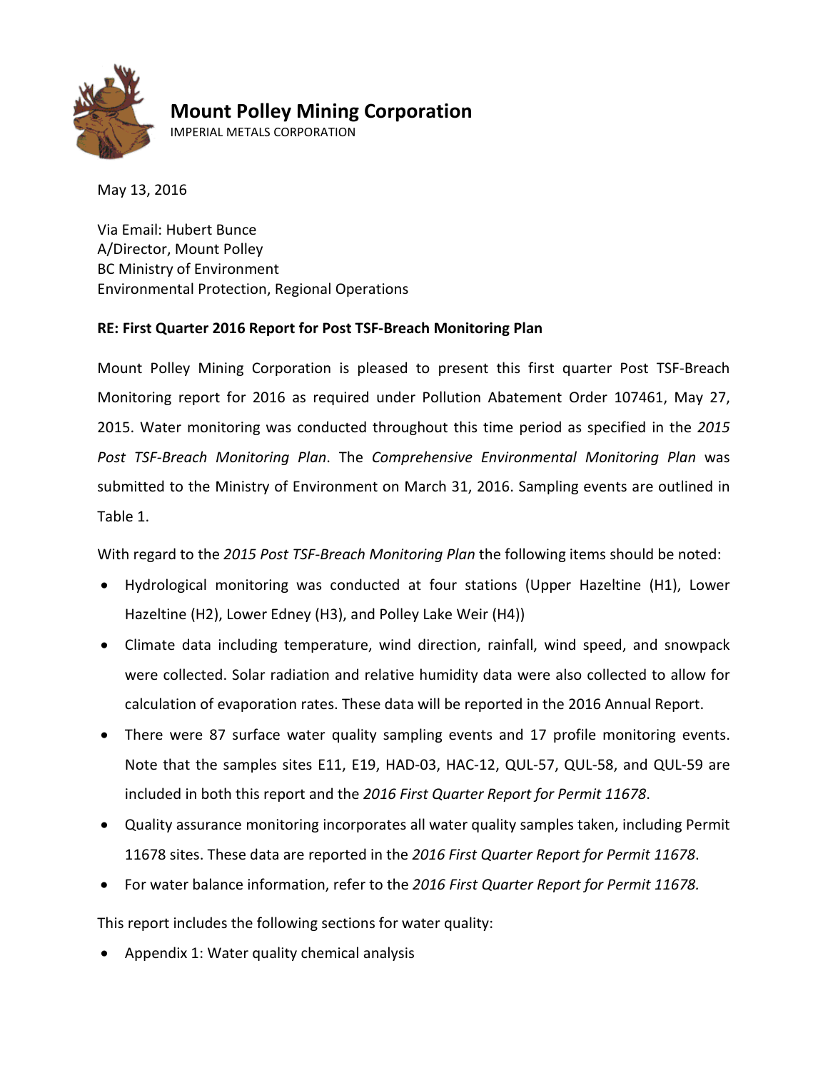# Mount Polley Mining Corporation

IMPERIAL METALS CORPORATION

May 13, 2016

Via Email: Hubert Bunce
A/Director, Mount Polley
BC Ministry of Environment
Environmental Protection, Regional Operations

**RE: First Quarter 2016 Report for Post TSF-Breach Monitoring Plan**

Mount Polley Mining Corporation is pleased to present this first quarter Post TSF-Breach Monitoring report for 2016 as required under Pollution Abatement Order 107461, May 27, 2015. Water monitoring was conducted throughout this time period as specified in the *2015 Post TSF-Breach Monitoring Plan*. The *Comprehensive Environmental Monitoring Plan* was submitted to the Ministry of Environment on March 31, 2016. Sampling events are outlined in Table 1.

With regard to the *2015 Post TSF-Breach Monitoring Plan* the following items should be noted:

- Hydrological monitoring was conducted at four stations (Upper Hazeltine (H1), Lower Hazeltine (H2), Lower Edney (H3), and Polley Lake Weir (H4))
- Climate data including temperature, wind direction, rainfall, wind speed, and snowpack were collected. Solar radiation and relative humidity data were also collected to allow for calculation of evaporation rates. These data will be reported in the 2016 Annual Report.
- There were 87 surface water quality sampling events and 17 profile monitoring events. Note that the samples sites E11, E19, HAD-03, HAC-12, QUL-57, QUL-58, and QUL-59 are included in both this report and the *2016 First Quarter Report for Permit 11678*.
- Quality assurance monitoring incorporates all water quality samples taken, including Permit 11678 sites. These data are reported in the *2016 First Quarter Report for Permit 11678*.
- For water balance information, refer to the *2016 First Quarter Report for Permit 11678.*

This report includes the following sections for water quality:

- Appendix 1: Water quality chemical analysis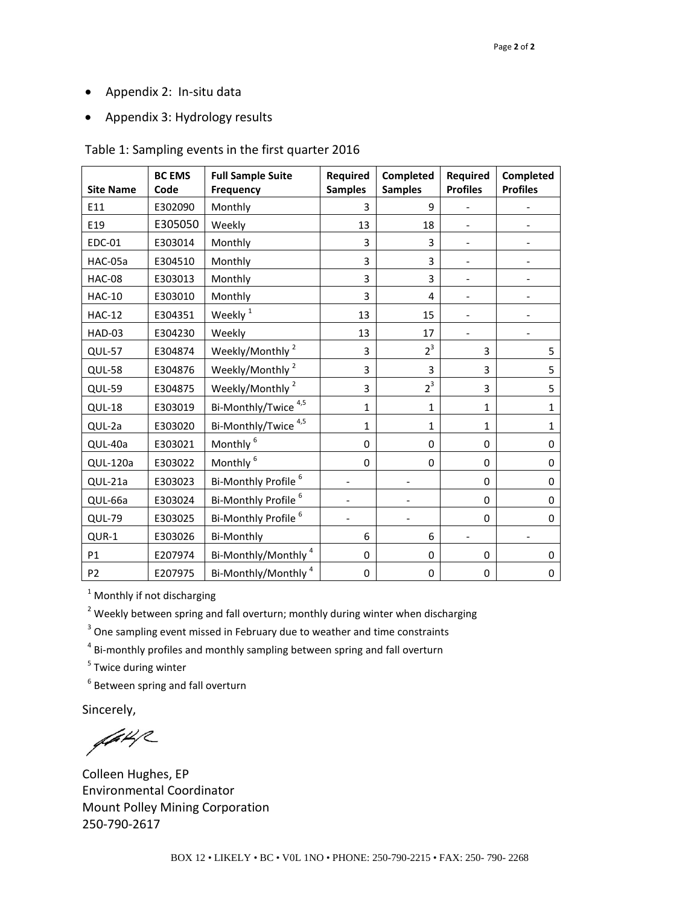- Appendix 2: In-situ data
- Appendix 3: Hydrology results

Table 1: Sampling events in the first quarter 2016

| Site Name | BC EMS Code | Full Sample Suite Frequency | Required Samples | Completed Samples | Required Profiles | Completed Profiles |
|---|---|---|---|---|---|---|
| E11 | E302090 | Monthly | 3 | 9 | - | - |
| E19 | E305050 | Weekly | 13 | 18 | - | - |
| EDC-01 | E303014 | Monthly | 3 | 3 | - | - |
| HAC-05a | E304510 | Monthly | 3 | 3 | - | - |
| HAC-08 | E303013 | Monthly | 3 | 3 | - | - |
| HAC-10 | E303010 | Monthly | 3 | 4 | - | - |
| HAC-12 | E304351 | Weekly [1] | 13 | 15 | - | - |
| HAD-03 | E304230 | Weekly | 13 | 17 | - | - |
| QUL-57 | E304874 | Weekly/Monthly [2] | 3 | 2[3] | 3 | 5 |
| QUL-58 | E304876 | Weekly/Monthly [2] | 3 | 3 | 3 | 5 |
| QUL-59 | E304875 | Weekly/Monthly [2] | 3 | 2[3] | 3 | 5 |
| QUL-18 | E303019 | Bi-Monthly/Twice [4,5] | 1 | 1 | 1 | 1 |
| QUL-2a | E303020 | Bi-Monthly/Twice [4,5] | 1 | 1 | 1 | 1 |
| QUL-40a | E303021 | Monthly [6] | 0 | 0 | 0 | 0 |
| QUL-120a | E303022 | Monthly [6] | 0 | 0 | 0 | 0 |
| QUL-21a | E303023 | Bi-Monthly Profile [6] | - | - | 0 | 0 |
| QUL-66a | E303024 | Bi-Monthly Profile [6] | - | - | 0 | 0 |
| QUL-79 | E303025 | Bi-Monthly Profile [6] | - | - | 0 | 0 |
| QUR-1 | E303026 | Bi-Monthly | 6 | 6 | - | - |
| P1 | E207974 | Bi-Monthly/Monthly [4] | 0 | 0 | 0 | 0 |
| P2 | E207975 | Bi-Monthly/Monthly [4] | 0 | 0 | 0 | 0 |

[1] Monthly if not discharging

[2] Weekly between spring and fall overturn; monthly during winter when discharging

[3] One sampling event missed in February due to weather and time constraints

[4] Bi-monthly profiles and monthly sampling between spring and fall overturn

[5] Twice during winter

[6] Between spring and fall overturn

Sincerely,

Colleen Hughes, EP
Environmental Coordinator
Mount Polley Mining Corporation
250-790-2617

BOX 12 • LIKELY • BC • V0L 1NO • PHONE: 250-790-2215 • FAX: 250- 790- 2268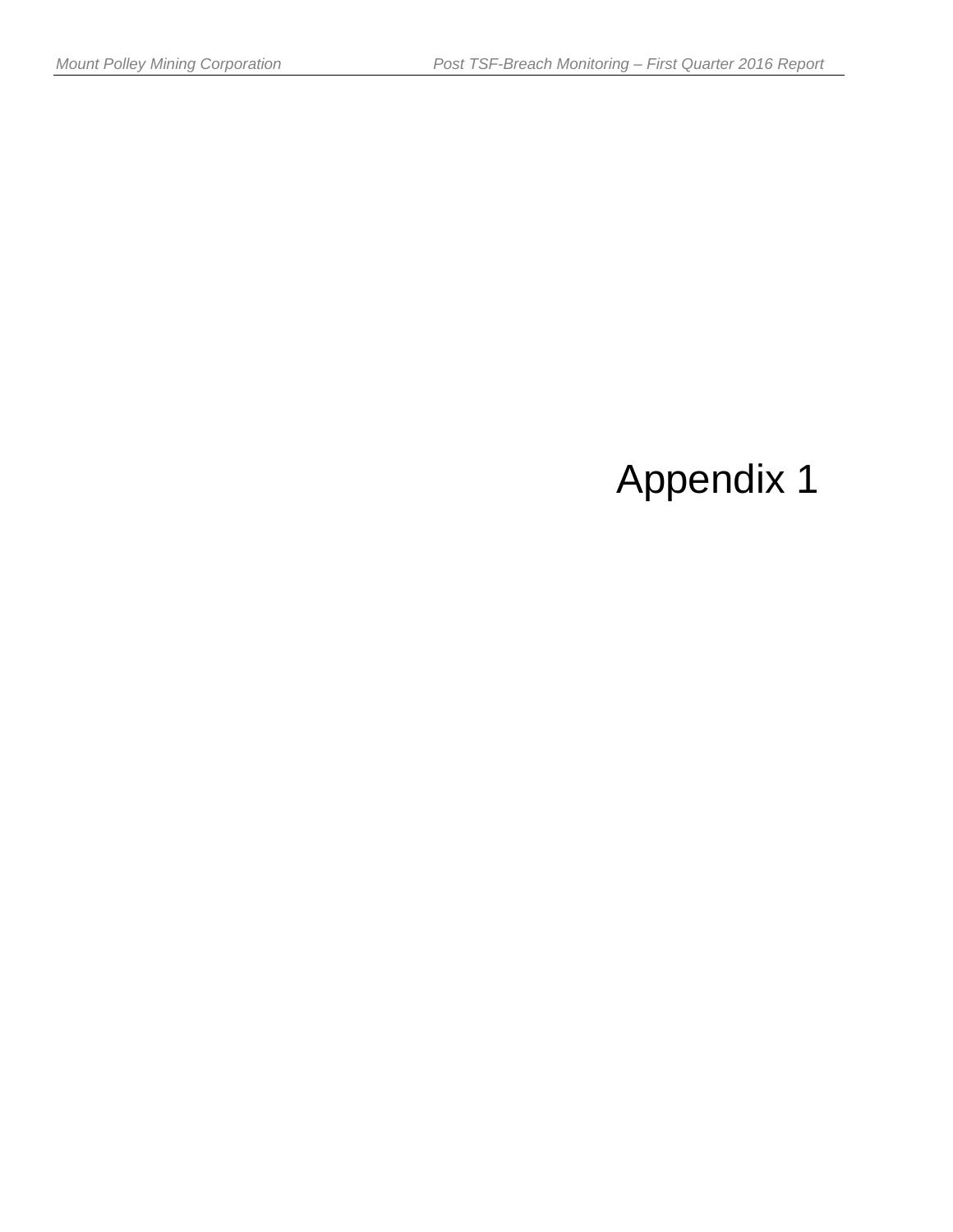# Appendix 1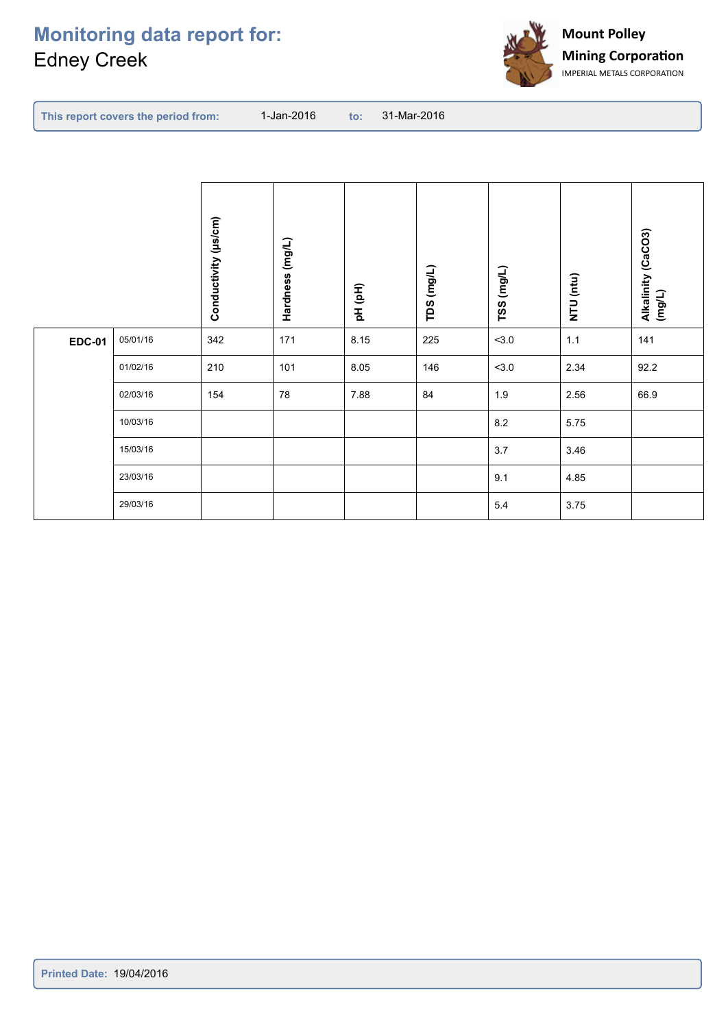# Monitoring data report for:

Edney Creek

Mount Polley Mining Corporation
IMPERIAL METALS CORPORATION

**This report covers the period from:** 1-Jan-2016 **to:** 31-Mar-2016

| | | Conductivity (µs/cm) | Hardness (mg/L) | pH (pH) | TDS (mg/L) | TSS (mg/L) | NTU (ntu) | Alkalinity (CaCO3) (mg/L) |
|---|---|---|---|---|---|---|---|---|
| **EDC-01** | 05/01/16 | 342 | 171 | 8.15 | 225 | <3.0 | 1.1 | 141 |
| | 01/02/16 | 210 | 101 | 8.05 | 146 | <3.0 | 2.34 | 92.2 |
| | 02/03/16 | 154 | 78 | 7.88 | 84 | 1.9 | 2.56 | 66.9 |
| | 10/03/16 | | | | | 8.2 | 5.75 | |
| | 15/03/16 | | | | | 3.7 | 3.46 | |
| | 23/03/16 | | | | | 9.1 | 4.85 | |
| | 29/03/16 | | | | | 5.4 | 3.75 | |

**Printed Date:** 19/04/2016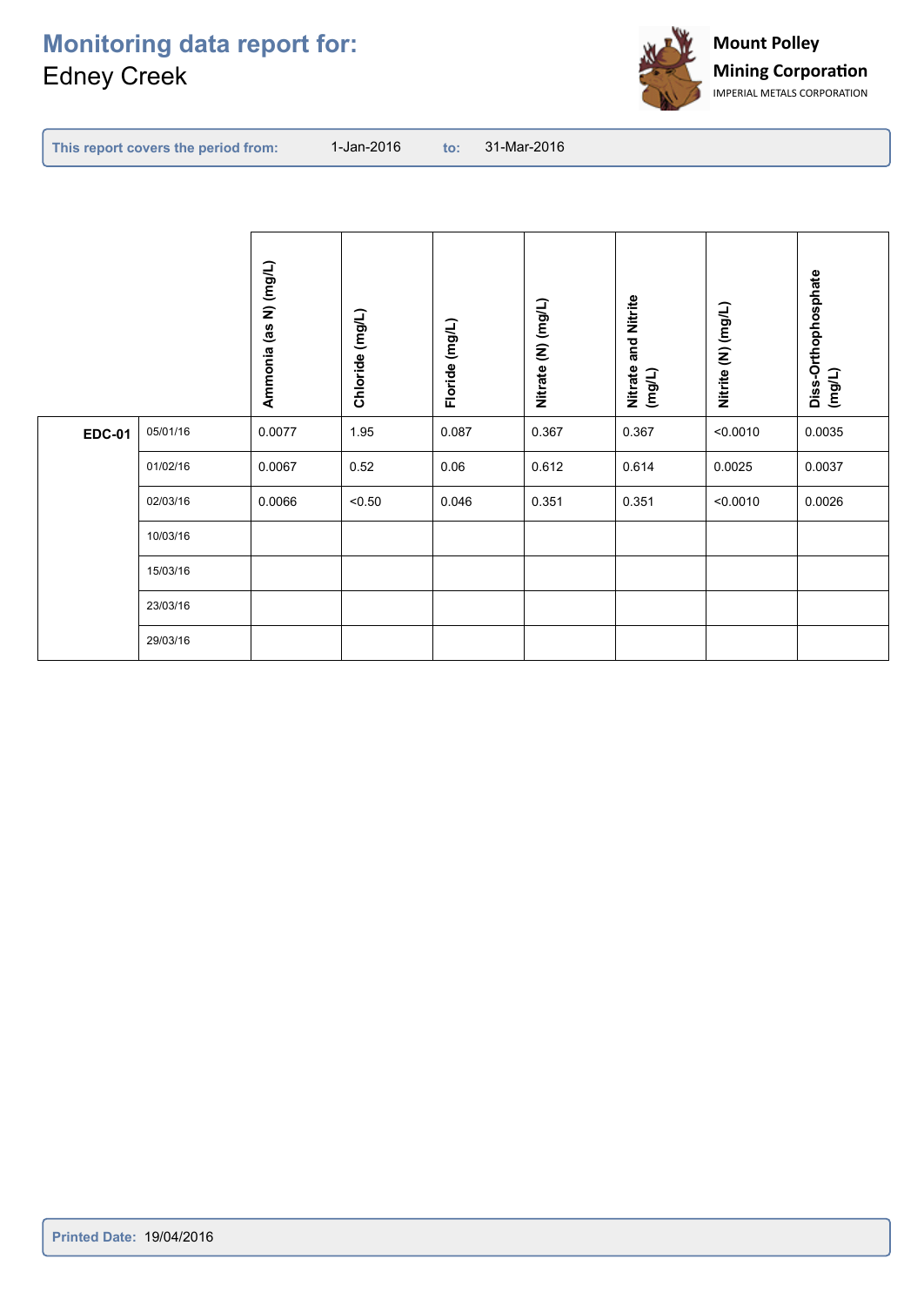# Monitoring data report for:
Edney Creek

**Mount Polley Mining Corporation**
IMPERIAL METALS CORPORATION

**This report covers the period from:** 1-Jan-2016 **to:** 31-Mar-2016

| | | Ammonia (as N) (mg/L) | Chloride (mg/L) | Floride (mg/L) | Nitrate (N) (mg/L) | Nitrate and Nitrite (mg/L) | Nitrite (N) (mg/L) | Diss-Orthophosphate (mg/L) |
|---|---|---|---|---|---|---|---|---|
| **EDC-01** | 05/01/16 | 0.0077 | 1.95 | 0.087 | 0.367 | 0.367 | <0.0010 | 0.0035 |
| | 01/02/16 | 0.0067 | 0.52 | 0.06 | 0.612 | 0.614 | 0.0025 | 0.0037 |
| | 02/03/16 | 0.0066 | <0.50 | 0.046 | 0.351 | 0.351 | <0.0010 | 0.0026 |
| | 10/03/16 | | | | | | | |
| | 15/03/16 | | | | | | | |
| | 23/03/16 | | | | | | | |
| | 29/03/16 | | | | | | | |

**Printed Date:** 19/04/2016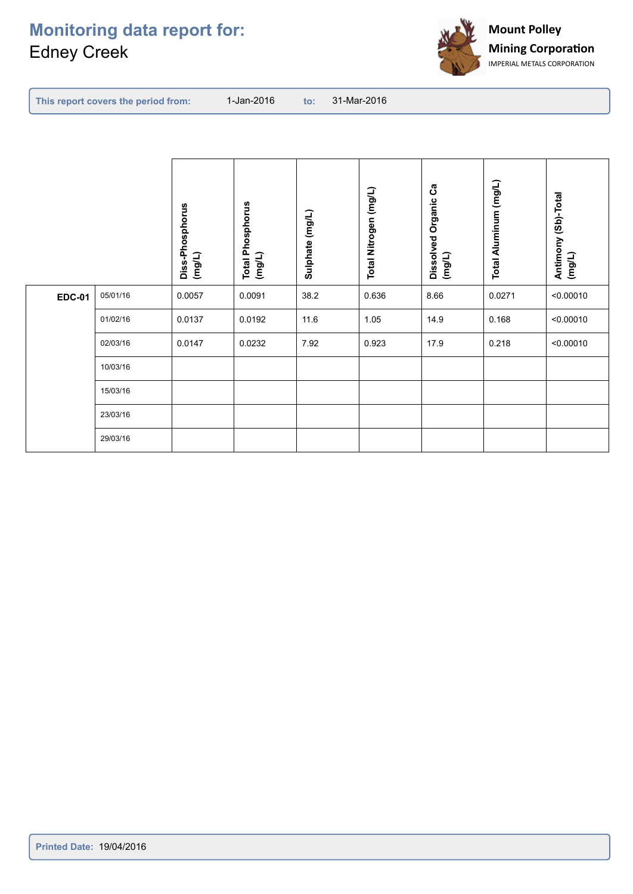# Monitoring data report for:
Edney Creek

**Mount Polley Mining Corporation**
IMPERIAL METALS CORPORATION

**This report covers the period from:** 1-Jan-2016 **to:** 31-Mar-2016

| | | Diss-Phosphorus (mg/L) | Total Phosphorus (mg/L) | Sulphate (mg/L) | Total Nitrogen (mg/L) | Dissolved Organic Ca (mg/L) | Total Aluminum (mg/L) | Antimony (Sb)-Total (mg/L) |
|---|---|---|---|---|---|---|---|---|
| **EDC-01** | 05/01/16 | 0.0057 | 0.0091 | 38.2 | 0.636 | 8.66 | 0.0271 | <0.00010 |
| | 01/02/16 | 0.0137 | 0.0192 | 11.6 | 1.05 | 14.9 | 0.168 | <0.00010 |
| | 02/03/16 | 0.0147 | 0.0232 | 7.92 | 0.923 | 17.9 | 0.218 | <0.00010 |
| | 10/03/16 | | | | | | | |
| | 15/03/16 | | | | | | | |
| | 23/03/16 | | | | | | | |
| | 29/03/16 | | | | | | | |

**Printed Date:** 19/04/2016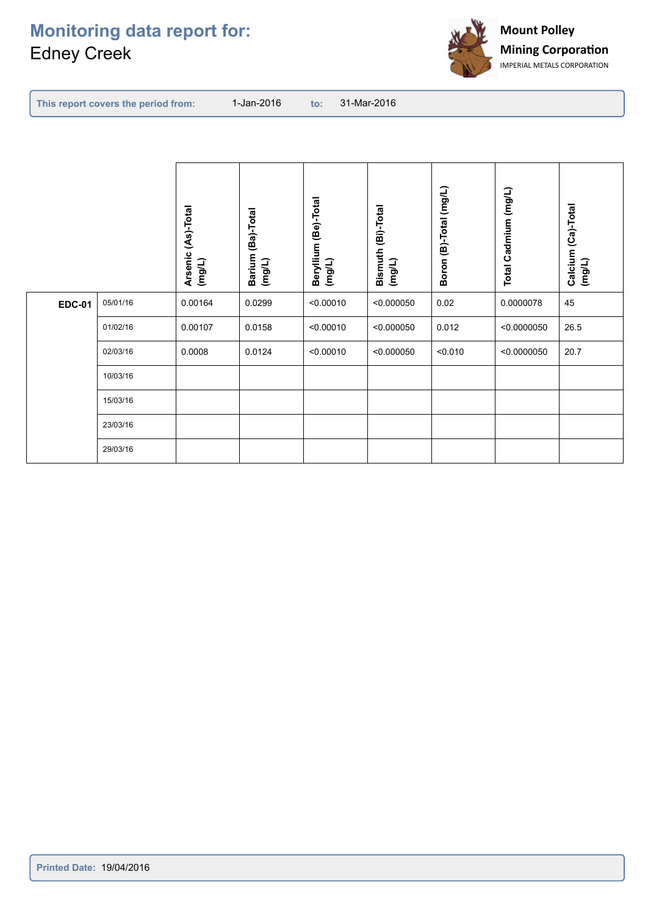# Monitoring data report for:
## Edney Creek

Mount Polley Mining Corporation
IMPERIAL METALS CORPORATION

**This report covers the period from:** 1-Jan-2016 **to:** 31-Mar-2016

| | | Arsenic (As)-Total (mg/L) | Barium (Ba)-Total (mg/L) | Beryllium (Be)-Total (mg/L) | Bismuth (Bi)-Total (mg/L) | Boron (B)-Total (mg/L) | Total Cadmium (mg/L) | Calcium (Ca)-Total (mg/L) |
|---|---|---|---|---|---|---|---|---|
| **EDC-01** | 05/01/16 | 0.00164 | 0.0299 | <0.00010 | <0.000050 | 0.02 | 0.0000078 | 45 |
| | 01/02/16 | 0.00107 | 0.0158 | <0.00010 | <0.000050 | 0.012 | <0.0000050 | 26.5 |
| | 02/03/16 | 0.0008 | 0.0124 | <0.00010 | <0.000050 | <0.010 | <0.0000050 | 20.7 |
| | 10/03/16 | | | | | | | |
| | 15/03/16 | | | | | | | |
| | 23/03/16 | | | | | | | |
| | 29/03/16 | | | | | | | |

**Printed Date:** 19/04/2016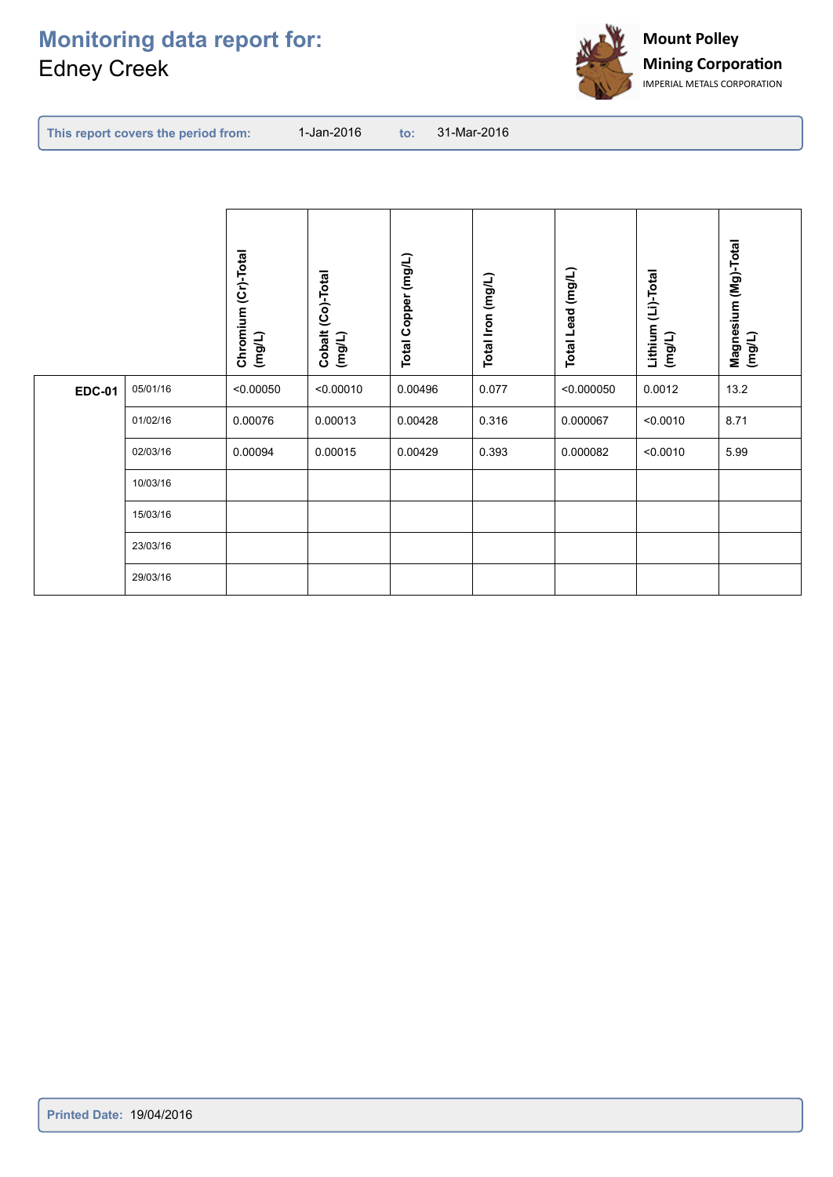# Monitoring data report for:
Edney Creek

**Mount Polley Mining Corporation**
IMPERIAL METALS CORPORATION

**This report covers the period from:** 1-Jan-2016 **to:** 31-Mar-2016

| | | Chromium (Cr)-Total (mg/L) | Cobalt (Co)-Total (mg/L) | Total Copper (mg/L) | Total Iron (mg/L) | Total Lead (mg/L) | Lithium (Li)-Total (mg/L) | Magnesium (Mg)-Total (mg/L) |
|---|---|---|---|---|---|---|---|---|
| **EDC-01** | 05/01/16 | <0.00050 | <0.00010 | 0.00496 | 0.077 | <0.000050 | 0.0012 | 13.2 |
| | 01/02/16 | 0.00076 | 0.00013 | 0.00428 | 0.316 | 0.000067 | <0.0010 | 8.71 |
| | 02/03/16 | 0.00094 | 0.00015 | 0.00429 | 0.393 | 0.000082 | <0.0010 | 5.99 |
| | 10/03/16 | | | | | | | |
| | 15/03/16 | | | | | | | |
| | 23/03/16 | | | | | | | |
| | 29/03/16 | | | | | | | |

**Printed Date:** 19/04/2016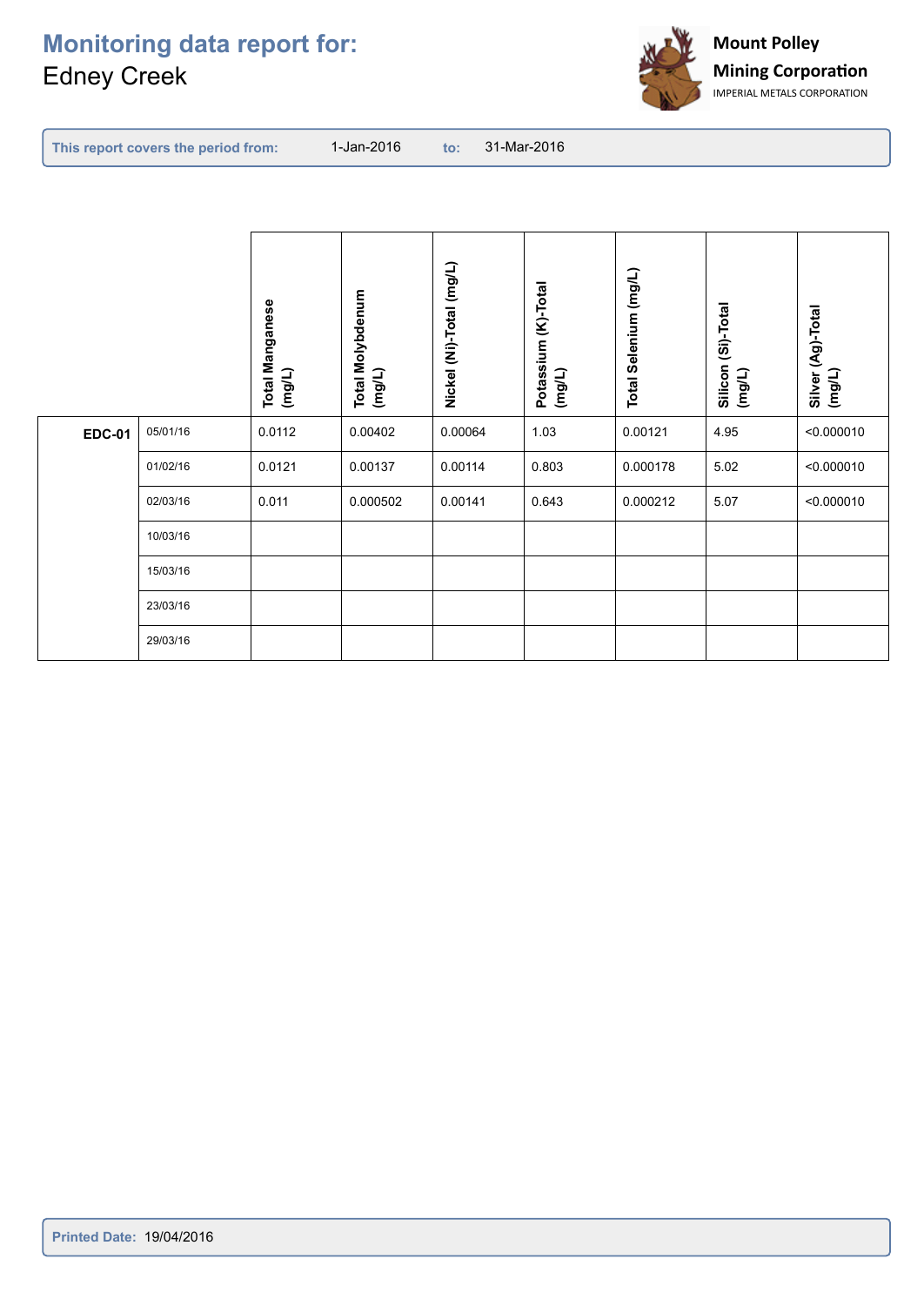# Monitoring data report for:
Edney Creek

Mount Polley Mining Corporation
IMPERIAL METALS CORPORATION

**This report covers the period from:** 1-Jan-2016 **to:** 31-Mar-2016

| | | Total Manganese (mg/L) | Total Molybdenum (mg/L) | Nickel (Ni)-Total (mg/L) | Potassium (K)-Total (mg/L) | Total Selenium (mg/L) | Silicon (Si)-Total (mg/L) | Silver (Ag)-Total (mg/L) |
|---|---|---|---|---|---|---|---|---|
| **EDC-01** | 05/01/16 | 0.0112 | 0.00402 | 0.00064 | 1.03 | 0.00121 | 4.95 | <0.000010 |
| | 01/02/16 | 0.0121 | 0.00137 | 0.00114 | 0.803 | 0.000178 | 5.02 | <0.000010 |
| | 02/03/16 | 0.011 | 0.000502 | 0.00141 | 0.643 | 0.000212 | 5.07 | <0.000010 |
| | 10/03/16 | | | | | | | |
| | 15/03/16 | | | | | | | |
| | 23/03/16 | | | | | | | |
| | 29/03/16 | | | | | | | |

**Printed Date:** 19/04/2016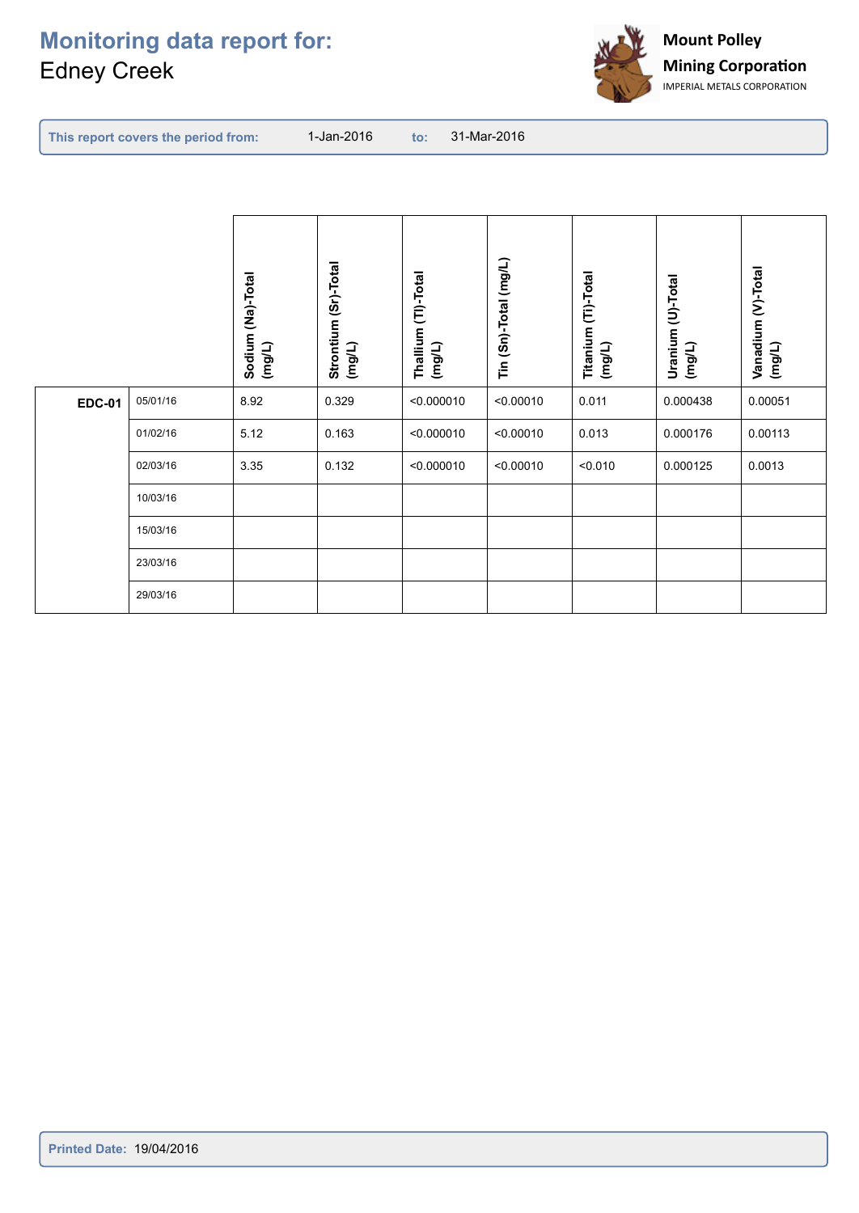# Monitoring data report for:
Edney Creek

**Mount Polley Mining Corporation**
IMPERIAL METALS CORPORATION

**This report covers the period from:** 1-Jan-2016 **to:** 31-Mar-2016

| | | Sodium (Na)-Total (mg/L) | Strontium (Sr)-Total (mg/L) | Thallium (Tl)-Total (mg/L) | Tin (Sn)-Total (mg/L) | Titanium (Ti)-Total (mg/L) | Uranium (U)-Total (mg/L) | Vanadium (V)-Total (mg/L) |
|---|---|---|---|---|---|---|---|---|
| **EDC-01** | 05/01/16 | 8.92 | 0.329 | <0.000010 | <0.00010 | 0.011 | 0.000438 | 0.00051 |
| | 01/02/16 | 5.12 | 0.163 | <0.000010 | <0.00010 | 0.013 | 0.000176 | 0.00113 |
| | 02/03/16 | 3.35 | 0.132 | <0.000010 | <0.00010 | <0.010 | 0.000125 | 0.0013 |
| | 10/03/16 | | | | | | | |
| | 15/03/16 | | | | | | | |
| | 23/03/16 | | | | | | | |
| | 29/03/16 | | | | | | | |

**Printed Date:** 19/04/2016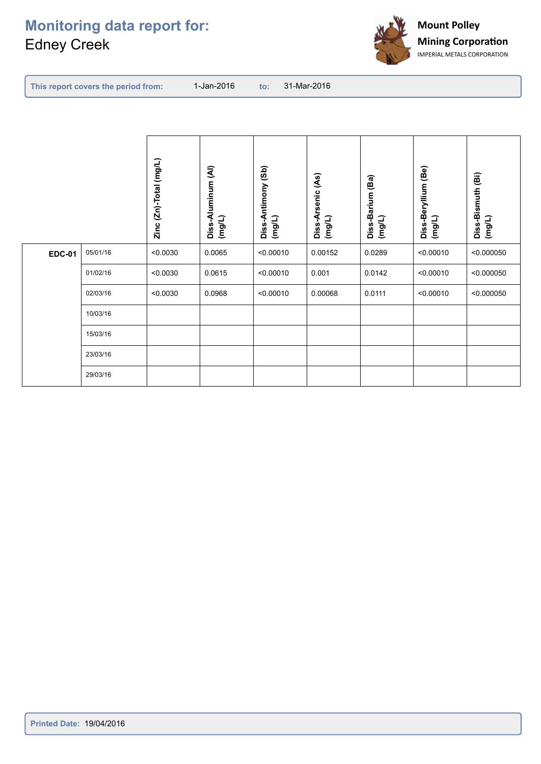# Monitoring data report for:

Edney Creek

**Mount Polley Mining Corporation**
IMPERIAL METALS CORPORATION

**This report covers the period from:** 1-Jan-2016 **to:** 31-Mar-2016

| | | Zinc (Zn)-Total (mg/L) | Diss-Aluminum (Al) (mg/L) | Diss-Antimony (Sb) (mg/L) | Diss-Arsenic (As) (mg/L) | Diss-Barium (Ba) (mg/L) | Diss-Beryllium (Be) (mg/L) | Diss-Bismuth (Bi) (mg/L) |
|---|---|---|---|---|---|---|---|---|
| **EDC-01** | 05/01/16 | <0.0030 | 0.0065 | <0.00010 | 0.00152 | 0.0289 | <0.00010 | <0.000050 |
| | 01/02/16 | <0.0030 | 0.0615 | <0.00010 | 0.001 | 0.0142 | <0.00010 | <0.000050 |
| | 02/03/16 | <0.0030 | 0.0968 | <0.00010 | 0.00068 | 0.0111 | <0.00010 | <0.000050 |
| | 10/03/16 | | | | | | | |
| | 15/03/16 | | | | | | | |
| | 23/03/16 | | | | | | | |
| | 29/03/16 | | | | | | | |

**Printed Date:** 19/04/2016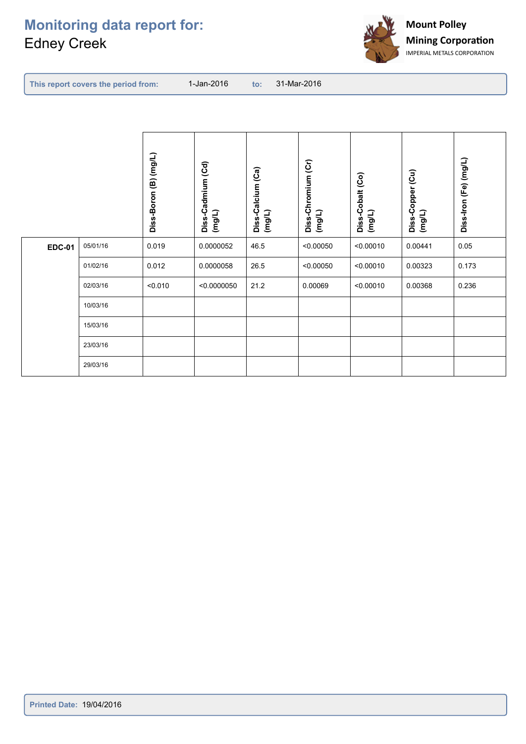# Monitoring data report for:
Edney Creek

Mount Polley Mining Corporation
IMPERIAL METALS CORPORATION

**This report covers the period from:** 1-Jan-2016 **to:** 31-Mar-2016

| | | Diss-Boron (B) (mg/L) | Diss-Cadmium (Cd) (mg/L) | Diss-Calcium (Ca) (mg/L) | Diss-Chromium (Cr) (mg/L) | Diss-Cobalt (Co) (mg/L) | Diss-Copper (Cu) (mg/L) | Diss-Iron (Fe) (mg/L) |
|---|---|---|---|---|---|---|---|---|
| **EDC-01** | 05/01/16 | 0.019 | 0.0000052 | 46.5 | <0.00050 | <0.00010 | 0.00441 | 0.05 |
| | 01/02/16 | 0.012 | 0.0000058 | 26.5 | <0.00050 | <0.00010 | 0.00323 | 0.173 |
| | 02/03/16 | <0.010 | <0.0000050 | 21.2 | 0.00069 | <0.00010 | 0.00368 | 0.236 |
| | 10/03/16 | | | | | | | |
| | 15/03/16 | | | | | | | |
| | 23/03/16 | | | | | | | |
| | 29/03/16 | | | | | | | |

**Printed Date:** 19/04/2016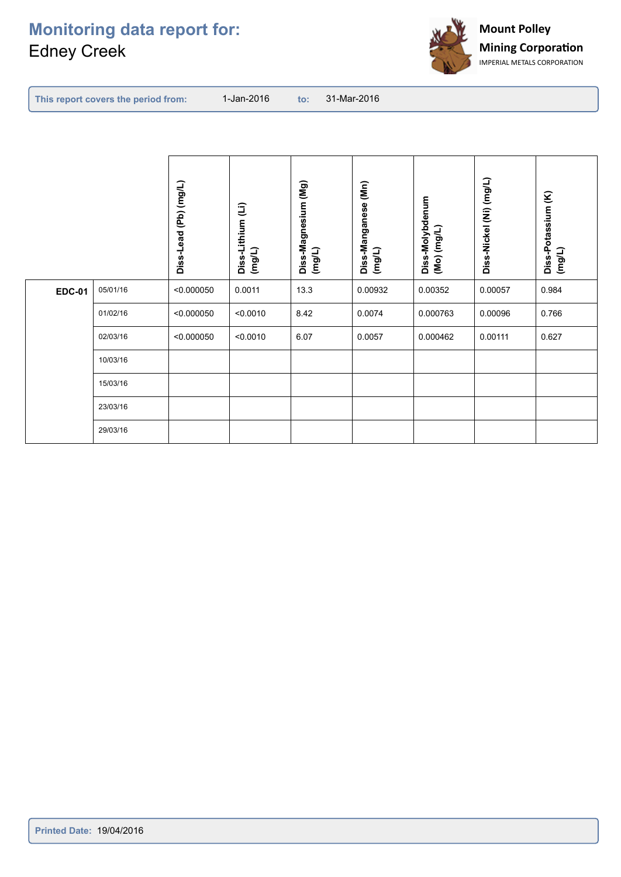# Monitoring data report for:
Edney Creek

**Mount Polley Mining Corporation**
IMPERIAL METALS CORPORATION

**This report covers the period from:** 1-Jan-2016 **to:** 31-Mar-2016

| | | Diss-Lead (Pb) (mg/L) | Diss-Lithium (Li) (mg/L) | Diss-Magnesium (Mg) (mg/L) | Diss-Manganese (Mn) (mg/L) | Diss-Molybdenum (Mo) (mg/L) | Diss-Nickel (Ni) (mg/L) | Diss-Potassium (K) (mg/L) |
|---|---|---|---|---|---|---|---|---|
| **EDC-01** | 05/01/16 | <0.000050 | 0.0011 | 13.3 | 0.00932 | 0.00352 | 0.00057 | 0.984 |
| | 01/02/16 | <0.000050 | <0.0010 | 8.42 | 0.0074 | 0.000763 | 0.00096 | 0.766 |
| | 02/03/16 | <0.000050 | <0.0010 | 6.07 | 0.0057 | 0.000462 | 0.00111 | 0.627 |
| | 10/03/16 | | | | | | | |
| | 15/03/16 | | | | | | | |
| | 23/03/16 | | | | | | | |
| | 29/03/16 | | | | | | | |

**Printed Date:** 19/04/2016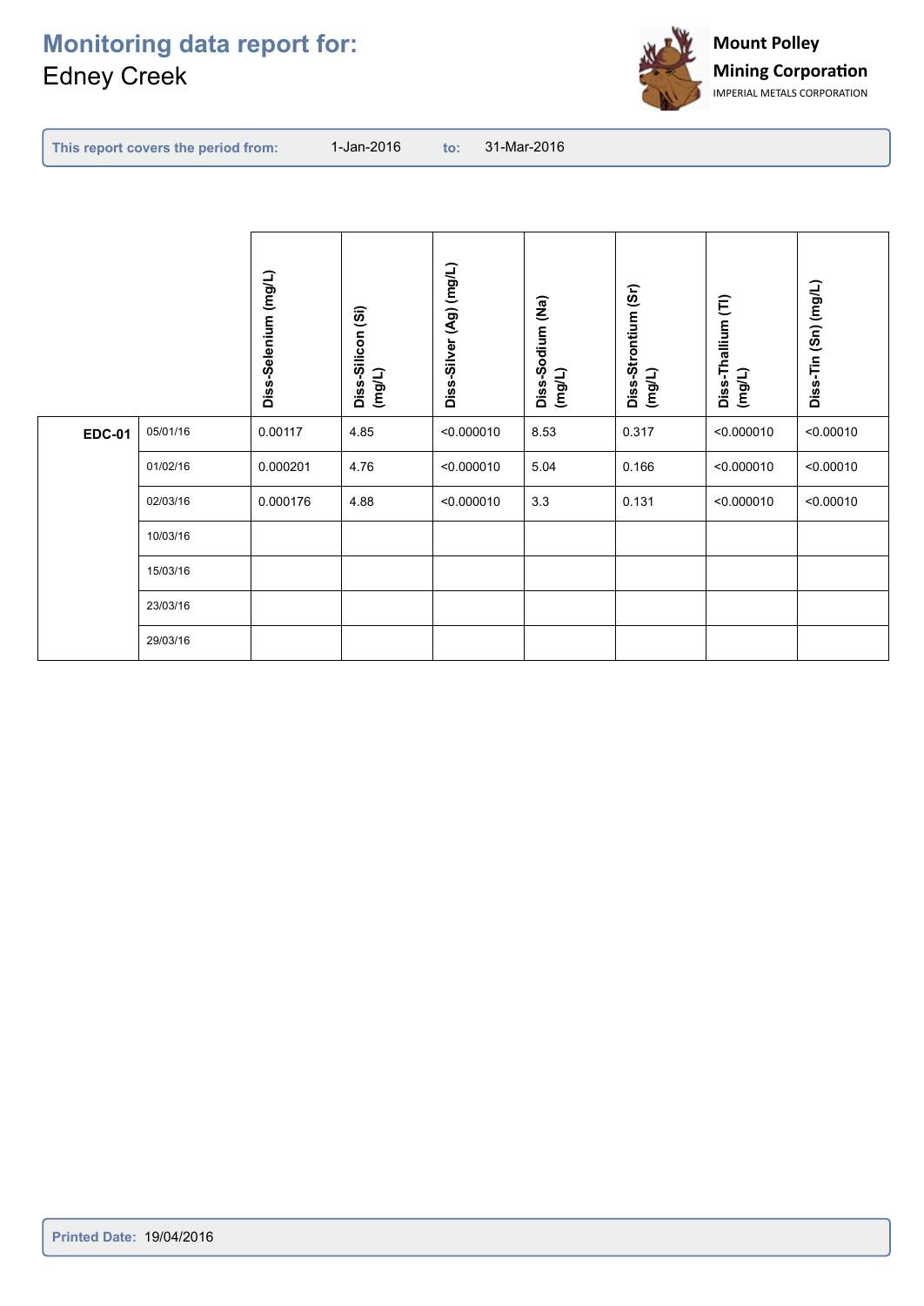# Monitoring data report for:

Edney Creek

Mount Polley Mining Corporation
IMPERIAL METALS CORPORATION

**This report covers the period from:** 1-Jan-2016 **to:** 31-Mar-2016

| | | Diss-Selenium (mg/L) | Diss-Silicon (Si) (mg/L) | Diss-Silver (Ag) (mg/L) | Diss-Sodium (Na) (mg/L) | Diss-Strontium (Sr) (mg/L) | Diss-Thallium (Tl) (mg/L) | Diss-Tin (Sn) (mg/L) |
|---|---|---|---|---|---|---|---|---|
| **EDC-01** | 05/01/16 | 0.00117 | 4.85 | <0.000010 | 8.53 | 0.317 | <0.000010 | <0.00010 |
| | 01/02/16 | 0.000201 | 4.76 | <0.000010 | 5.04 | 0.166 | <0.000010 | <0.00010 |
| | 02/03/16 | 0.000176 | 4.88 | <0.000010 | 3.3 | 0.131 | <0.000010 | <0.00010 |
| | 10/03/16 | | | | | | | |
| | 15/03/16 | | | | | | | |
| | 23/03/16 | | | | | | | |
| | 29/03/16 | | | | | | | |

**Printed Date:** 19/04/2016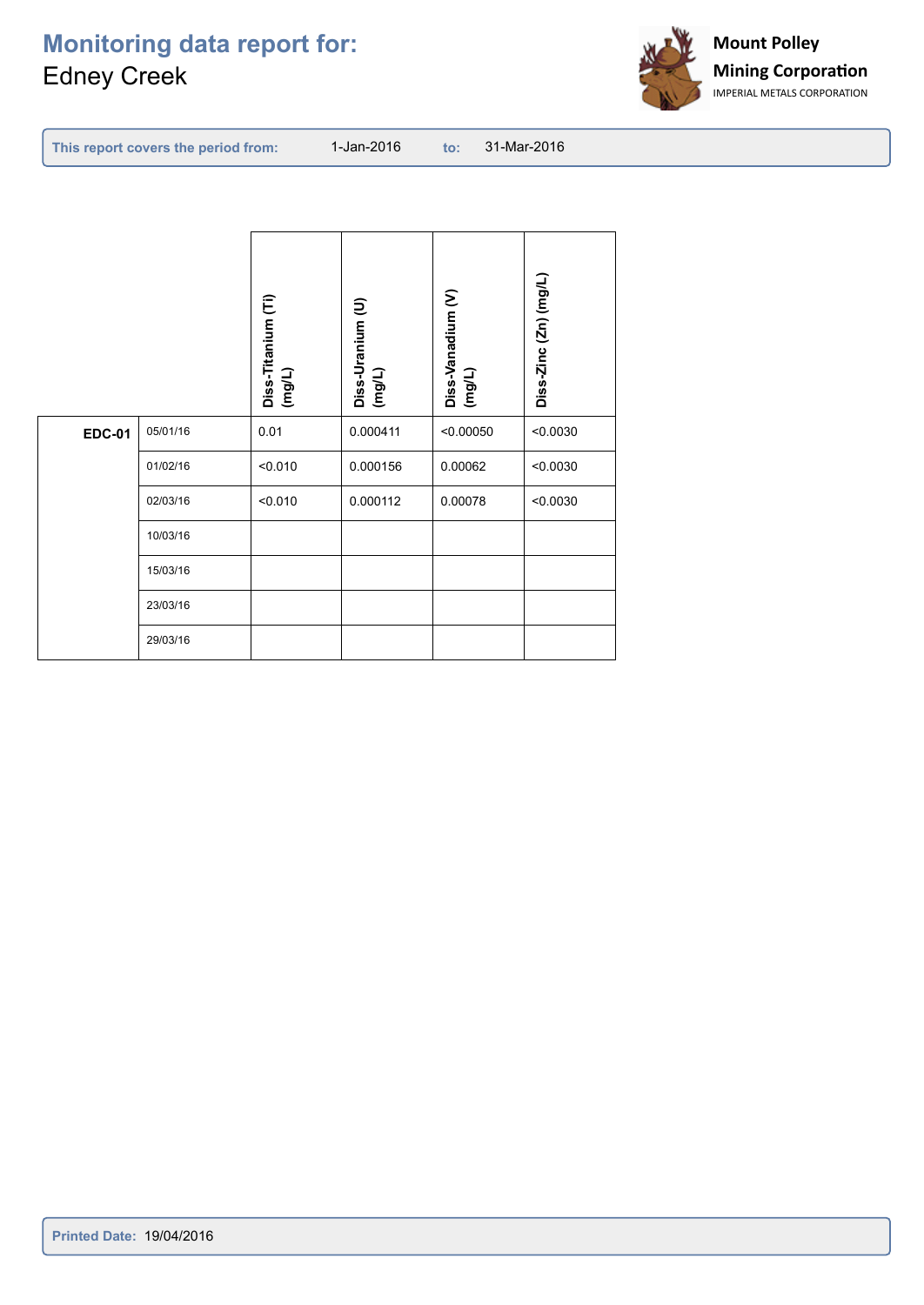# Monitoring data report for:

Edney Creek

**Mount Polley Mining Corporation**
IMPERIAL METALS CORPORATION

**This report covers the period from:** 1-Jan-2016 **to:** 31-Mar-2016

| | | Diss-Titanium (Ti) (mg/L) | Diss-Uranium (U) (mg/L) | Diss-Vanadium (V) (mg/L) | Diss-Zinc (Zn) (mg/L) |
|---|---|---|---|---|---|
| **EDC-01** | 05/01/16 | 0.01 | 0.000411 | <0.00050 | <0.0030 |
| | 01/02/16 | <0.010 | 0.000156 | 0.00062 | <0.0030 |
| | 02/03/16 | <0.010 | 0.000112 | 0.00078 | <0.0030 |
| | 10/03/16 | | | | |
| | 15/03/16 | | | | |
| | 23/03/16 | | | | |
| | 29/03/16 | | | | |

**Printed Date:** 19/04/2016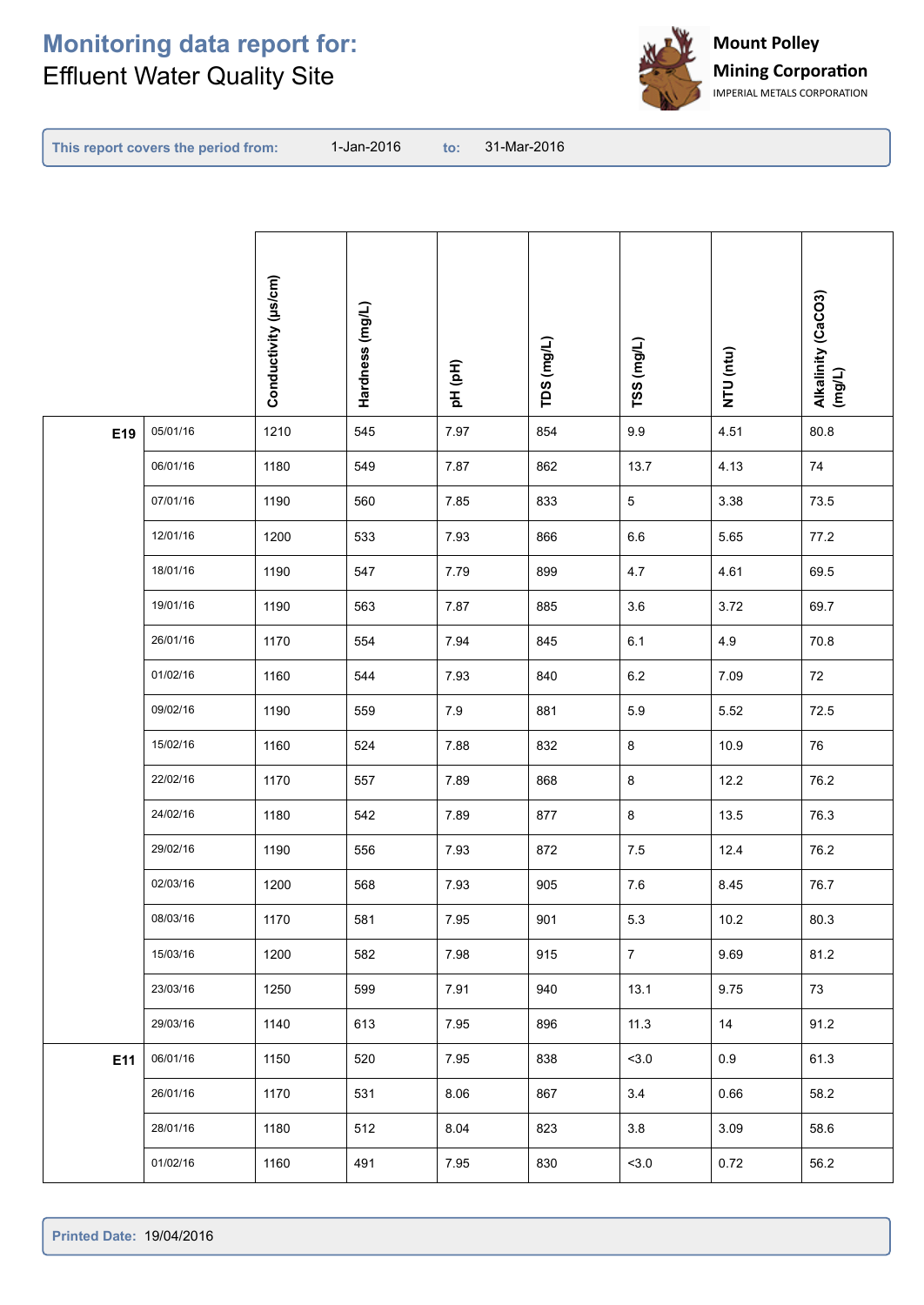# Monitoring data report for:

Effluent Water Quality Site

**Mount Polley Mining Corporation**
IMPERIAL METALS CORPORATION

**This report covers the period from:** 1-Jan-2016 **to:** 31-Mar-2016

| | | Conductivity (µs/cm) | Hardness (mg/L) | pH (pH) | TDS (mg/L) | TSS (mg/L) | NTU (ntu) | Alkalinity (CaCO3) (mg/L) |
|---|---|---|---|---|---|---|---|---|
| **E19** | 05/01/16 | 1210 | 545 | 7.97 | 854 | 9.9 | 4.51 | 80.8 |
| | 06/01/16 | 1180 | 549 | 7.87 | 862 | 13.7 | 4.13 | 74 |
| | 07/01/16 | 1190 | 560 | 7.85 | 833 | 5 | 3.38 | 73.5 |
| | 12/01/16 | 1200 | 533 | 7.93 | 866 | 6.6 | 5.65 | 77.2 |
| | 18/01/16 | 1190 | 547 | 7.79 | 899 | 4.7 | 4.61 | 69.5 |
| | 19/01/16 | 1190 | 563 | 7.87 | 885 | 3.6 | 3.72 | 69.7 |
| | 26/01/16 | 1170 | 554 | 7.94 | 845 | 6.1 | 4.9 | 70.8 |
| | 01/02/16 | 1160 | 544 | 7.93 | 840 | 6.2 | 7.09 | 72 |
| | 09/02/16 | 1190 | 559 | 7.9 | 881 | 5.9 | 5.52 | 72.5 |
| | 15/02/16 | 1160 | 524 | 7.88 | 832 | 8 | 10.9 | 76 |
| | 22/02/16 | 1170 | 557 | 7.89 | 868 | 8 | 12.2 | 76.2 |
| | 24/02/16 | 1180 | 542 | 7.89 | 877 | 8 | 13.5 | 76.3 |
| | 29/02/16 | 1190 | 556 | 7.93 | 872 | 7.5 | 12.4 | 76.2 |
| | 02/03/16 | 1200 | 568 | 7.93 | 905 | 7.6 | 8.45 | 76.7 |
| | 08/03/16 | 1170 | 581 | 7.95 | 901 | 5.3 | 10.2 | 80.3 |
| | 15/03/16 | 1200 | 582 | 7.98 | 915 | 7 | 9.69 | 81.2 |
| | 23/03/16 | 1250 | 599 | 7.91 | 940 | 13.1 | 9.75 | 73 |
| | 29/03/16 | 1140 | 613 | 7.95 | 896 | 11.3 | 14 | 91.2 |
| **E11** | 06/01/16 | 1150 | 520 | 7.95 | 838 | <3.0 | 0.9 | 61.3 |
| | 26/01/16 | 1170 | 531 | 8.06 | 867 | 3.4 | 0.66 | 58.2 |
| | 28/01/16 | 1180 | 512 | 8.04 | 823 | 3.8 | 3.09 | 58.6 |
| | 01/02/16 | 1160 | 491 | 7.95 | 830 | <3.0 | 0.72 | 56.2 |

**Printed Date:** 19/04/2016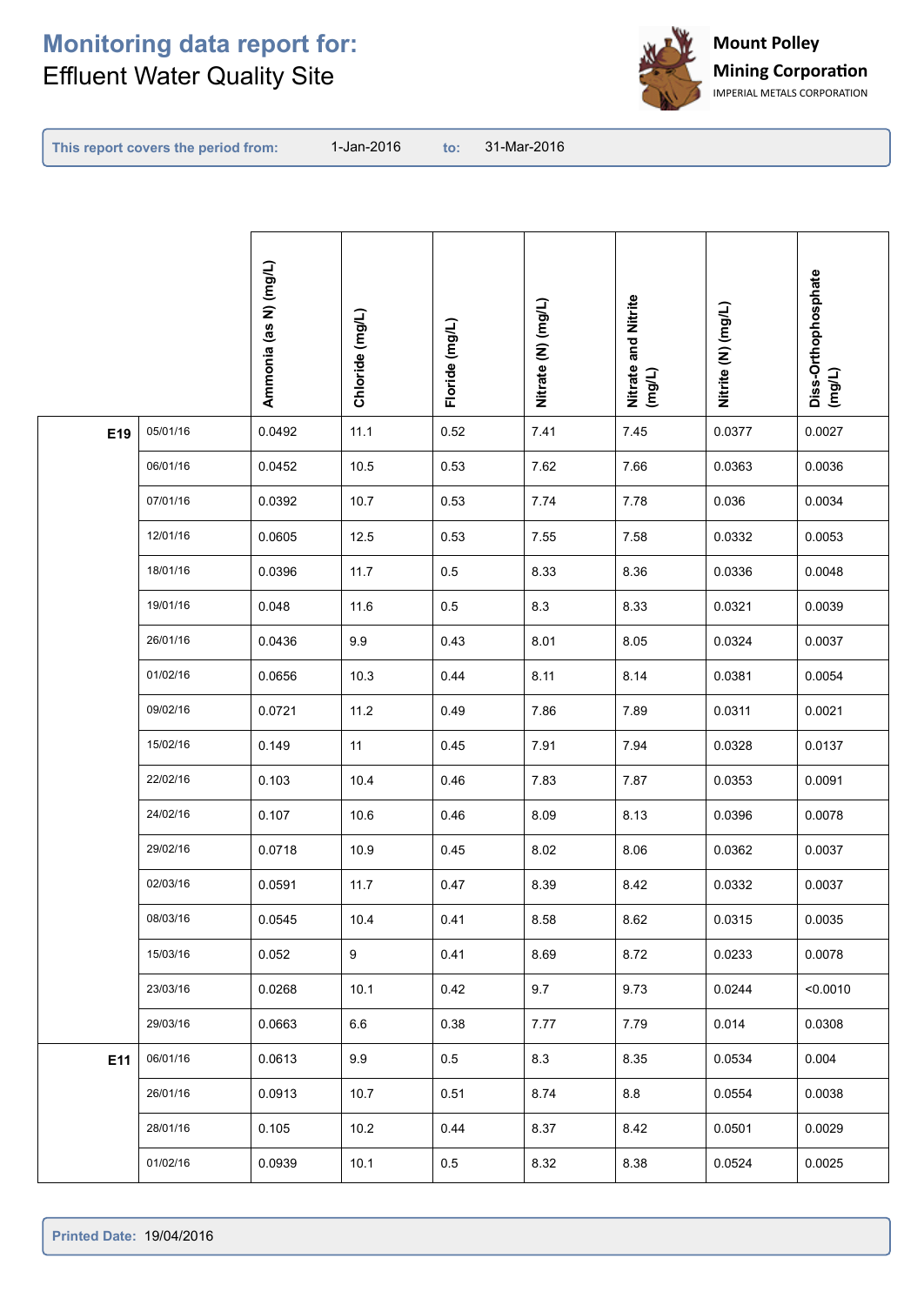# Monitoring data report for:

Effluent Water Quality Site

Mount Polley Mining Corporation
IMPERIAL METALS CORPORATION

**This report covers the period from:** 1-Jan-2016 **to:** 31-Mar-2016

| | | Ammonia (as N) (mg/L) | Chloride (mg/L) | Floride (mg/L) | Nitrate (N) (mg/L) | Nitrate and Nitrite (mg/L) | Nitrite (N) (mg/L) | Diss-Orthophosphate (mg/L) |
|---|---|---|---|---|---|---|---|---|
| **E19** | 05/01/16 | 0.0492 | 11.1 | 0.52 | 7.41 | 7.45 | 0.0377 | 0.0027 |
| | 06/01/16 | 0.0452 | 10.5 | 0.53 | 7.62 | 7.66 | 0.0363 | 0.0036 |
| | 07/01/16 | 0.0392 | 10.7 | 0.53 | 7.74 | 7.78 | 0.036 | 0.0034 |
| | 12/01/16 | 0.0605 | 12.5 | 0.53 | 7.55 | 7.58 | 0.0332 | 0.0053 |
| | 18/01/16 | 0.0396 | 11.7 | 0.5 | 8.33 | 8.36 | 0.0336 | 0.0048 |
| | 19/01/16 | 0.048 | 11.6 | 0.5 | 8.3 | 8.33 | 0.0321 | 0.0039 |
| | 26/01/16 | 0.0436 | 9.9 | 0.43 | 8.01 | 8.05 | 0.0324 | 0.0037 |
| | 01/02/16 | 0.0656 | 10.3 | 0.44 | 8.11 | 8.14 | 0.0381 | 0.0054 |
| | 09/02/16 | 0.0721 | 11.2 | 0.49 | 7.86 | 7.89 | 0.0311 | 0.0021 |
| | 15/02/16 | 0.149 | 11 | 0.45 | 7.91 | 7.94 | 0.0328 | 0.0137 |
| | 22/02/16 | 0.103 | 10.4 | 0.46 | 7.83 | 7.87 | 0.0353 | 0.0091 |
| | 24/02/16 | 0.107 | 10.6 | 0.46 | 8.09 | 8.13 | 0.0396 | 0.0078 |
| | 29/02/16 | 0.0718 | 10.9 | 0.45 | 8.02 | 8.06 | 0.0362 | 0.0037 |
| | 02/03/16 | 0.0591 | 11.7 | 0.47 | 8.39 | 8.42 | 0.0332 | 0.0037 |
| | 08/03/16 | 0.0545 | 10.4 | 0.41 | 8.58 | 8.62 | 0.0315 | 0.0035 |
| | 15/03/16 | 0.052 | 9 | 0.41 | 8.69 | 8.72 | 0.0233 | 0.0078 |
| | 23/03/16 | 0.0268 | 10.1 | 0.42 | 9.7 | 9.73 | 0.0244 | <0.0010 |
| | 29/03/16 | 0.0663 | 6.6 | 0.38 | 7.77 | 7.79 | 0.014 | 0.0308 |
| **E11** | 06/01/16 | 0.0613 | 9.9 | 0.5 | 8.3 | 8.35 | 0.0534 | 0.004 |
| | 26/01/16 | 0.0913 | 10.7 | 0.51 | 8.74 | 8.8 | 0.0554 | 0.0038 |
| | 28/01/16 | 0.105 | 10.2 | 0.44 | 8.37 | 8.42 | 0.0501 | 0.0029 |
| | 01/02/16 | 0.0939 | 10.1 | 0.5 | 8.32 | 8.38 | 0.0524 | 0.0025 |

**Printed Date:** 19/04/2016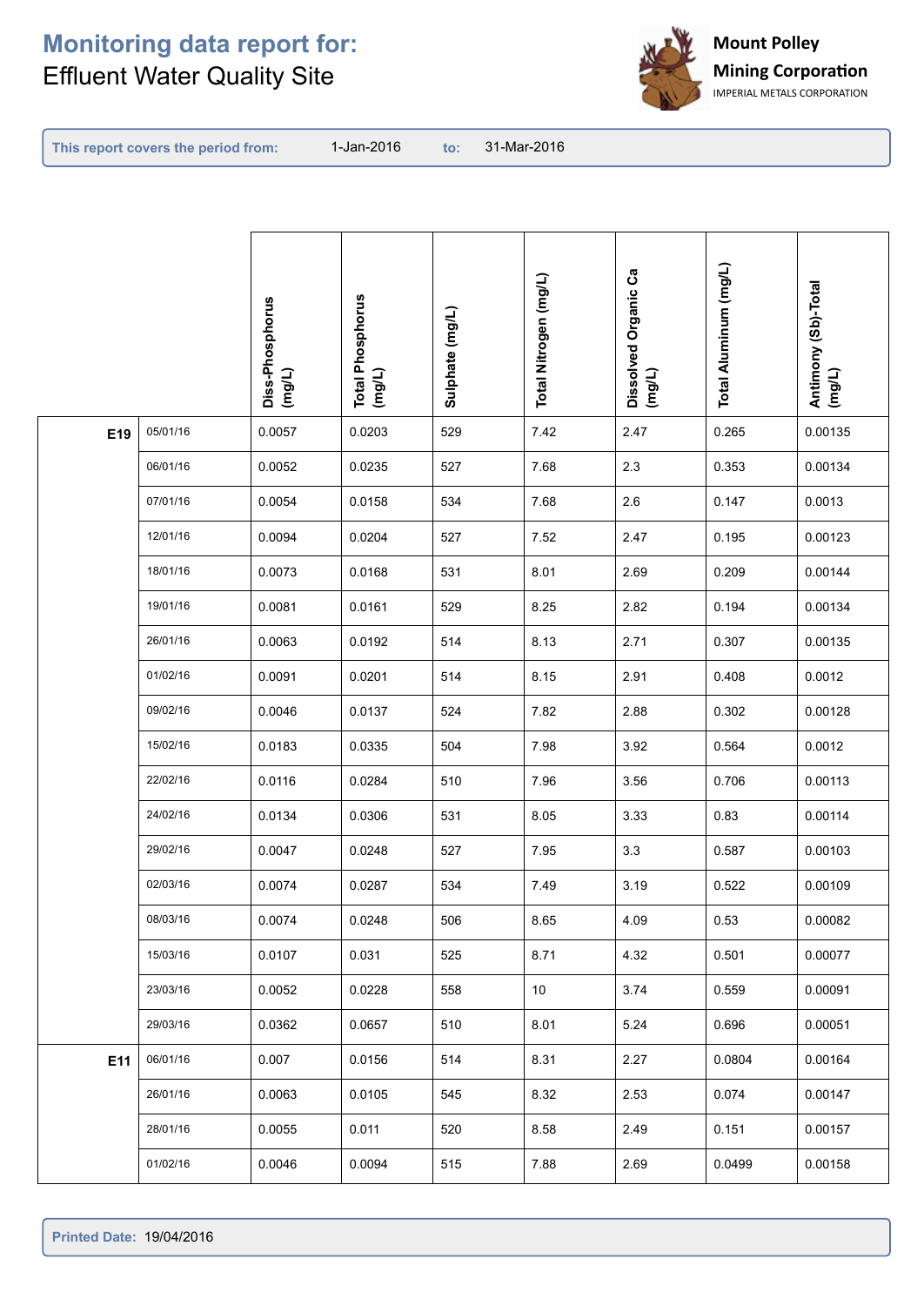# Monitoring data report for:

Effluent Water Quality Site

**Mount Polley Mining Corporation**
IMPERIAL METALS CORPORATION

**This report covers the period from:** 1-Jan-2016 **to:** 31-Mar-2016

| Site | Date | Diss-Phosphorus (mg/L) | Total Phosphorus (mg/L) | Sulphate (mg/L) | Total Nitrogen (mg/L) | Dissolved Organic Ca (mg/L) | Total Aluminum (mg/L) | Antimony (Sb)-Total (mg/L) |
|---|---|---|---|---|---|---|---|---|
| **E19** | 05/01/16 | 0.0057 | 0.0203 | 529 | 7.42 | 2.47 | 0.265 | 0.00135 |
| | 06/01/16 | 0.0052 | 0.0235 | 527 | 7.68 | 2.3 | 0.353 | 0.00134 |
| | 07/01/16 | 0.0054 | 0.0158 | 534 | 7.68 | 2.6 | 0.147 | 0.0013 |
| | 12/01/16 | 0.0094 | 0.0204 | 527 | 7.52 | 2.47 | 0.195 | 0.00123 |
| | 18/01/16 | 0.0073 | 0.0168 | 531 | 8.01 | 2.69 | 0.209 | 0.00144 |
| | 19/01/16 | 0.0081 | 0.0161 | 529 | 8.25 | 2.82 | 0.194 | 0.00134 |
| | 26/01/16 | 0.0063 | 0.0192 | 514 | 8.13 | 2.71 | 0.307 | 0.00135 |
| | 01/02/16 | 0.0091 | 0.0201 | 514 | 8.15 | 2.91 | 0.408 | 0.0012 |
| | 09/02/16 | 0.0046 | 0.0137 | 524 | 7.82 | 2.88 | 0.302 | 0.00128 |
| | 15/02/16 | 0.0183 | 0.0335 | 504 | 7.98 | 3.92 | 0.564 | 0.0012 |
| | 22/02/16 | 0.0116 | 0.0284 | 510 | 7.96 | 3.56 | 0.706 | 0.00113 |
| | 24/02/16 | 0.0134 | 0.0306 | 531 | 8.05 | 3.33 | 0.83 | 0.00114 |
| | 29/02/16 | 0.0047 | 0.0248 | 527 | 7.95 | 3.3 | 0.587 | 0.00103 |
| | 02/03/16 | 0.0074 | 0.0287 | 534 | 7.49 | 3.19 | 0.522 | 0.00109 |
| | 08/03/16 | 0.0074 | 0.0248 | 506 | 8.65 | 4.09 | 0.53 | 0.00082 |
| | 15/03/16 | 0.0107 | 0.031 | 525 | 8.71 | 4.32 | 0.501 | 0.00077 |
| | 23/03/16 | 0.0052 | 0.0228 | 558 | 10 | 3.74 | 0.559 | 0.00091 |
| | 29/03/16 | 0.0362 | 0.0657 | 510 | 8.01 | 5.24 | 0.696 | 0.00051 |
| **E11** | 06/01/16 | 0.007 | 0.0156 | 514 | 8.31 | 2.27 | 0.0804 | 0.00164 |
| | 26/01/16 | 0.0063 | 0.0105 | 545 | 8.32 | 2.53 | 0.074 | 0.00147 |
| | 28/01/16 | 0.0055 | 0.011 | 520 | 8.58 | 2.49 | 0.151 | 0.00157 |
| | 01/02/16 | 0.0046 | 0.0094 | 515 | 7.88 | 2.69 | 0.0499 | 0.00158 |

**Printed Date:** 19/04/2016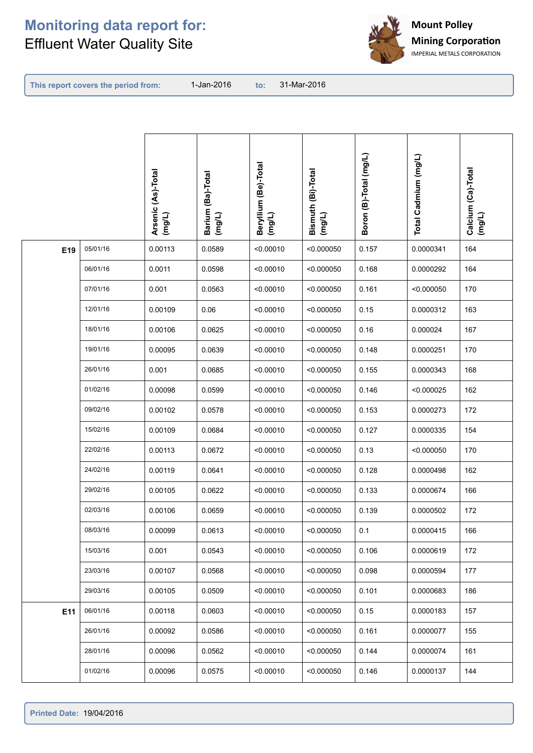# Monitoring data report for:
Effluent Water Quality Site

**Mount Polley Mining Corporation**
IMPERIAL METALS CORPORATION

**This report covers the period from:** 1-Jan-2016 **to:** 31-Mar-2016

| | | Arsenic (As)-Total (mg/L) | Barium (Ba)-Total (mg/L) | Beryllium (Be)-Total (mg/L) | Bismuth (Bi)-Total (mg/L) | Boron (B)-Total (mg/L) | Total Cadmium (mg/L) | Calcium (Ca)-Total (mg/L) |
|---|---|---|---|---|---|---|---|---|
| **E19** | 05/01/16 | 0.00113 | 0.0589 | <0.00010 | <0.000050 | 0.157 | 0.0000341 | 164 |
| | 06/01/16 | 0.0011 | 0.0598 | <0.00010 | <0.000050 | 0.168 | 0.0000292 | 164 |
| | 07/01/16 | 0.001 | 0.0563 | <0.00010 | <0.000050 | 0.161 | <0.000050 | 170 |
| | 12/01/16 | 0.00109 | 0.06 | <0.00010 | <0.000050 | 0.15 | 0.0000312 | 163 |
| | 18/01/16 | 0.00106 | 0.0625 | <0.00010 | <0.000050 | 0.16 | 0.000024 | 167 |
| | 19/01/16 | 0.00095 | 0.0639 | <0.00010 | <0.000050 | 0.148 | 0.0000251 | 170 |
| | 26/01/16 | 0.001 | 0.0685 | <0.00010 | <0.000050 | 0.155 | 0.0000343 | 168 |
| | 01/02/16 | 0.00098 | 0.0599 | <0.00010 | <0.000050 | 0.146 | <0.000025 | 162 |
| | 09/02/16 | 0.00102 | 0.0578 | <0.00010 | <0.000050 | 0.153 | 0.0000273 | 172 |
| | 15/02/16 | 0.00109 | 0.0684 | <0.00010 | <0.000050 | 0.127 | 0.0000335 | 154 |
| | 22/02/16 | 0.00113 | 0.0672 | <0.00010 | <0.000050 | 0.13 | <0.000050 | 170 |
| | 24/02/16 | 0.00119 | 0.0641 | <0.00010 | <0.000050 | 0.128 | 0.0000498 | 162 |
| | 29/02/16 | 0.00105 | 0.0622 | <0.00010 | <0.000050 | 0.133 | 0.0000674 | 166 |
| | 02/03/16 | 0.00106 | 0.0659 | <0.00010 | <0.000050 | 0.139 | 0.0000502 | 172 |
| | 08/03/16 | 0.00099 | 0.0613 | <0.00010 | <0.000050 | 0.1 | 0.0000415 | 166 |
| | 15/03/16 | 0.001 | 0.0543 | <0.00010 | <0.000050 | 0.106 | 0.0000619 | 172 |
| | 23/03/16 | 0.00107 | 0.0568 | <0.00010 | <0.000050 | 0.098 | 0.0000594 | 177 |
| | 29/03/16 | 0.00105 | 0.0509 | <0.00010 | <0.000050 | 0.101 | 0.0000683 | 186 |
| **E11** | 06/01/16 | 0.00118 | 0.0603 | <0.00010 | <0.000050 | 0.15 | 0.0000183 | 157 |
| | 26/01/16 | 0.00092 | 0.0586 | <0.00010 | <0.000050 | 0.161 | 0.0000077 | 155 |
| | 28/01/16 | 0.00096 | 0.0562 | <0.00010 | <0.000050 | 0.144 | 0.0000074 | 161 |
| | 01/02/16 | 0.00096 | 0.0575 | <0.00010 | <0.000050 | 0.146 | 0.0000137 | 144 |

**Printed Date:** 19/04/2016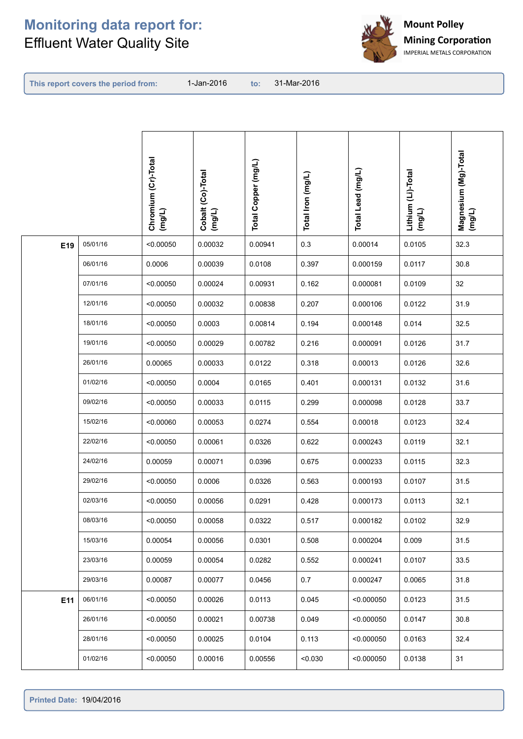# Monitoring data report for:
Effluent Water Quality Site

**Mount Polley Mining Corporation**
IMPERIAL METALS CORPORATION

**This report covers the period from:** 1-Jan-2016 **to:** 31-Mar-2016

| | | Chromium (Cr)-Total (mg/L) | Cobalt (Co)-Total (mg/L) | Total Copper (mg/L) | Total Iron (mg/L) | Total Lead (mg/L) | Lithium (Li)-Total (mg/L) | Magnesium (Mg)-Total (mg/L) |
|---|---|---|---|---|---|---|---|---|
| **E19** | 05/01/16 | <0.00050 | 0.00032 | 0.00941 | 0.3 | 0.00014 | 0.0105 | 32.3 |
| | 06/01/16 | 0.0006 | 0.00039 | 0.0108 | 0.397 | 0.000159 | 0.0117 | 30.8 |
| | 07/01/16 | <0.00050 | 0.00024 | 0.00931 | 0.162 | 0.000081 | 0.0109 | 32 |
| | 12/01/16 | <0.00050 | 0.00032 | 0.00838 | 0.207 | 0.000106 | 0.0122 | 31.9 |
| | 18/01/16 | <0.00050 | 0.0003 | 0.00814 | 0.194 | 0.000148 | 0.014 | 32.5 |
| | 19/01/16 | <0.00050 | 0.00029 | 0.00782 | 0.216 | 0.000091 | 0.0126 | 31.7 |
| | 26/01/16 | 0.00065 | 0.00033 | 0.0122 | 0.318 | 0.00013 | 0.0126 | 32.6 |
| | 01/02/16 | <0.00050 | 0.0004 | 0.0165 | 0.401 | 0.000131 | 0.0132 | 31.6 |
| | 09/02/16 | <0.00050 | 0.00033 | 0.0115 | 0.299 | 0.000098 | 0.0128 | 33.7 |
| | 15/02/16 | <0.00060 | 0.00053 | 0.0274 | 0.554 | 0.00018 | 0.0123 | 32.4 |
| | 22/02/16 | <0.00050 | 0.00061 | 0.0326 | 0.622 | 0.000243 | 0.0119 | 32.1 |
| | 24/02/16 | 0.00059 | 0.00071 | 0.0396 | 0.675 | 0.000233 | 0.0115 | 32.3 |
| | 29/02/16 | <0.00050 | 0.0006 | 0.0326 | 0.563 | 0.000193 | 0.0107 | 31.5 |
| | 02/03/16 | <0.00050 | 0.00056 | 0.0291 | 0.428 | 0.000173 | 0.0113 | 32.1 |
| | 08/03/16 | <0.00050 | 0.00058 | 0.0322 | 0.517 | 0.000182 | 0.0102 | 32.9 |
| | 15/03/16 | 0.00054 | 0.00056 | 0.0301 | 0.508 | 0.000204 | 0.009 | 31.5 |
| | 23/03/16 | 0.00059 | 0.00054 | 0.0282 | 0.552 | 0.000241 | 0.0107 | 33.5 |
| | 29/03/16 | 0.00087 | 0.00077 | 0.0456 | 0.7 | 0.000247 | 0.0065 | 31.8 |
| **E11** | 06/01/16 | <0.00050 | 0.00026 | 0.0113 | 0.045 | <0.000050 | 0.0123 | 31.5 |
| | 26/01/16 | <0.00050 | 0.00021 | 0.00738 | 0.049 | <0.000050 | 0.0147 | 30.8 |
| | 28/01/16 | <0.00050 | 0.00025 | 0.0104 | 0.113 | <0.000050 | 0.0163 | 32.4 |
| | 01/02/16 | <0.00050 | 0.00016 | 0.00556 | <0.030 | <0.000050 | 0.0138 | 31 |

**Printed Date:** 19/04/2016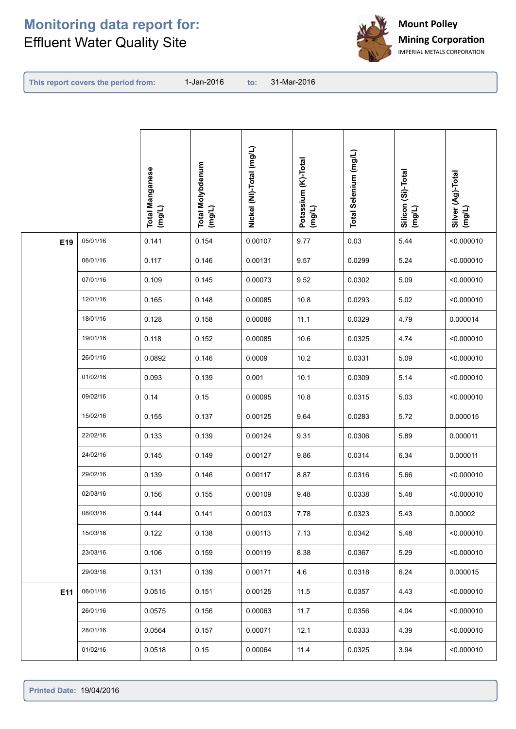# Monitoring data report for:
Effluent Water Quality Site

Mount Polley Mining Corporation
IMPERIAL METALS CORPORATION

**This report covers the period from:** 1-Jan-2016 **to:** 31-Mar-2016

| | | Total Manganese (mg/L) | Total Molybdenum (mg/L) | Nickel (Ni)-Total (mg/L) | Potassium (K)-Total (mg/L) | Total Selenium (mg/L) | Silicon (Si)-Total (mg/L) | Silver (Ag)-Total (mg/L) |
|---|---|---|---|---|---|---|---|---|
| **E19** | 05/01/16 | 0.141 | 0.154 | 0.00107 | 9.77 | 0.03 | 5.44 | <0.000010 |
| | 06/01/16 | 0.117 | 0.146 | 0.00131 | 9.57 | 0.0299 | 5.24 | <0.000010 |
| | 07/01/16 | 0.109 | 0.145 | 0.00073 | 9.52 | 0.0302 | 5.09 | <0.000010 |
| | 12/01/16 | 0.165 | 0.148 | 0.00085 | 10.8 | 0.0293 | 5.02 | <0.000010 |
| | 18/01/16 | 0.128 | 0.158 | 0.00086 | 11.1 | 0.0329 | 4.79 | 0.000014 |
| | 19/01/16 | 0.118 | 0.152 | 0.00085 | 10.6 | 0.0325 | 4.74 | <0.000010 |
| | 26/01/16 | 0.0892 | 0.146 | 0.0009 | 10.2 | 0.0331 | 5.09 | <0.000010 |
| | 01/02/16 | 0.093 | 0.139 | 0.001 | 10.1 | 0.0309 | 5.14 | <0.000010 |
| | 09/02/16 | 0.14 | 0.15 | 0.00095 | 10.8 | 0.0315 | 5.03 | <0.000010 |
| | 15/02/16 | 0.155 | 0.137 | 0.00125 | 9.64 | 0.0283 | 5.72 | 0.000015 |
| | 22/02/16 | 0.133 | 0.139 | 0.00124 | 9.31 | 0.0306 | 5.89 | 0.000011 |
| | 24/02/16 | 0.145 | 0.149 | 0.00127 | 9.86 | 0.0314 | 6.34 | 0.000011 |
| | 29/02/16 | 0.139 | 0.146 | 0.00117 | 8.87 | 0.0316 | 5.66 | <0.000010 |
| | 02/03/16 | 0.156 | 0.155 | 0.00109 | 9.48 | 0.0338 | 5.48 | <0.000010 |
| | 08/03/16 | 0.144 | 0.141 | 0.00103 | 7.78 | 0.0323 | 5.43 | 0.00002 |
| | 15/03/16 | 0.122 | 0.138 | 0.00113 | 7.13 | 0.0342 | 5.48 | <0.000010 |
| | 23/03/16 | 0.106 | 0.159 | 0.00119 | 8.38 | 0.0367 | 5.29 | <0.000010 |
| | 29/03/16 | 0.131 | 0.139 | 0.00171 | 4.6 | 0.0318 | 6.24 | 0.000015 |
| **E11** | 06/01/16 | 0.0515 | 0.151 | 0.00125 | 11.5 | 0.0357 | 4.43 | <0.000010 |
| | 26/01/16 | 0.0575 | 0.156 | 0.00063 | 11.7 | 0.0356 | 4.04 | <0.000010 |
| | 28/01/16 | 0.0564 | 0.157 | 0.00071 | 12.1 | 0.0333 | 4.39 | <0.000010 |
| | 01/02/16 | 0.0518 | 0.15 | 0.00064 | 11.4 | 0.0325 | 3.94 | <0.000010 |

**Printed Date:** 19/04/2016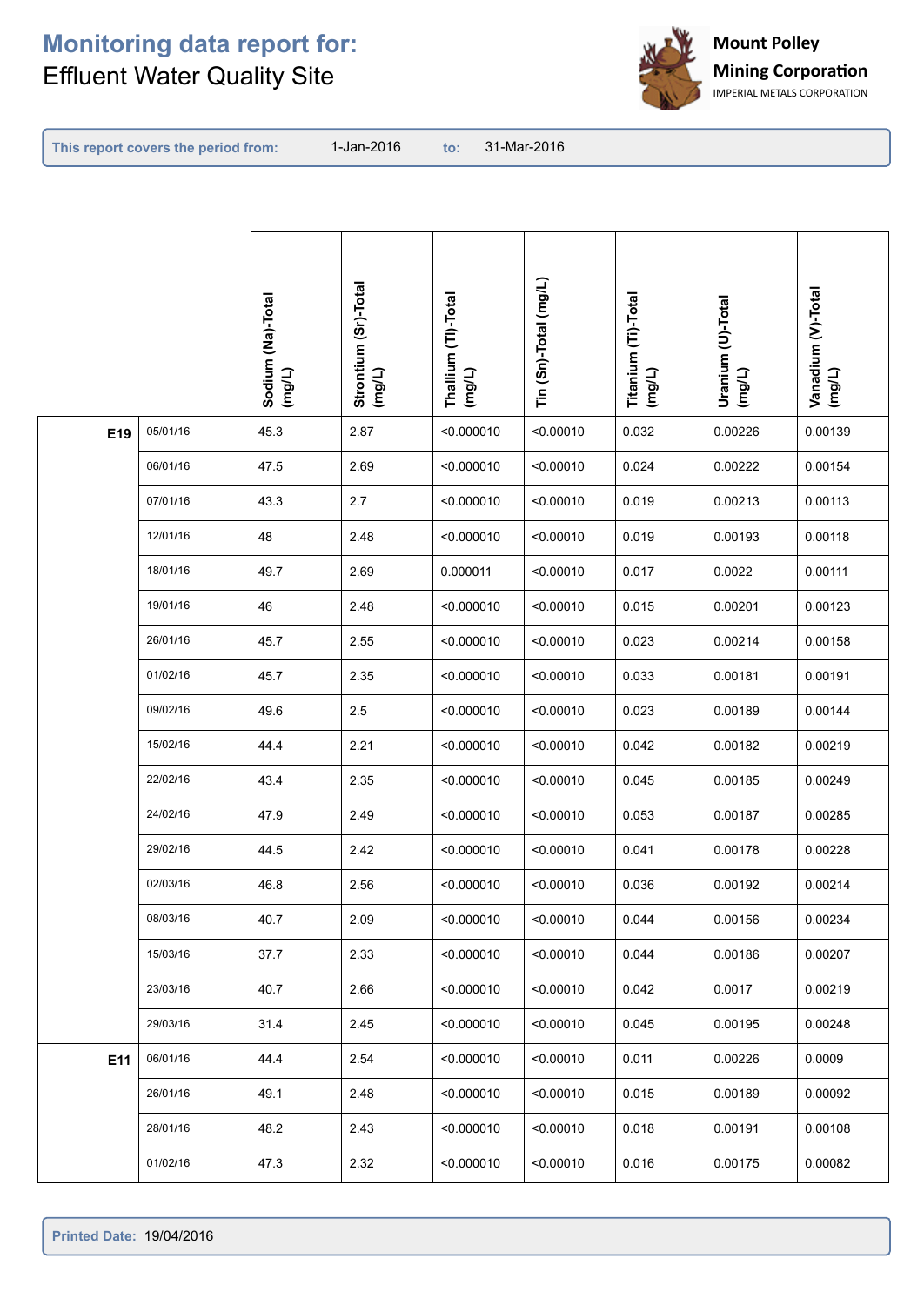# Monitoring data report for:
Effluent Water Quality Site

Mount Polley Mining Corporation
IMPERIAL METALS CORPORATION

**This report covers the period from:** 1-Jan-2016 **to:** 31-Mar-2016

| | | Sodium (Na)-Total (mg/L) | Strontium (Sr)-Total (mg/L) | Thallium (Tl)-Total (mg/L) | Tin (Sn)-Total (mg/L) | Titanium (Ti)-Total (mg/L) | Uranium (U)-Total (mg/L) | Vanadium (V)-Total (mg/L) |
|---|---|---|---|---|---|---|---|---|
| **E19** | 05/01/16 | 45.3 | 2.87 | <0.000010 | <0.00010 | 0.032 | 0.00226 | 0.00139 |
| | 06/01/16 | 47.5 | 2.69 | <0.000010 | <0.00010 | 0.024 | 0.00222 | 0.00154 |
| | 07/01/16 | 43.3 | 2.7 | <0.000010 | <0.00010 | 0.019 | 0.00213 | 0.00113 |
| | 12/01/16 | 48 | 2.48 | <0.000010 | <0.00010 | 0.019 | 0.00193 | 0.00118 |
| | 18/01/16 | 49.7 | 2.69 | 0.000011 | <0.00010 | 0.017 | 0.0022 | 0.00111 |
| | 19/01/16 | 46 | 2.48 | <0.000010 | <0.00010 | 0.015 | 0.00201 | 0.00123 |
| | 26/01/16 | 45.7 | 2.55 | <0.000010 | <0.00010 | 0.023 | 0.00214 | 0.00158 |
| | 01/02/16 | 45.7 | 2.35 | <0.000010 | <0.00010 | 0.033 | 0.00181 | 0.00191 |
| | 09/02/16 | 49.6 | 2.5 | <0.000010 | <0.00010 | 0.023 | 0.00189 | 0.00144 |
| | 15/02/16 | 44.4 | 2.21 | <0.000010 | <0.00010 | 0.042 | 0.00182 | 0.00219 |
| | 22/02/16 | 43.4 | 2.35 | <0.000010 | <0.00010 | 0.045 | 0.00185 | 0.00249 |
| | 24/02/16 | 47.9 | 2.49 | <0.000010 | <0.00010 | 0.053 | 0.00187 | 0.00285 |
| | 29/02/16 | 44.5 | 2.42 | <0.000010 | <0.00010 | 0.041 | 0.00178 | 0.00228 |
| | 02/03/16 | 46.8 | 2.56 | <0.000010 | <0.00010 | 0.036 | 0.00192 | 0.00214 |
| | 08/03/16 | 40.7 | 2.09 | <0.000010 | <0.00010 | 0.044 | 0.00156 | 0.00234 |
| | 15/03/16 | 37.7 | 2.33 | <0.000010 | <0.00010 | 0.044 | 0.00186 | 0.00207 |
| | 23/03/16 | 40.7 | 2.66 | <0.000010 | <0.00010 | 0.042 | 0.0017 | 0.00219 |
| | 29/03/16 | 31.4 | 2.45 | <0.000010 | <0.00010 | 0.045 | 0.00195 | 0.00248 |
| **E11** | 06/01/16 | 44.4 | 2.54 | <0.000010 | <0.00010 | 0.011 | 0.00226 | 0.0009 |
| | 26/01/16 | 49.1 | 2.48 | <0.000010 | <0.00010 | 0.015 | 0.00189 | 0.00092 |
| | 28/01/16 | 48.2 | 2.43 | <0.000010 | <0.00010 | 0.018 | 0.00191 | 0.00108 |
| | 01/02/16 | 47.3 | 2.32 | <0.000010 | <0.00010 | 0.016 | 0.00175 | 0.00082 |

**Printed Date:** 19/04/2016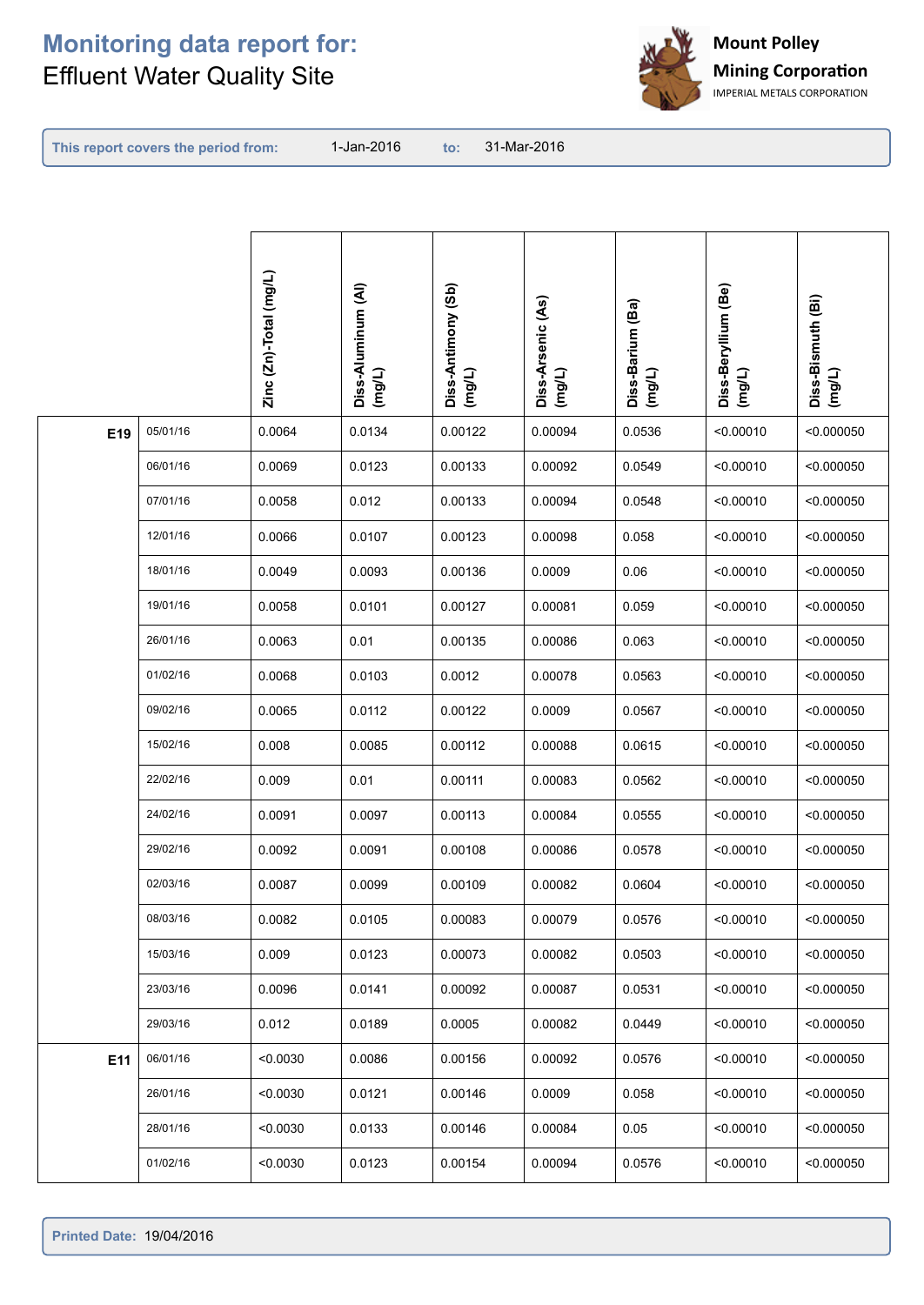# Monitoring data report for:

Effluent Water Quality Site

**Mount Polley Mining Corporation**
IMPERIAL METALS CORPORATION

**This report covers the period from:** 1-Jan-2016 **to:** 31-Mar-2016

| | | Zinc (Zn)-Total (mg/L) | Diss-Aluminum (Al) (mg/L) | Diss-Antimony (Sb) (mg/L) | Diss-Arsenic (As) (mg/L) | Diss-Barium (Ba) (mg/L) | Diss-Beryllium (Be) (mg/L) | Diss-Bismuth (Bi) (mg/L) |
|---|---|---|---|---|---|---|---|---|
| **E19** | 05/01/16 | 0.0064 | 0.0134 | 0.00122 | 0.00094 | 0.0536 | <0.00010 | <0.000050 |
| | 06/01/16 | 0.0069 | 0.0123 | 0.00133 | 0.00092 | 0.0549 | <0.00010 | <0.000050 |
| | 07/01/16 | 0.0058 | 0.012 | 0.00133 | 0.00094 | 0.0548 | <0.00010 | <0.000050 |
| | 12/01/16 | 0.0066 | 0.0107 | 0.00123 | 0.00098 | 0.058 | <0.00010 | <0.000050 |
| | 18/01/16 | 0.0049 | 0.0093 | 0.00136 | 0.0009 | 0.06 | <0.00010 | <0.000050 |
| | 19/01/16 | 0.0058 | 0.0101 | 0.00127 | 0.00081 | 0.059 | <0.00010 | <0.000050 |
| | 26/01/16 | 0.0063 | 0.01 | 0.00135 | 0.00086 | 0.063 | <0.00010 | <0.000050 |
| | 01/02/16 | 0.0068 | 0.0103 | 0.0012 | 0.00078 | 0.0563 | <0.00010 | <0.000050 |
| | 09/02/16 | 0.0065 | 0.0112 | 0.00122 | 0.0009 | 0.0567 | <0.00010 | <0.000050 |
| | 15/02/16 | 0.008 | 0.0085 | 0.00112 | 0.00088 | 0.0615 | <0.00010 | <0.000050 |
| | 22/02/16 | 0.009 | 0.01 | 0.00111 | 0.00083 | 0.0562 | <0.00010 | <0.000050 |
| | 24/02/16 | 0.0091 | 0.0097 | 0.00113 | 0.00084 | 0.0555 | <0.00010 | <0.000050 |
| | 29/02/16 | 0.0092 | 0.0091 | 0.00108 | 0.00086 | 0.0578 | <0.00010 | <0.000050 |
| | 02/03/16 | 0.0087 | 0.0099 | 0.00109 | 0.00082 | 0.0604 | <0.00010 | <0.000050 |
| | 08/03/16 | 0.0082 | 0.0105 | 0.00083 | 0.00079 | 0.0576 | <0.00010 | <0.000050 |
| | 15/03/16 | 0.009 | 0.0123 | 0.00073 | 0.00082 | 0.0503 | <0.00010 | <0.000050 |
| | 23/03/16 | 0.0096 | 0.0141 | 0.00092 | 0.00087 | 0.0531 | <0.00010 | <0.000050 |
| | 29/03/16 | 0.012 | 0.0189 | 0.0005 | 0.00082 | 0.0449 | <0.00010 | <0.000050 |
| **E11** | 06/01/16 | <0.0030 | 0.0086 | 0.00156 | 0.00092 | 0.0576 | <0.00010 | <0.000050 |
| | 26/01/16 | <0.0030 | 0.0121 | 0.00146 | 0.0009 | 0.058 | <0.00010 | <0.000050 |
| | 28/01/16 | <0.0030 | 0.0133 | 0.00146 | 0.00084 | 0.05 | <0.00010 | <0.000050 |
| | 01/02/16 | <0.0030 | 0.0123 | 0.00154 | 0.00094 | 0.0576 | <0.00010 | <0.000050 |

**Printed Date:** 19/04/2016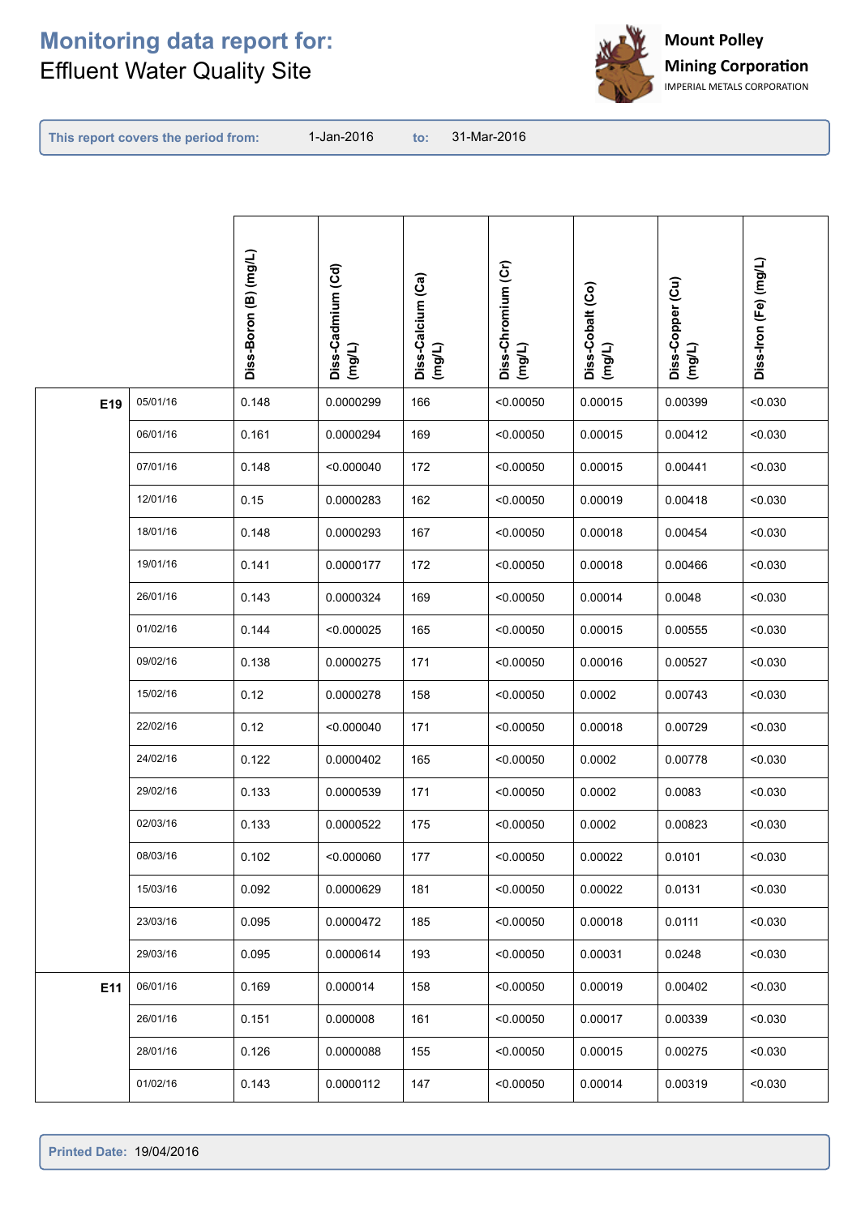# Monitoring data report for:
Effluent Water Quality Site

**Mount Polley Mining Corporation**
IMPERIAL METALS CORPORATION

**This report covers the period from:** 1-Jan-2016 **to:** 31-Mar-2016

| | | Diss-Boron (B) (mg/L) | Diss-Cadmium (Cd) (mg/L) | Diss-Calcium (Ca) (mg/L) | Diss-Chromium (Cr) (mg/L) | Diss-Cobalt (Co) (mg/L) | Diss-Copper (Cu) (mg/L) | Diss-Iron (Fe) (mg/L) |
|---|---|---|---|---|---|---|---|---|
| **E19** | 05/01/16 | 0.148 | 0.0000299 | 166 | <0.00050 | 0.00015 | 0.00399 | <0.030 |
| | 06/01/16 | 0.161 | 0.0000294 | 169 | <0.00050 | 0.00015 | 0.00412 | <0.030 |
| | 07/01/16 | 0.148 | <0.000040 | 172 | <0.00050 | 0.00015 | 0.00441 | <0.030 |
| | 12/01/16 | 0.15 | 0.0000283 | 162 | <0.00050 | 0.00019 | 0.00418 | <0.030 |
| | 18/01/16 | 0.148 | 0.0000293 | 167 | <0.00050 | 0.00018 | 0.00454 | <0.030 |
| | 19/01/16 | 0.141 | 0.0000177 | 172 | <0.00050 | 0.00018 | 0.00466 | <0.030 |
| | 26/01/16 | 0.143 | 0.0000324 | 169 | <0.00050 | 0.00014 | 0.0048 | <0.030 |
| | 01/02/16 | 0.144 | <0.000025 | 165 | <0.00050 | 0.00015 | 0.00555 | <0.030 |
| | 09/02/16 | 0.138 | 0.0000275 | 171 | <0.00050 | 0.00016 | 0.00527 | <0.030 |
| | 15/02/16 | 0.12 | 0.0000278 | 158 | <0.00050 | 0.0002 | 0.00743 | <0.030 |
| | 22/02/16 | 0.12 | <0.000040 | 171 | <0.00050 | 0.00018 | 0.00729 | <0.030 |
| | 24/02/16 | 0.122 | 0.0000402 | 165 | <0.00050 | 0.0002 | 0.00778 | <0.030 |
| | 29/02/16 | 0.133 | 0.0000539 | 171 | <0.00050 | 0.0002 | 0.0083 | <0.030 |
| | 02/03/16 | 0.133 | 0.0000522 | 175 | <0.00050 | 0.0002 | 0.00823 | <0.030 |
| | 08/03/16 | 0.102 | <0.000060 | 177 | <0.00050 | 0.00022 | 0.0101 | <0.030 |
| | 15/03/16 | 0.092 | 0.0000629 | 181 | <0.00050 | 0.00022 | 0.0131 | <0.030 |
| | 23/03/16 | 0.095 | 0.0000472 | 185 | <0.00050 | 0.00018 | 0.0111 | <0.030 |
| | 29/03/16 | 0.095 | 0.0000614 | 193 | <0.00050 | 0.00031 | 0.0248 | <0.030 |
| **E11** | 06/01/16 | 0.169 | 0.000014 | 158 | <0.00050 | 0.00019 | 0.00402 | <0.030 |
| | 26/01/16 | 0.151 | 0.000008 | 161 | <0.00050 | 0.00017 | 0.00339 | <0.030 |
| | 28/01/16 | 0.126 | 0.0000088 | 155 | <0.00050 | 0.00015 | 0.00275 | <0.030 |
| | 01/02/16 | 0.143 | 0.0000112 | 147 | <0.00050 | 0.00014 | 0.00319 | <0.030 |

**Printed Date:** 19/04/2016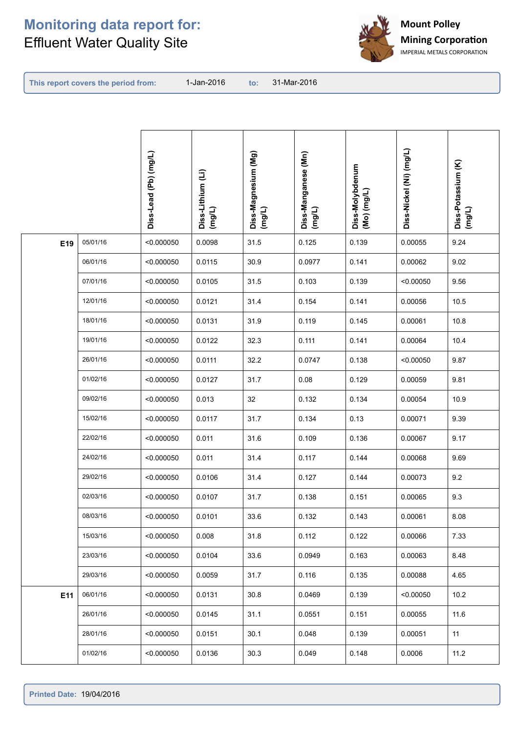# Monitoring data report for:

Effluent Water Quality Site

Mount Polley Mining Corporation
IMPERIAL METALS CORPORATION

**This report covers the period from:** 1-Jan-2016 **to:** 31-Mar-2016

| | | Diss-Lead (Pb) (mg/L) | Diss-Lithium (Li) (mg/L) | Diss-Magnesium (Mg) (mg/L) | Diss-Manganese (Mn) (mg/L) | Diss-Molybdenum (Mo) (mg/L) | Diss-Nickel (Ni) (mg/L) | Diss-Potassium (K) (mg/L) |
|---|---|---|---|---|---|---|---|---|
| **E19** | 05/01/16 | <0.000050 | 0.0098 | 31.5 | 0.125 | 0.139 | 0.00055 | 9.24 |
| | 06/01/16 | <0.000050 | 0.0115 | 30.9 | 0.0977 | 0.141 | 0.00062 | 9.02 |
| | 07/01/16 | <0.000050 | 0.0105 | 31.5 | 0.103 | 0.139 | <0.00050 | 9.56 |
| | 12/01/16 | <0.000050 | 0.0121 | 31.4 | 0.154 | 0.141 | 0.00056 | 10.5 |
| | 18/01/16 | <0.000050 | 0.0131 | 31.9 | 0.119 | 0.145 | 0.00061 | 10.8 |
| | 19/01/16 | <0.000050 | 0.0122 | 32.3 | 0.111 | 0.141 | 0.00064 | 10.4 |
| | 26/01/16 | <0.000050 | 0.0111 | 32.2 | 0.0747 | 0.138 | <0.00050 | 9.87 |
| | 01/02/16 | <0.000050 | 0.0127 | 31.7 | 0.08 | 0.129 | 0.00059 | 9.81 |
| | 09/02/16 | <0.000050 | 0.013 | 32 | 0.132 | 0.134 | 0.00054 | 10.9 |
| | 15/02/16 | <0.000050 | 0.0117 | 31.7 | 0.134 | 0.13 | 0.00071 | 9.39 |
| | 22/02/16 | <0.000050 | 0.011 | 31.6 | 0.109 | 0.136 | 0.00067 | 9.17 |
| | 24/02/16 | <0.000050 | 0.011 | 31.4 | 0.117 | 0.144 | 0.00068 | 9.69 |
| | 29/02/16 | <0.000050 | 0.0106 | 31.4 | 0.127 | 0.144 | 0.00073 | 9.2 |
| | 02/03/16 | <0.000050 | 0.0107 | 31.7 | 0.138 | 0.151 | 0.00065 | 9.3 |
| | 08/03/16 | <0.000050 | 0.0101 | 33.6 | 0.132 | 0.143 | 0.00061 | 8.08 |
| | 15/03/16 | <0.000050 | 0.008 | 31.8 | 0.112 | 0.122 | 0.00066 | 7.33 |
| | 23/03/16 | <0.000050 | 0.0104 | 33.6 | 0.0949 | 0.163 | 0.00063 | 8.48 |
| | 29/03/16 | <0.000050 | 0.0059 | 31.7 | 0.116 | 0.135 | 0.00088 | 4.65 |
| **E11** | 06/01/16 | <0.000050 | 0.0131 | 30.8 | 0.0469 | 0.139 | <0.00050 | 10.2 |
| | 26/01/16 | <0.000050 | 0.0145 | 31.1 | 0.0551 | 0.151 | 0.00055 | 11.6 |
| | 28/01/16 | <0.000050 | 0.0151 | 30.1 | 0.048 | 0.139 | 0.00051 | 11 |
| | 01/02/16 | <0.000050 | 0.0136 | 30.3 | 0.049 | 0.148 | 0.0006 | 11.2 |

**Printed Date:** 19/04/2016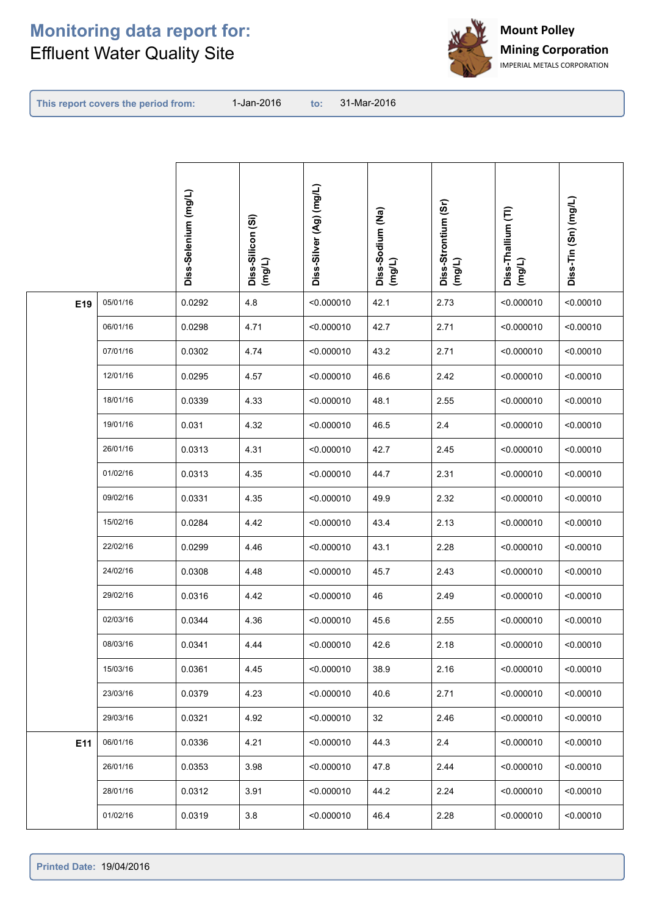# Monitoring data report for:
Effluent Water Quality Site

**Mount Polley Mining Corporation**
IMPERIAL METALS CORPORATION

**This report covers the period from:** 1-Jan-2016 **to:** 31-Mar-2016

| | | Diss-Selenium (mg/L) | Diss-Silicon (Si) (mg/L) | Diss-Silver (Ag) (mg/L) | Diss-Sodium (Na) (mg/L) | Diss-Strontium (Sr) (mg/L) | Diss-Thallium (Tl) (mg/L) | Diss-Tin (Sn) (mg/L) |
|---|---|---|---|---|---|---|---|---|
| **E19** | 05/01/16 | 0.0292 | 4.8 | <0.000010 | 42.1 | 2.73 | <0.000010 | <0.00010 |
| | 06/01/16 | 0.0298 | 4.71 | <0.000010 | 42.7 | 2.71 | <0.000010 | <0.00010 |
| | 07/01/16 | 0.0302 | 4.74 | <0.000010 | 43.2 | 2.71 | <0.000010 | <0.00010 |
| | 12/01/16 | 0.0295 | 4.57 | <0.000010 | 46.6 | 2.42 | <0.000010 | <0.00010 |
| | 18/01/16 | 0.0339 | 4.33 | <0.000010 | 48.1 | 2.55 | <0.000010 | <0.00010 |
| | 19/01/16 | 0.031 | 4.32 | <0.000010 | 46.5 | 2.4 | <0.000010 | <0.00010 |
| | 26/01/16 | 0.0313 | 4.31 | <0.000010 | 42.7 | 2.45 | <0.000010 | <0.00010 |
| | 01/02/16 | 0.0313 | 4.35 | <0.000010 | 44.7 | 2.31 | <0.000010 | <0.00010 |
| | 09/02/16 | 0.0331 | 4.35 | <0.000010 | 49.9 | 2.32 | <0.000010 | <0.00010 |
| | 15/02/16 | 0.0284 | 4.42 | <0.000010 | 43.4 | 2.13 | <0.000010 | <0.00010 |
| | 22/02/16 | 0.0299 | 4.46 | <0.000010 | 43.1 | 2.28 | <0.000010 | <0.00010 |
| | 24/02/16 | 0.0308 | 4.48 | <0.000010 | 45.7 | 2.43 | <0.000010 | <0.00010 |
| | 29/02/16 | 0.0316 | 4.42 | <0.000010 | 46 | 2.49 | <0.000010 | <0.00010 |
| | 02/03/16 | 0.0344 | 4.36 | <0.000010 | 45.6 | 2.55 | <0.000010 | <0.00010 |
| | 08/03/16 | 0.0341 | 4.44 | <0.000010 | 42.6 | 2.18 | <0.000010 | <0.00010 |
| | 15/03/16 | 0.0361 | 4.45 | <0.000010 | 38.9 | 2.16 | <0.000010 | <0.00010 |
| | 23/03/16 | 0.0379 | 4.23 | <0.000010 | 40.6 | 2.71 | <0.000010 | <0.00010 |
| | 29/03/16 | 0.0321 | 4.92 | <0.000010 | 32 | 2.46 | <0.000010 | <0.00010 |
| **E11** | 06/01/16 | 0.0336 | 4.21 | <0.000010 | 44.3 | 2.4 | <0.000010 | <0.00010 |
| | 26/01/16 | 0.0353 | 3.98 | <0.000010 | 47.8 | 2.44 | <0.000010 | <0.00010 |
| | 28/01/16 | 0.0312 | 3.91 | <0.000010 | 44.2 | 2.24 | <0.000010 | <0.00010 |
| | 01/02/16 | 0.0319 | 3.8 | <0.000010 | 46.4 | 2.28 | <0.000010 | <0.00010 |

**Printed Date:** 19/04/2016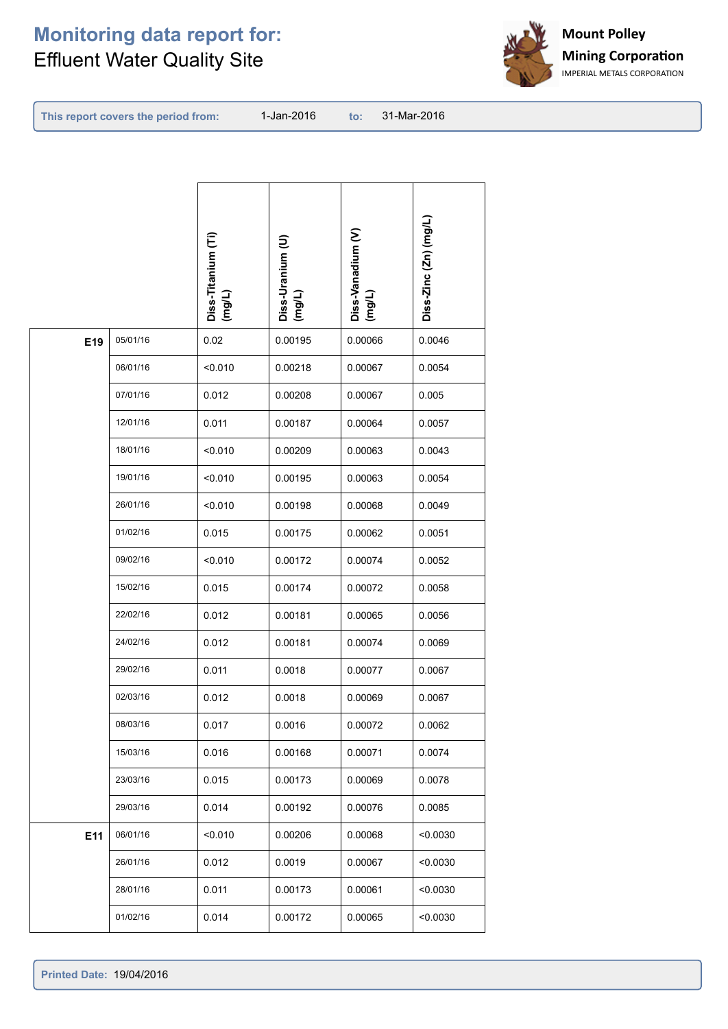# Monitoring data report for:
Effluent Water Quality Site

Mount Polley Mining Corporation
IMPERIAL METALS CORPORATION

**This report covers the period from:** 1-Jan-2016 **to:** 31-Mar-2016

| | | Diss-Titanium (Ti) (mg/L) | Diss-Uranium (U) (mg/L) | Diss-Vanadium (V) (mg/L) | Diss-Zinc (Zn) (mg/L) |
|---|---|---|---|---|---|
| **E19** | 05/01/16 | 0.02 | 0.00195 | 0.00066 | 0.0046 |
| | 06/01/16 | <0.010 | 0.00218 | 0.00067 | 0.0054 |
| | 07/01/16 | 0.012 | 0.00208 | 0.00067 | 0.005 |
| | 12/01/16 | 0.011 | 0.00187 | 0.00064 | 0.0057 |
| | 18/01/16 | <0.010 | 0.00209 | 0.00063 | 0.0043 |
| | 19/01/16 | <0.010 | 0.00195 | 0.00063 | 0.0054 |
| | 26/01/16 | <0.010 | 0.00198 | 0.00068 | 0.0049 |
| | 01/02/16 | 0.015 | 0.00175 | 0.00062 | 0.0051 |
| | 09/02/16 | <0.010 | 0.00172 | 0.00074 | 0.0052 |
| | 15/02/16 | 0.015 | 0.00174 | 0.00072 | 0.0058 |
| | 22/02/16 | 0.012 | 0.00181 | 0.00065 | 0.0056 |
| | 24/02/16 | 0.012 | 0.00181 | 0.00074 | 0.0069 |
| | 29/02/16 | 0.011 | 0.0018 | 0.00077 | 0.0067 |
| | 02/03/16 | 0.012 | 0.0018 | 0.00069 | 0.0067 |
| | 08/03/16 | 0.017 | 0.0016 | 0.00072 | 0.0062 |
| | 15/03/16 | 0.016 | 0.00168 | 0.00071 | 0.0074 |
| | 23/03/16 | 0.015 | 0.00173 | 0.00069 | 0.0078 |
| | 29/03/16 | 0.014 | 0.00192 | 0.00076 | 0.0085 |
| **E11** | 06/01/16 | <0.010 | 0.00206 | 0.00068 | <0.0030 |
| | 26/01/16 | 0.012 | 0.0019 | 0.00067 | <0.0030 |
| | 28/01/16 | 0.011 | 0.00173 | 0.00061 | <0.0030 |
| | 01/02/16 | 0.014 | 0.00172 | 0.00065 | <0.0030 |

**Printed Date:** 19/04/2016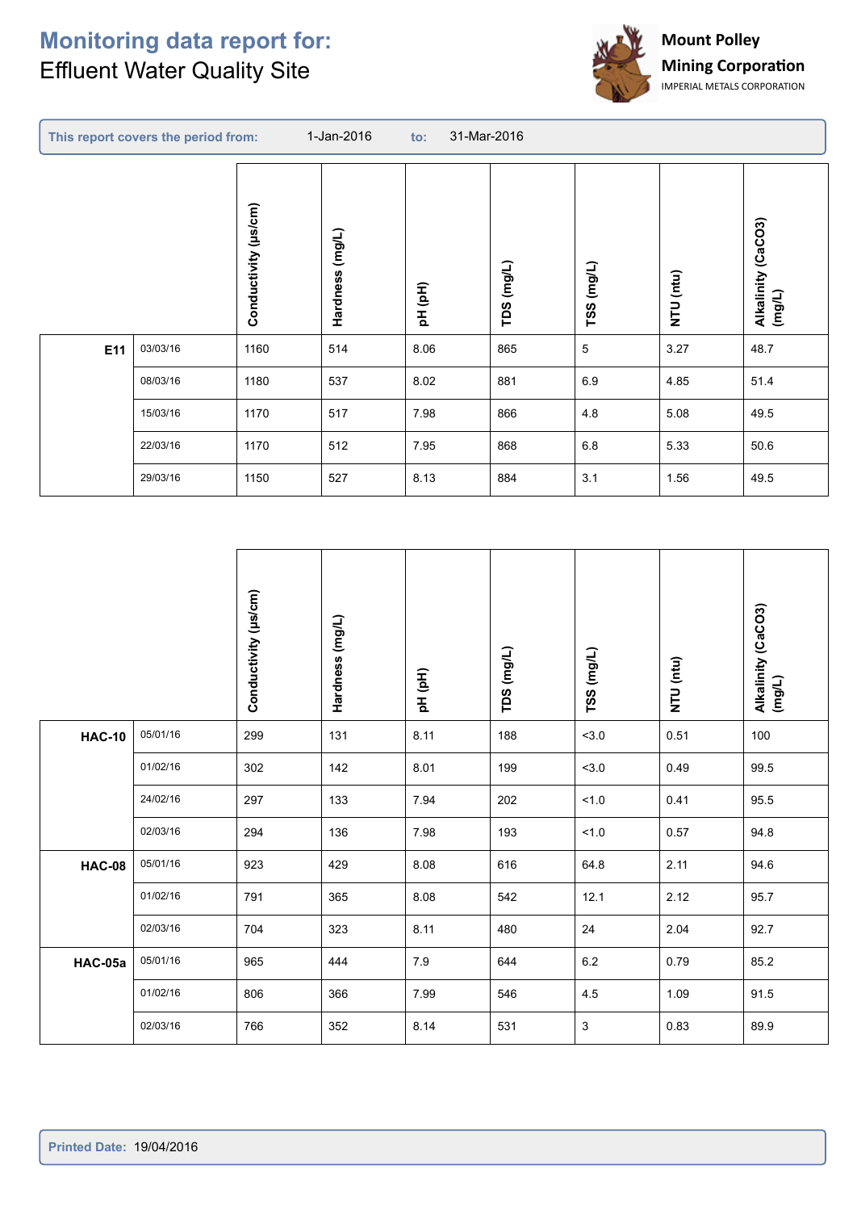# Monitoring data report for:
Effluent Water Quality Site

**Mount Polley Mining Corporation**
IMPERIAL METALS CORPORATION

**This report covers the period from:** 1-Jan-2016 **to:** 31-Mar-2016

| | | Conductivity (µs/cm) | Hardness (mg/L) | pH (pH) | TDS (mg/L) | TSS (mg/L) | NTU (ntu) | Alkalinity (CaCO3) (mg/L) |
|---|---|---|---|---|---|---|---|---|
| **E11** | 03/03/16 | 1160 | 514 | 8.06 | 865 | 5 | 3.27 | 48.7 |
| | 08/03/16 | 1180 | 537 | 8.02 | 881 | 6.9 | 4.85 | 51.4 |
| | 15/03/16 | 1170 | 517 | 7.98 | 866 | 4.8 | 5.08 | 49.5 |
| | 22/03/16 | 1170 | 512 | 7.95 | 868 | 6.8 | 5.33 | 50.6 |
| | 29/03/16 | 1150 | 527 | 8.13 | 884 | 3.1 | 1.56 | 49.5 |

| | | Conductivity (µs/cm) | Hardness (mg/L) | pH (pH) | TDS (mg/L) | TSS (mg/L) | NTU (ntu) | Alkalinity (CaCO3) (mg/L) |
|---|---|---|---|---|---|---|---|---|
| **HAC-10** | 05/01/16 | 299 | 131 | 8.11 | 188 | <3.0 | 0.51 | 100 |
| | 01/02/16 | 302 | 142 | 8.01 | 199 | <3.0 | 0.49 | 99.5 |
| | 24/02/16 | 297 | 133 | 7.94 | 202 | <1.0 | 0.41 | 95.5 |
| | 02/03/16 | 294 | 136 | 7.98 | 193 | <1.0 | 0.57 | 94.8 |
| **HAC-08** | 05/01/16 | 923 | 429 | 8.08 | 616 | 64.8 | 2.11 | 94.6 |
| | 01/02/16 | 791 | 365 | 8.08 | 542 | 12.1 | 2.12 | 95.7 |
| | 02/03/16 | 704 | 323 | 8.11 | 480 | 24 | 2.04 | 92.7 |
| **HAC-05a** | 05/01/16 | 965 | 444 | 7.9 | 644 | 6.2 | 0.79 | 85.2 |
| | 01/02/16 | 806 | 366 | 7.99 | 546 | 4.5 | 1.09 | 91.5 |
| | 02/03/16 | 766 | 352 | 8.14 | 531 | 3 | 0.83 | 89.9 |

**Printed Date:** 19/04/2016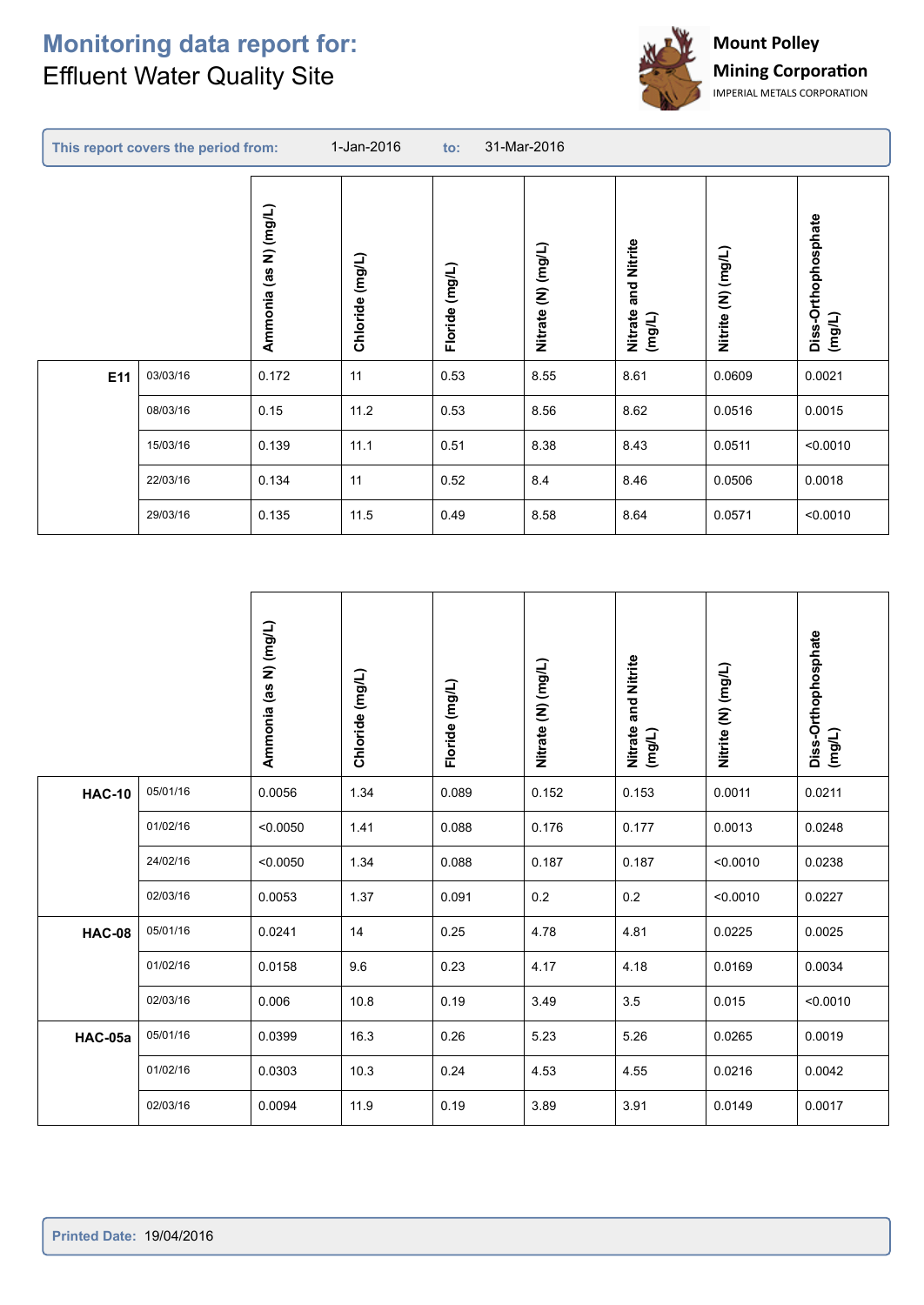# Monitoring data report for:

Effluent Water Quality Site

**Mount Polley Mining Corporation**
IMPERIAL METALS CORPORATION

**This report covers the period from:** 1-Jan-2016 **to:** 31-Mar-2016

| | | Ammonia (as N) (mg/L) | Chloride (mg/L) | Floride (mg/L) | Nitrate (N) (mg/L) | Nitrate and Nitrite (mg/L) | Nitrite (N) (mg/L) | Diss-Orthophosphate (mg/L) |
|---|---|---|---|---|---|---|---|---|
| **E11** | 03/03/16 | 0.172 | 11 | 0.53 | 8.55 | 8.61 | 0.0609 | 0.0021 |
| | 08/03/16 | 0.15 | 11.2 | 0.53 | 8.56 | 8.62 | 0.0516 | 0.0015 |
| | 15/03/16 | 0.139 | 11.1 | 0.51 | 8.38 | 8.43 | 0.0511 | <0.0010 |
| | 22/03/16 | 0.134 | 11 | 0.52 | 8.4 | 8.46 | 0.0506 | 0.0018 |
| | 29/03/16 | 0.135 | 11.5 | 0.49 | 8.58 | 8.64 | 0.0571 | <0.0010 |

| | | Ammonia (as N) (mg/L) | Chloride (mg/L) | Floride (mg/L) | Nitrate (N) (mg/L) | Nitrate and Nitrite (mg/L) | Nitrite (N) (mg/L) | Diss-Orthophosphate (mg/L) |
|---|---|---|---|---|---|---|---|---|
| **HAC-10** | 05/01/16 | 0.0056 | 1.34 | 0.089 | 0.152 | 0.153 | 0.0011 | 0.0211 |
| | 01/02/16 | <0.0050 | 1.41 | 0.088 | 0.176 | 0.177 | 0.0013 | 0.0248 |
| | 24/02/16 | <0.0050 | 1.34 | 0.088 | 0.187 | 0.187 | <0.0010 | 0.0238 |
| | 02/03/16 | 0.0053 | 1.37 | 0.091 | 0.2 | 0.2 | <0.0010 | 0.0227 |
| **HAC-08** | 05/01/16 | 0.0241 | 14 | 0.25 | 4.78 | 4.81 | 0.0225 | 0.0025 |
| | 01/02/16 | 0.0158 | 9.6 | 0.23 | 4.17 | 4.18 | 0.0169 | 0.0034 |
| | 02/03/16 | 0.006 | 10.8 | 0.19 | 3.49 | 3.5 | 0.015 | <0.0010 |
| **HAC-05a** | 05/01/16 | 0.0399 | 16.3 | 0.26 | 5.23 | 5.26 | 0.0265 | 0.0019 |
| | 01/02/16 | 0.0303 | 10.3 | 0.24 | 4.53 | 4.55 | 0.0216 | 0.0042 |
| | 02/03/16 | 0.0094 | 11.9 | 0.19 | 3.89 | 3.91 | 0.0149 | 0.0017 |

**Printed Date:** 19/04/2016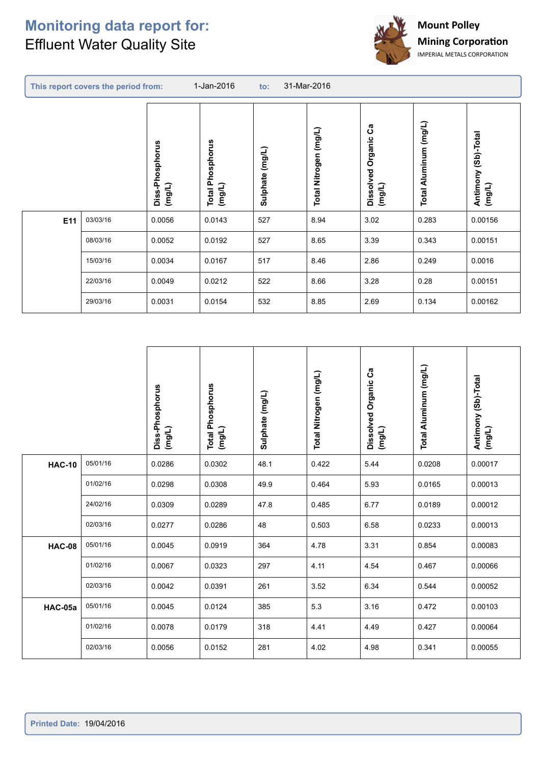# Monitoring data report for:
Effluent Water Quality Site

**Mount Polley Mining Corporation**
IMPERIAL METALS CORPORATION

**This report covers the period from:** 1-Jan-2016 **to:** 31-Mar-2016

| | | Diss-Phosphorus (mg/L) | Total Phosphorus (mg/L) | Sulphate (mg/L) | Total Nitrogen (mg/L) | Dissolved Organic Ca (mg/L) | Total Aluminum (mg/L) | Antimony (Sb)-Total (mg/L) |
|---|---|---|---|---|---|---|---|---|
| **E11** | 03/03/16 | 0.0056 | 0.0143 | 527 | 8.94 | 3.02 | 0.283 | 0.00156 |
| | 08/03/16 | 0.0052 | 0.0192 | 527 | 8.65 | 3.39 | 0.343 | 0.00151 |
| | 15/03/16 | 0.0034 | 0.0167 | 517 | 8.46 | 2.86 | 0.249 | 0.0016 |
| | 22/03/16 | 0.0049 | 0.0212 | 522 | 8.66 | 3.28 | 0.28 | 0.00151 |
| | 29/03/16 | 0.0031 | 0.0154 | 532 | 8.85 | 2.69 | 0.134 | 0.00162 |

| | | Diss-Phosphorus (mg/L) | Total Phosphorus (mg/L) | Sulphate (mg/L) | Total Nitrogen (mg/L) | Dissolved Organic Ca (mg/L) | Total Aluminum (mg/L) | Antimony (Sb)-Total (mg/L) |
|---|---|---|---|---|---|---|---|---|
| **HAC-10** | 05/01/16 | 0.0286 | 0.0302 | 48.1 | 0.422 | 5.44 | 0.0208 | 0.00017 |
| | 01/02/16 | 0.0298 | 0.0308 | 49.9 | 0.464 | 5.93 | 0.0165 | 0.00013 |
| | 24/02/16 | 0.0309 | 0.0289 | 47.8 | 0.485 | 6.77 | 0.0189 | 0.00012 |
| | 02/03/16 | 0.0277 | 0.0286 | 48 | 0.503 | 6.58 | 0.0233 | 0.00013 |
| **HAC-08** | 05/01/16 | 0.0045 | 0.0919 | 364 | 4.78 | 3.31 | 0.854 | 0.00083 |
| | 01/02/16 | 0.0067 | 0.0323 | 297 | 4.11 | 4.54 | 0.467 | 0.00066 |
| | 02/03/16 | 0.0042 | 0.0391 | 261 | 3.52 | 6.34 | 0.544 | 0.00052 |
| **HAC-05a** | 05/01/16 | 0.0045 | 0.0124 | 385 | 5.3 | 3.16 | 0.472 | 0.00103 |
| | 01/02/16 | 0.0078 | 0.0179 | 318 | 4.41 | 4.49 | 0.427 | 0.00064 |
| | 02/03/16 | 0.0056 | 0.0152 | 281 | 4.02 | 4.98 | 0.341 | 0.00055 |

**Printed Date:** 19/04/2016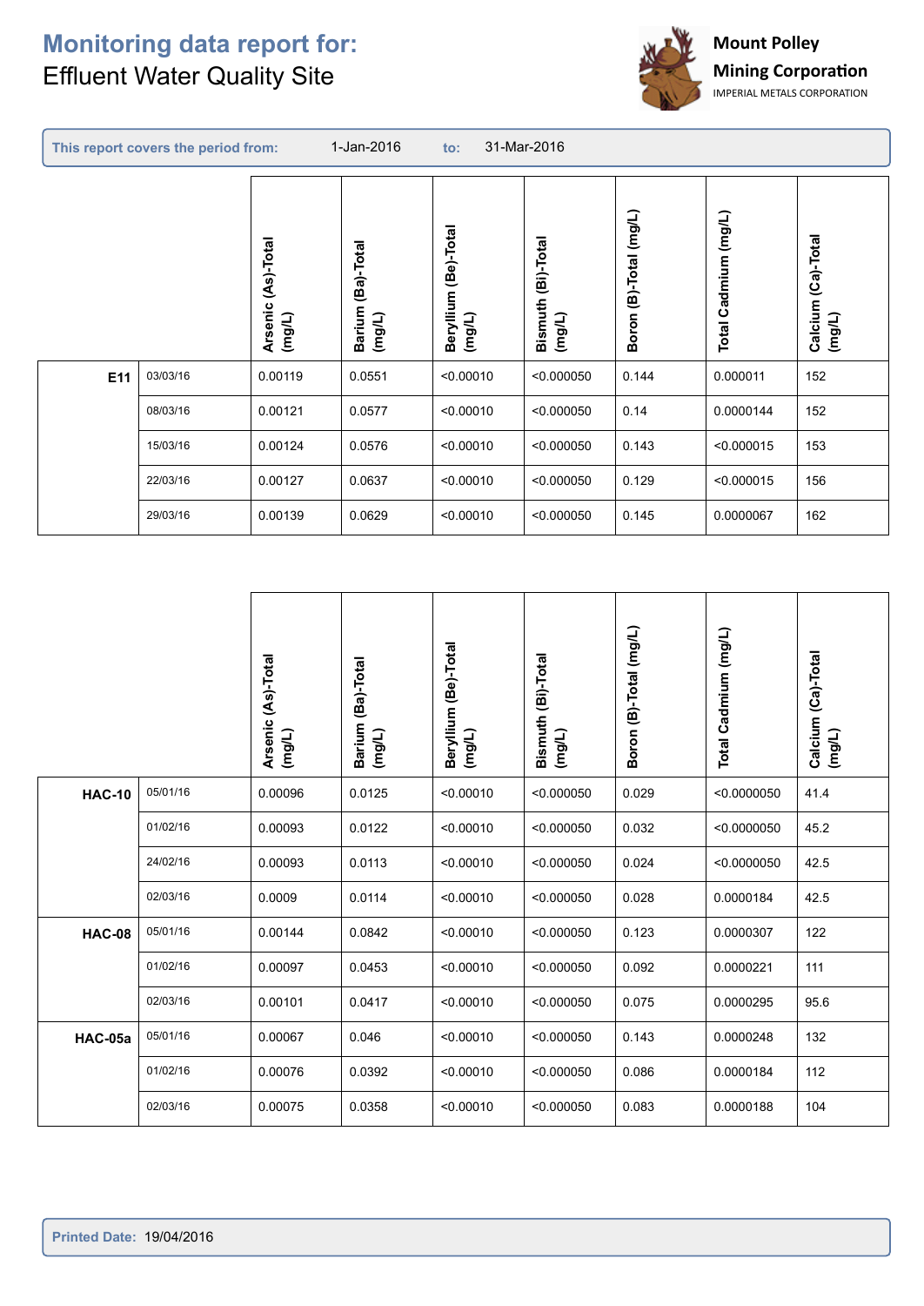# Monitoring data report for:

Effluent Water Quality Site

**Mount Polley Mining Corporation**
IMPERIAL METALS CORPORATION

**This report covers the period from:** 1-Jan-2016 **to:** 31-Mar-2016

| | | Arsenic (As)-Total (mg/L) | Barium (Ba)-Total (mg/L) | Beryllium (Be)-Total (mg/L) | Bismuth (Bi)-Total (mg/L) | Boron (B)-Total (mg/L) | Total Cadmium (mg/L) | Calcium (Ca)-Total (mg/L) |
|---|---|---|---|---|---|---|---|---|
| **E11** | 03/03/16 | 0.00119 | 0.0551 | <0.00010 | <0.000050 | 0.144 | 0.000011 | 152 |
| | 08/03/16 | 0.00121 | 0.0577 | <0.00010 | <0.000050 | 0.14 | 0.0000144 | 152 |
| | 15/03/16 | 0.00124 | 0.0576 | <0.00010 | <0.000050 | 0.143 | <0.000015 | 153 |
| | 22/03/16 | 0.00127 | 0.0637 | <0.00010 | <0.000050 | 0.129 | <0.000015 | 156 |
| | 29/03/16 | 0.00139 | 0.0629 | <0.00010 | <0.000050 | 0.145 | 0.0000067 | 162 |

| | | Arsenic (As)-Total (mg/L) | Barium (Ba)-Total (mg/L) | Beryllium (Be)-Total (mg/L) | Bismuth (Bi)-Total (mg/L) | Boron (B)-Total (mg/L) | Total Cadmium (mg/L) | Calcium (Ca)-Total (mg/L) |
|---|---|---|---|---|---|---|---|---|
| **HAC-10** | 05/01/16 | 0.00096 | 0.0125 | <0.00010 | <0.000050 | 0.029 | <0.0000050 | 41.4 |
| | 01/02/16 | 0.00093 | 0.0122 | <0.00010 | <0.000050 | 0.032 | <0.0000050 | 45.2 |
| | 24/02/16 | 0.00093 | 0.0113 | <0.00010 | <0.000050 | 0.024 | <0.0000050 | 42.5 |
| | 02/03/16 | 0.0009 | 0.0114 | <0.00010 | <0.000050 | 0.028 | 0.0000184 | 42.5 |
| **HAC-08** | 05/01/16 | 0.00144 | 0.0842 | <0.00010 | <0.000050 | 0.123 | 0.0000307 | 122 |
| | 01/02/16 | 0.00097 | 0.0453 | <0.00010 | <0.000050 | 0.092 | 0.0000221 | 111 |
| | 02/03/16 | 0.00101 | 0.0417 | <0.00010 | <0.000050 | 0.075 | 0.0000295 | 95.6 |
| **HAC-05a** | 05/01/16 | 0.00067 | 0.046 | <0.00010 | <0.000050 | 0.143 | 0.0000248 | 132 |
| | 01/02/16 | 0.00076 | 0.0392 | <0.00010 | <0.000050 | 0.086 | 0.0000184 | 112 |
| | 02/03/16 | 0.00075 | 0.0358 | <0.00010 | <0.000050 | 0.083 | 0.0000188 | 104 |

**Printed Date:** 19/04/2016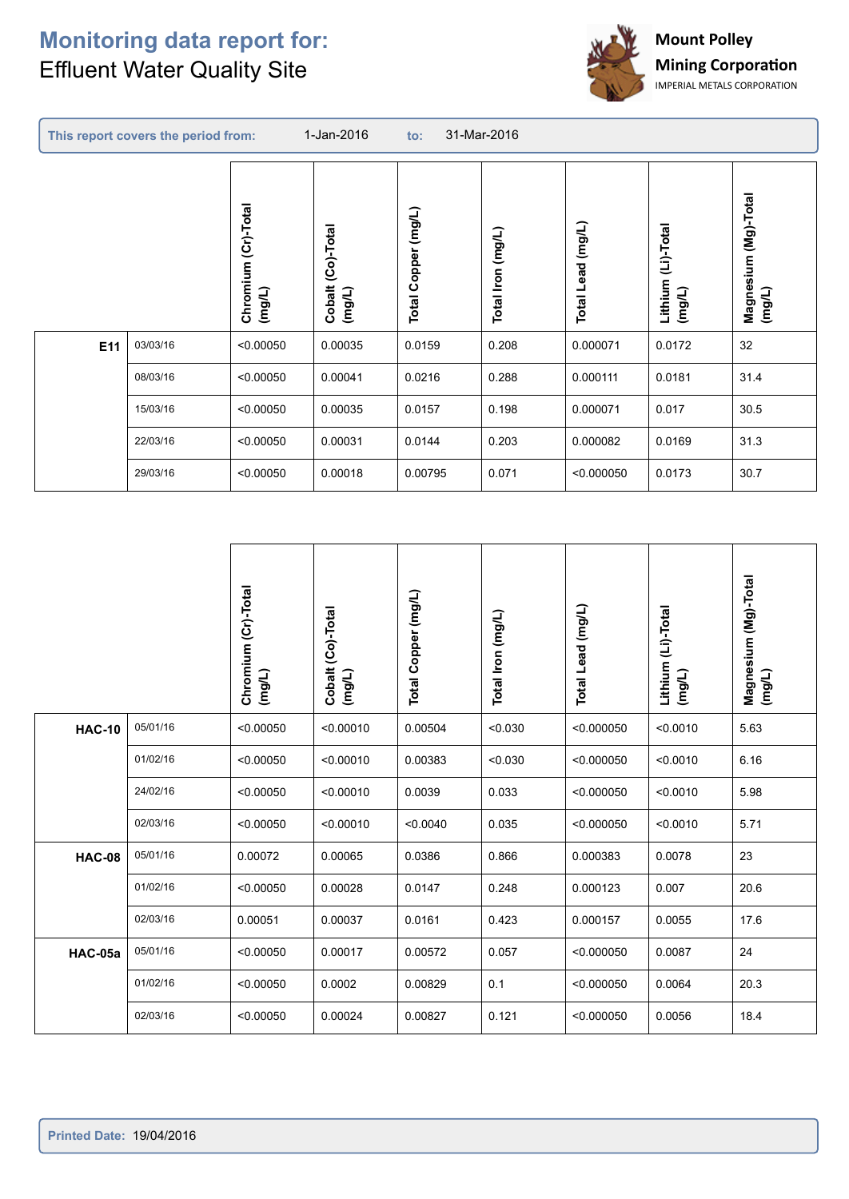# Monitoring data report for:
Effluent Water Quality Site

Mount Polley Mining Corporation
IMPERIAL METALS CORPORATION

**This report covers the period from:** 1-Jan-2016 **to:** 31-Mar-2016

| | | Chromium (Cr)-Total (mg/L) | Cobalt (Co)-Total (mg/L) | Total Copper (mg/L) | Total Iron (mg/L) | Total Lead (mg/L) | Lithium (Li)-Total (mg/L) | Magnesium (Mg)-Total (mg/L) |
|---|---|---|---|---|---|---|---|---|
| **E11** | 03/03/16 | <0.00050 | 0.00035 | 0.0159 | 0.208 | 0.000071 | 0.0172 | 32 |
| | 08/03/16 | <0.00050 | 0.00041 | 0.0216 | 0.288 | 0.000111 | 0.0181 | 31.4 |
| | 15/03/16 | <0.00050 | 0.00035 | 0.0157 | 0.198 | 0.000071 | 0.017 | 30.5 |
| | 22/03/16 | <0.00050 | 0.00031 | 0.0144 | 0.203 | 0.000082 | 0.0169 | 31.3 |
| | 29/03/16 | <0.00050 | 0.00018 | 0.00795 | 0.071 | <0.000050 | 0.0173 | 30.7 |

| | | Chromium (Cr)-Total (mg/L) | Cobalt (Co)-Total (mg/L) | Total Copper (mg/L) | Total Iron (mg/L) | Total Lead (mg/L) | Lithium (Li)-Total (mg/L) | Magnesium (Mg)-Total (mg/L) |
|---|---|---|---|---|---|---|---|---|
| **HAC-10** | 05/01/16 | <0.00050 | <0.00010 | 0.00504 | <0.030 | <0.000050 | <0.0010 | 5.63 |
| | 01/02/16 | <0.00050 | <0.00010 | 0.00383 | <0.030 | <0.000050 | <0.0010 | 6.16 |
| | 24/02/16 | <0.00050 | <0.00010 | 0.0039 | 0.033 | <0.000050 | <0.0010 | 5.98 |
| | 02/03/16 | <0.00050 | <0.00010 | <0.0040 | 0.035 | <0.000050 | <0.0010 | 5.71 |
| **HAC-08** | 05/01/16 | 0.00072 | 0.00065 | 0.0386 | 0.866 | 0.000383 | 0.0078 | 23 |
| | 01/02/16 | <0.00050 | 0.00028 | 0.0147 | 0.248 | 0.000123 | 0.007 | 20.6 |
| | 02/03/16 | 0.00051 | 0.00037 | 0.0161 | 0.423 | 0.000157 | 0.0055 | 17.6 |
| **HAC-05a** | 05/01/16 | <0.00050 | 0.00017 | 0.00572 | 0.057 | <0.000050 | 0.0087 | 24 |
| | 01/02/16 | <0.00050 | 0.0002 | 0.00829 | 0.1 | <0.000050 | 0.0064 | 20.3 |
| | 02/03/16 | <0.00050 | 0.00024 | 0.00827 | 0.121 | <0.000050 | 0.0056 | 18.4 |

**Printed Date:** 19/04/2016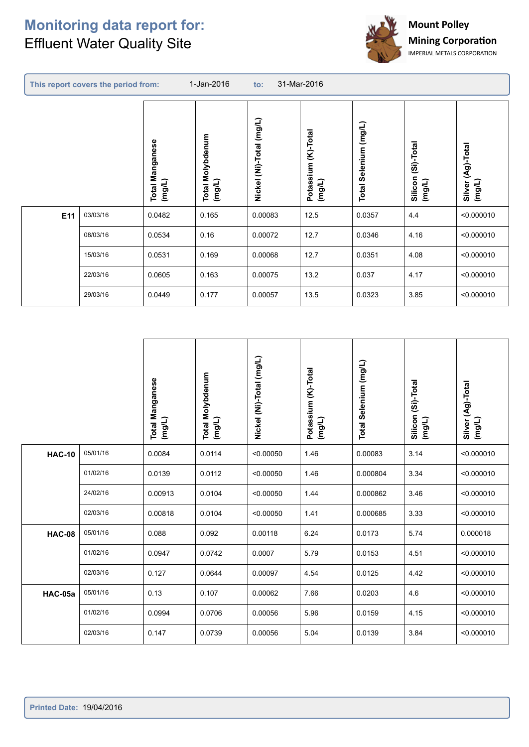# Monitoring data report for:

Effluent Water Quality Site

**Mount Polley Mining Corporation**
IMPERIAL METALS CORPORATION

| This report covers the period from: | 1-Jan-2016 | to: | 31-Mar-2016 |
|---|---|---|---|

| | | Total Manganese (mg/L) | Total Molybdenum (mg/L) | Nickel (Ni)-Total (mg/L) | Potassium (K)-Total (mg/L) | Total Selenium (mg/L) | Silicon (Si)-Total (mg/L) | Silver (Ag)-Total (mg/L) |
|---|---|---|---|---|---|---|---|---|
| **E11** | 03/03/16 | 0.0482 | 0.165 | 0.00083 | 12.5 | 0.0357 | 4.4 | <0.000010 |
| | 08/03/16 | 0.0534 | 0.16 | 0.00072 | 12.7 | 0.0346 | 4.16 | <0.000010 |
| | 15/03/16 | 0.0531 | 0.169 | 0.00068 | 12.7 | 0.0351 | 4.08 | <0.000010 |
| | 22/03/16 | 0.0605 | 0.163 | 0.00075 | 13.2 | 0.037 | 4.17 | <0.000010 |
| | 29/03/16 | 0.0449 | 0.177 | 0.00057 | 13.5 | 0.0323 | 3.85 | <0.000010 |

| | | Total Manganese (mg/L) | Total Molybdenum (mg/L) | Nickel (Ni)-Total (mg/L) | Potassium (K)-Total (mg/L) | Total Selenium (mg/L) | Silicon (Si)-Total (mg/L) | Silver (Ag)-Total (mg/L) |
|---|---|---|---|---|---|---|---|---|
| **HAC-10** | 05/01/16 | 0.0084 | 0.0114 | <0.00050 | 1.46 | 0.00083 | 3.14 | <0.000010 |
| | 01/02/16 | 0.0139 | 0.0112 | <0.00050 | 1.46 | 0.000804 | 3.34 | <0.000010 |
| | 24/02/16 | 0.00913 | 0.0104 | <0.00050 | 1.44 | 0.000862 | 3.46 | <0.000010 |
| | 02/03/16 | 0.00818 | 0.0104 | <0.00050 | 1.41 | 0.000685 | 3.33 | <0.000010 |
| **HAC-08** | 05/01/16 | 0.088 | 0.092 | 0.00118 | 6.24 | 0.0173 | 5.74 | 0.000018 |
| | 01/02/16 | 0.0947 | 0.0742 | 0.0007 | 5.79 | 0.0153 | 4.51 | <0.000010 |
| | 02/03/16 | 0.127 | 0.0644 | 0.00097 | 4.54 | 0.0125 | 4.42 | <0.000010 |
| **HAC-05a** | 05/01/16 | 0.13 | 0.107 | 0.00062 | 7.66 | 0.0203 | 4.6 | <0.000010 |
| | 01/02/16 | 0.0994 | 0.0706 | 0.00056 | 5.96 | 0.0159 | 4.15 | <0.000010 |
| | 02/03/16 | 0.147 | 0.0739 | 0.00056 | 5.04 | 0.0139 | 3.84 | <0.000010 |

**Printed Date:** 19/04/2016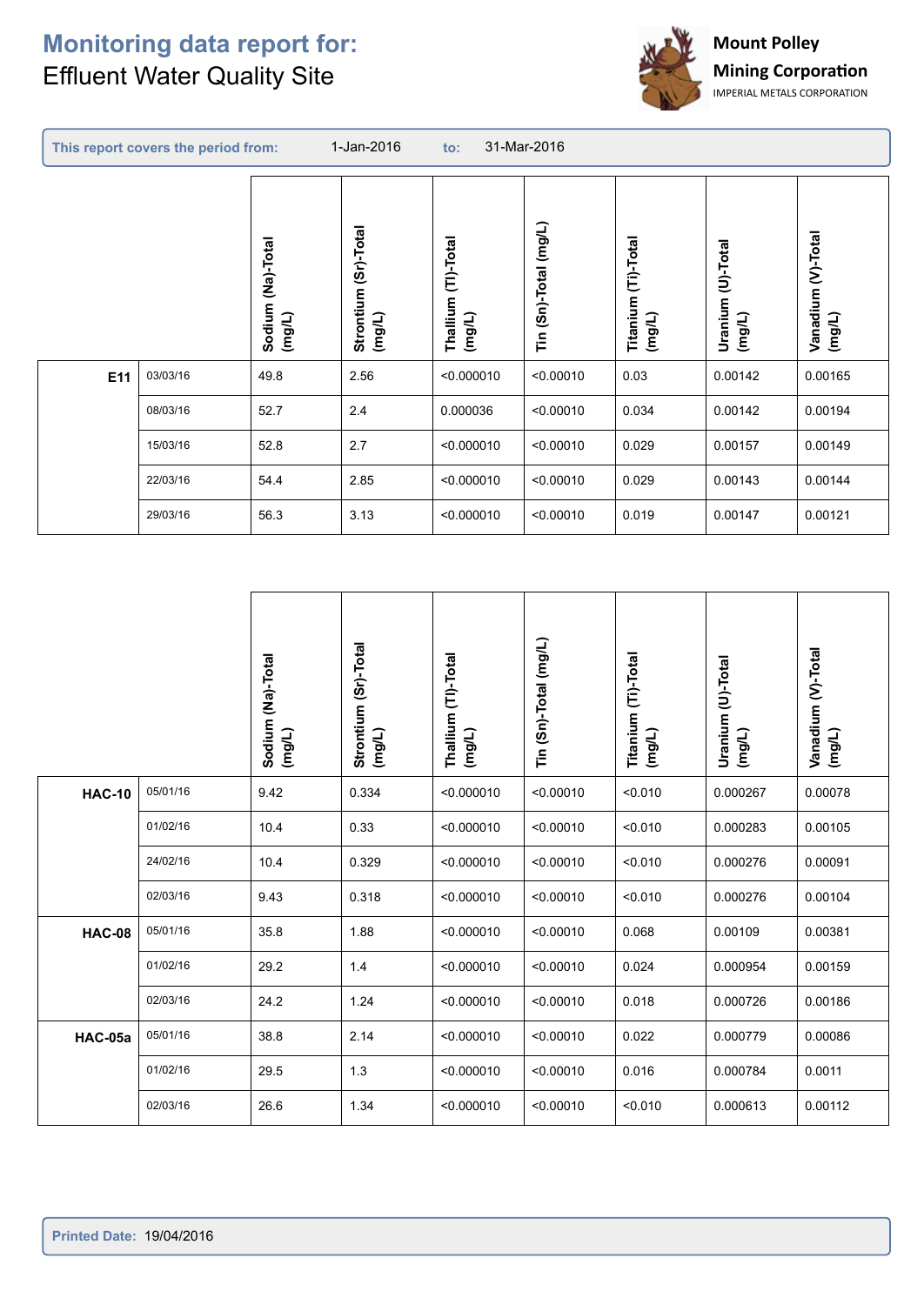# Monitoring data report for:
Effluent Water Quality Site

Mount Polley Mining Corporation
IMPERIAL METALS CORPORATION

**This report covers the period from:** 1-Jan-2016 **to:** 31-Mar-2016

| | | Sodium (Na)-Total (mg/L) | Strontium (Sr)-Total (mg/L) | Thallium (Tl)-Total (mg/L) | Tin (Sn)-Total (mg/L) | Titanium (Ti)-Total (mg/L) | Uranium (U)-Total (mg/L) | Vanadium (V)-Total (mg/L) |
|---|---|---|---|---|---|---|---|---|
| **E11** | 03/03/16 | 49.8 | 2.56 | <0.000010 | <0.00010 | 0.03 | 0.00142 | 0.00165 |
| | 08/03/16 | 52.7 | 2.4 | 0.000036 | <0.00010 | 0.034 | 0.00142 | 0.00194 |
| | 15/03/16 | 52.8 | 2.7 | <0.000010 | <0.00010 | 0.029 | 0.00157 | 0.00149 |
| | 22/03/16 | 54.4 | 2.85 | <0.000010 | <0.00010 | 0.029 | 0.00143 | 0.00144 |
| | 29/03/16 | 56.3 | 3.13 | <0.000010 | <0.00010 | 0.019 | 0.00147 | 0.00121 |

| | | Sodium (Na)-Total (mg/L) | Strontium (Sr)-Total (mg/L) | Thallium (Tl)-Total (mg/L) | Tin (Sn)-Total (mg/L) | Titanium (Ti)-Total (mg/L) | Uranium (U)-Total (mg/L) | Vanadium (V)-Total (mg/L) |
|---|---|---|---|---|---|---|---|---|
| **HAC-10** | 05/01/16 | 9.42 | 0.334 | <0.000010 | <0.00010 | <0.010 | 0.000267 | 0.00078 |
| | 01/02/16 | 10.4 | 0.33 | <0.000010 | <0.00010 | <0.010 | 0.000283 | 0.00105 |
| | 24/02/16 | 10.4 | 0.329 | <0.000010 | <0.00010 | <0.010 | 0.000276 | 0.00091 |
| | 02/03/16 | 9.43 | 0.318 | <0.000010 | <0.00010 | <0.010 | 0.000276 | 0.00104 |
| **HAC-08** | 05/01/16 | 35.8 | 1.88 | <0.000010 | <0.00010 | 0.068 | 0.00109 | 0.00381 |
| | 01/02/16 | 29.2 | 1.4 | <0.000010 | <0.00010 | 0.024 | 0.000954 | 0.00159 |
| | 02/03/16 | 24.2 | 1.24 | <0.000010 | <0.00010 | 0.018 | 0.000726 | 0.00186 |
| **HAC-05a** | 05/01/16 | 38.8 | 2.14 | <0.000010 | <0.00010 | 0.022 | 0.000779 | 0.00086 |
| | 01/02/16 | 29.5 | 1.3 | <0.000010 | <0.00010 | 0.016 | 0.000784 | 0.0011 |
| | 02/03/16 | 26.6 | 1.34 | <0.000010 | <0.00010 | <0.010 | 0.000613 | 0.00112 |

**Printed Date:** 19/04/2016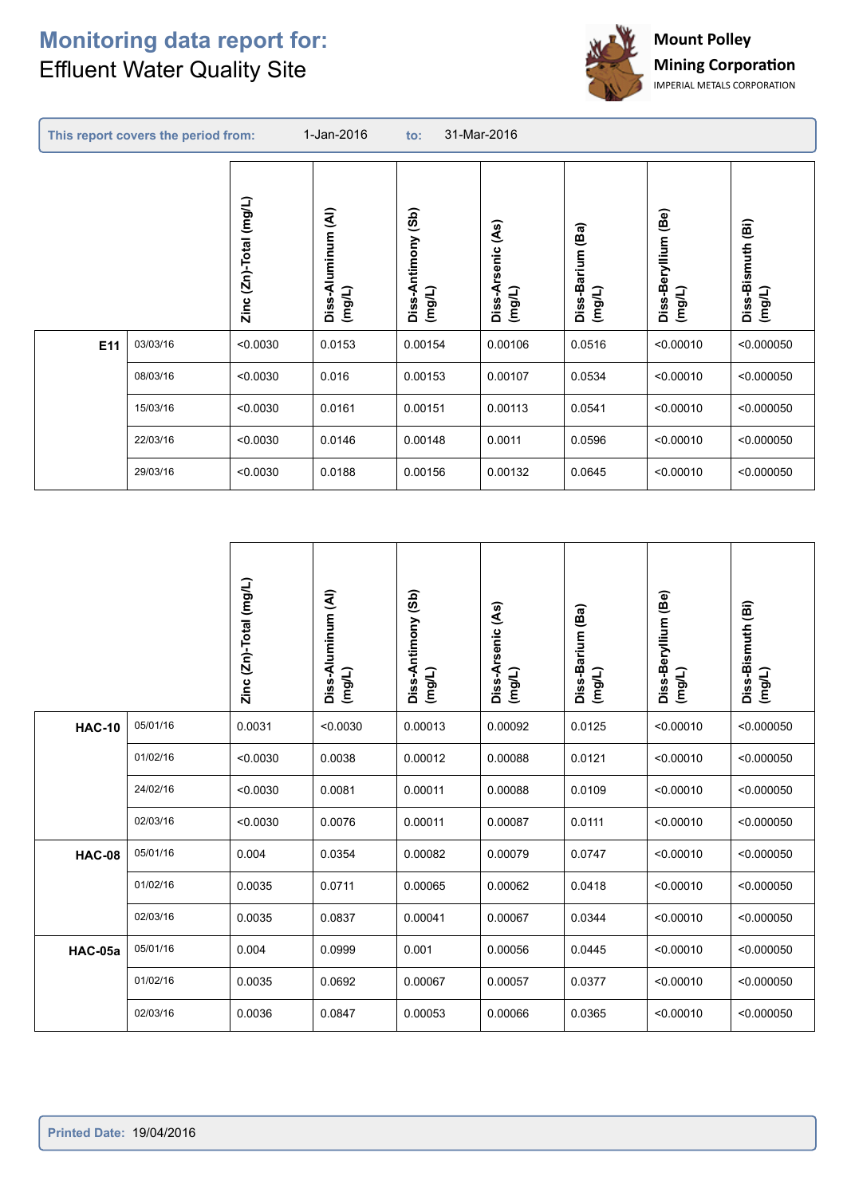# Monitoring data report for:

Effluent Water Quality Site

Mount Polley Mining Corporation
IMPERIAL METALS CORPORATION

**This report covers the period from:** 1-Jan-2016 **to:** 31-Mar-2016

| | | Zinc (Zn)-Total (mg/L) | Diss-Aluminum (Al) (mg/L) | Diss-Antimony (Sb) (mg/L) | Diss-Arsenic (As) (mg/L) | Diss-Barium (Ba) (mg/L) | Diss-Beryllium (Be) (mg/L) | Diss-Bismuth (Bi) (mg/L) |
|---|---|---|---|---|---|---|---|---|
| **E11** | 03/03/16 | <0.0030 | 0.0153 | 0.00154 | 0.00106 | 0.0516 | <0.00010 | <0.000050 |
| | 08/03/16 | <0.0030 | 0.016 | 0.00153 | 0.00107 | 0.0534 | <0.00010 | <0.000050 |
| | 15/03/16 | <0.0030 | 0.0161 | 0.00151 | 0.00113 | 0.0541 | <0.00010 | <0.000050 |
| | 22/03/16 | <0.0030 | 0.0146 | 0.00148 | 0.0011 | 0.0596 | <0.00010 | <0.000050 |
| | 29/03/16 | <0.0030 | 0.0188 | 0.00156 | 0.00132 | 0.0645 | <0.00010 | <0.000050 |

| | | Zinc (Zn)-Total (mg/L) | Diss-Aluminum (Al) (mg/L) | Diss-Antimony (Sb) (mg/L) | Diss-Arsenic (As) (mg/L) | Diss-Barium (Ba) (mg/L) | Diss-Beryllium (Be) (mg/L) | Diss-Bismuth (Bi) (mg/L) |
|---|---|---|---|---|---|---|---|---|
| **HAC-10** | 05/01/16 | 0.0031 | <0.0030 | 0.00013 | 0.00092 | 0.0125 | <0.00010 | <0.000050 |
| | 01/02/16 | <0.0030 | 0.0038 | 0.00012 | 0.00088 | 0.0121 | <0.00010 | <0.000050 |
| | 24/02/16 | <0.0030 | 0.0081 | 0.00011 | 0.00088 | 0.0109 | <0.00010 | <0.000050 |
| | 02/03/16 | <0.0030 | 0.0076 | 0.00011 | 0.00087 | 0.0111 | <0.00010 | <0.000050 |
| **HAC-08** | 05/01/16 | 0.004 | 0.0354 | 0.00082 | 0.00079 | 0.0747 | <0.00010 | <0.000050 |
| | 01/02/16 | 0.0035 | 0.0711 | 0.00065 | 0.00062 | 0.0418 | <0.00010 | <0.000050 |
| | 02/03/16 | 0.0035 | 0.0837 | 0.00041 | 0.00067 | 0.0344 | <0.00010 | <0.000050 |
| **HAC-05a** | 05/01/16 | 0.004 | 0.0999 | 0.001 | 0.00056 | 0.0445 | <0.00010 | <0.000050 |
| | 01/02/16 | 0.0035 | 0.0692 | 0.00067 | 0.00057 | 0.0377 | <0.00010 | <0.000050 |
| | 02/03/16 | 0.0036 | 0.0847 | 0.00053 | 0.00066 | 0.0365 | <0.00010 | <0.000050 |

**Printed Date:** 19/04/2016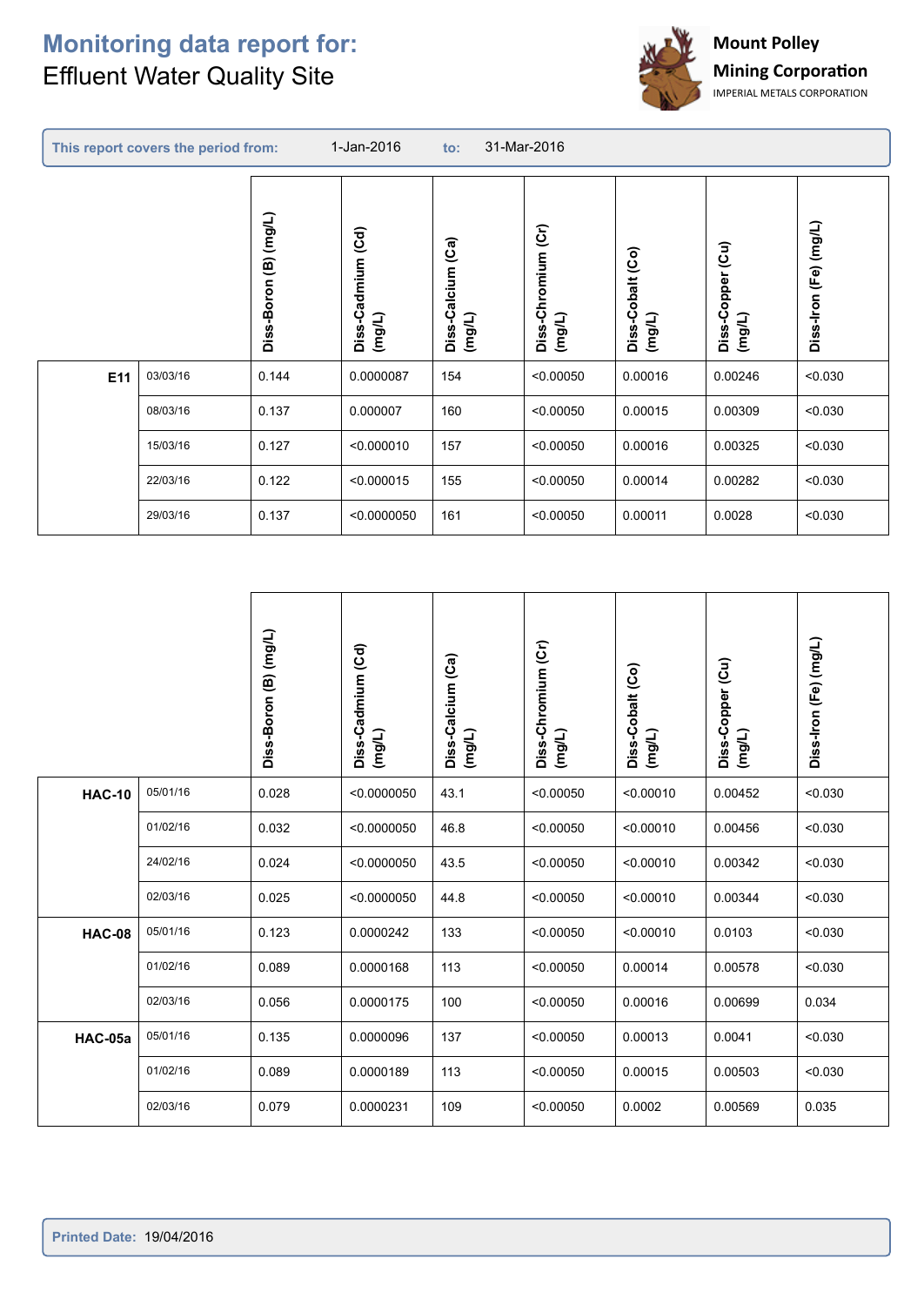# Monitoring data report for:
Effluent Water Quality Site

Mount Polley Mining Corporation
IMPERIAL METALS CORPORATION

**This report covers the period from:** 1-Jan-2016 **to:** 31-Mar-2016

| | | Diss-Boron (B) (mg/L) | Diss-Cadmium (Cd) (mg/L) | Diss-Calcium (Ca) (mg/L) | Diss-Chromium (Cr) (mg/L) | Diss-Cobalt (Co) (mg/L) | Diss-Copper (Cu) (mg/L) | Diss-Iron (Fe) (mg/L) |
|---|---|---|---|---|---|---|---|---|
| **E11** | 03/03/16 | 0.144 | 0.0000087 | 154 | <0.00050 | 0.00016 | 0.00246 | <0.030 |
| | 08/03/16 | 0.137 | 0.000007 | 160 | <0.00050 | 0.00015 | 0.00309 | <0.030 |
| | 15/03/16 | 0.127 | <0.000010 | 157 | <0.00050 | 0.00016 | 0.00325 | <0.030 |
| | 22/03/16 | 0.122 | <0.000015 | 155 | <0.00050 | 0.00014 | 0.00282 | <0.030 |
| | 29/03/16 | 0.137 | <0.0000050 | 161 | <0.00050 | 0.00011 | 0.0028 | <0.030 |

| | | Diss-Boron (B) (mg/L) | Diss-Cadmium (Cd) (mg/L) | Diss-Calcium (Ca) (mg/L) | Diss-Chromium (Cr) (mg/L) | Diss-Cobalt (Co) (mg/L) | Diss-Copper (Cu) (mg/L) | Diss-Iron (Fe) (mg/L) |
|---|---|---|---|---|---|---|---|---|
| **HAC-10** | 05/01/16 | 0.028 | <0.0000050 | 43.1 | <0.00050 | <0.00010 | 0.00452 | <0.030 |
| | 01/02/16 | 0.032 | <0.0000050 | 46.8 | <0.00050 | <0.00010 | 0.00456 | <0.030 |
| | 24/02/16 | 0.024 | <0.0000050 | 43.5 | <0.00050 | <0.00010 | 0.00342 | <0.030 |
| | 02/03/16 | 0.025 | <0.0000050 | 44.8 | <0.00050 | <0.00010 | 0.00344 | <0.030 |
| **HAC-08** | 05/01/16 | 0.123 | 0.0000242 | 133 | <0.00050 | <0.00010 | 0.0103 | <0.030 |
| | 01/02/16 | 0.089 | 0.0000168 | 113 | <0.00050 | 0.00014 | 0.00578 | <0.030 |
| | 02/03/16 | 0.056 | 0.0000175 | 100 | <0.00050 | 0.00016 | 0.00699 | 0.034 |
| **HAC-05a** | 05/01/16 | 0.135 | 0.0000096 | 137 | <0.00050 | 0.00013 | 0.0041 | <0.030 |
| | 01/02/16 | 0.089 | 0.0000189 | 113 | <0.00050 | 0.00015 | 0.00503 | <0.030 |
| | 02/03/16 | 0.079 | 0.0000231 | 109 | <0.00050 | 0.0002 | 0.00569 | 0.035 |

**Printed Date:** 19/04/2016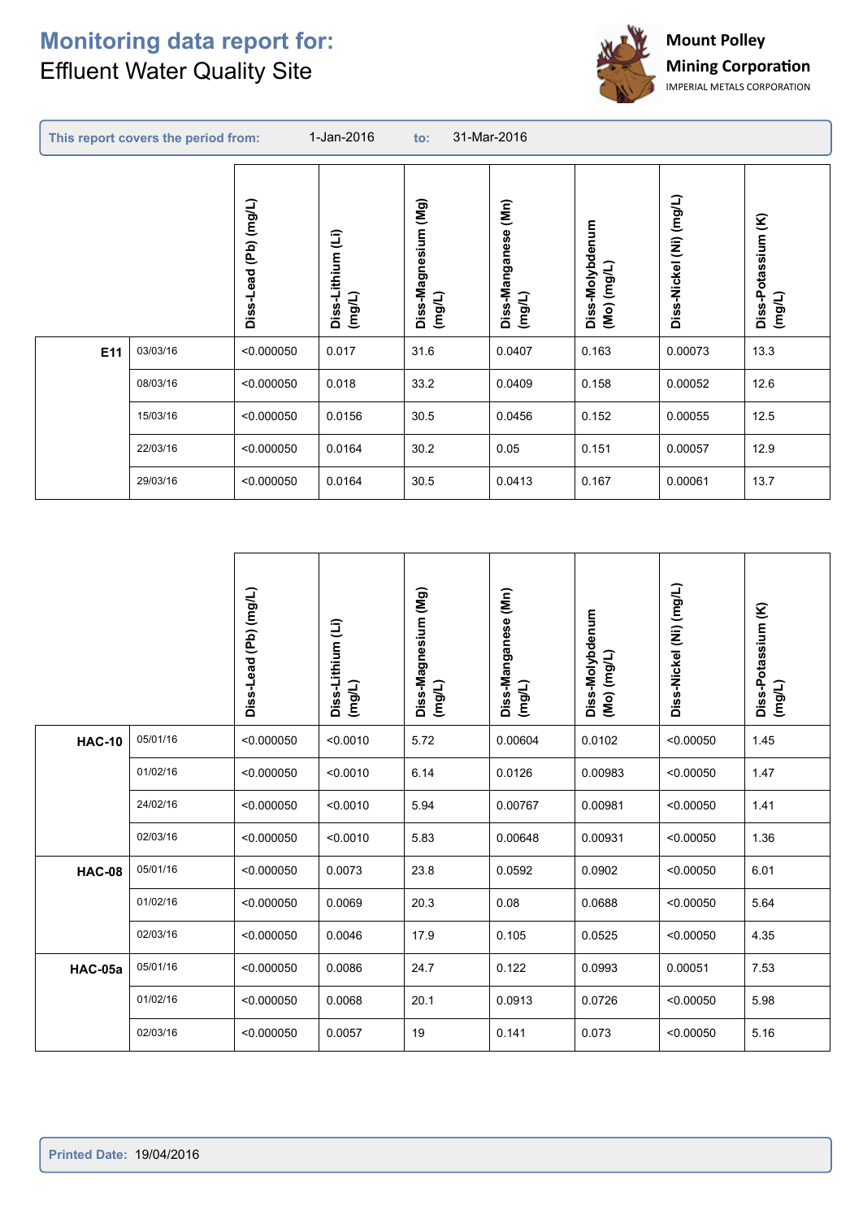# Monitoring data report for:
Effluent Water Quality Site

Mount Polley Mining Corporation
IMPERIAL METALS CORPORATION

**This report covers the period from:** 1-Jan-2016 **to:** 31-Mar-2016

| | | Diss-Lead (Pb) (mg/L) | Diss-Lithium (Li) (mg/L) | Diss-Magnesium (Mg) (mg/L) | Diss-Manganese (Mn) (mg/L) | Diss-Molybdenum (Mo) (mg/L) | Diss-Nickel (Ni) (mg/L) | Diss-Potassium (K) (mg/L) |
|---|---|---|---|---|---|---|---|---|
| **E11** | 03/03/16 | <0.000050 | 0.017 | 31.6 | 0.0407 | 0.163 | 0.00073 | 13.3 |
| | 08/03/16 | <0.000050 | 0.018 | 33.2 | 0.0409 | 0.158 | 0.00052 | 12.6 |
| | 15/03/16 | <0.000050 | 0.0156 | 30.5 | 0.0456 | 0.152 | 0.00055 | 12.5 |
| | 22/03/16 | <0.000050 | 0.0164 | 30.2 | 0.05 | 0.151 | 0.00057 | 12.9 |
| | 29/03/16 | <0.000050 | 0.0164 | 30.5 | 0.0413 | 0.167 | 0.00061 | 13.7 |

| | | Diss-Lead (Pb) (mg/L) | Diss-Lithium (Li) (mg/L) | Diss-Magnesium (Mg) (mg/L) | Diss-Manganese (Mn) (mg/L) | Diss-Molybdenum (Mo) (mg/L) | Diss-Nickel (Ni) (mg/L) | Diss-Potassium (K) (mg/L) |
|---|---|---|---|---|---|---|---|---|
| **HAC-10** | 05/01/16 | <0.000050 | <0.0010 | 5.72 | 0.00604 | 0.0102 | <0.00050 | 1.45 |
| | 01/02/16 | <0.000050 | <0.0010 | 6.14 | 0.0126 | 0.00983 | <0.00050 | 1.47 |
| | 24/02/16 | <0.000050 | <0.0010 | 5.94 | 0.00767 | 0.00981 | <0.00050 | 1.41 |
| | 02/03/16 | <0.000050 | <0.0010 | 5.83 | 0.00648 | 0.00931 | <0.00050 | 1.36 |
| **HAC-08** | 05/01/16 | <0.000050 | 0.0073 | 23.8 | 0.0592 | 0.0902 | <0.00050 | 6.01 |
| | 01/02/16 | <0.000050 | 0.0069 | 20.3 | 0.08 | 0.0688 | <0.00050 | 5.64 |
| | 02/03/16 | <0.000050 | 0.0046 | 17.9 | 0.105 | 0.0525 | <0.00050 | 4.35 |
| **HAC-05a** | 05/01/16 | <0.000050 | 0.0086 | 24.7 | 0.122 | 0.0993 | 0.00051 | 7.53 |
| | 01/02/16 | <0.000050 | 0.0068 | 20.1 | 0.0913 | 0.0726 | <0.00050 | 5.98 |
| | 02/03/16 | <0.000050 | 0.0057 | 19 | 0.141 | 0.073 | <0.00050 | 5.16 |

**Printed Date:** 19/04/2016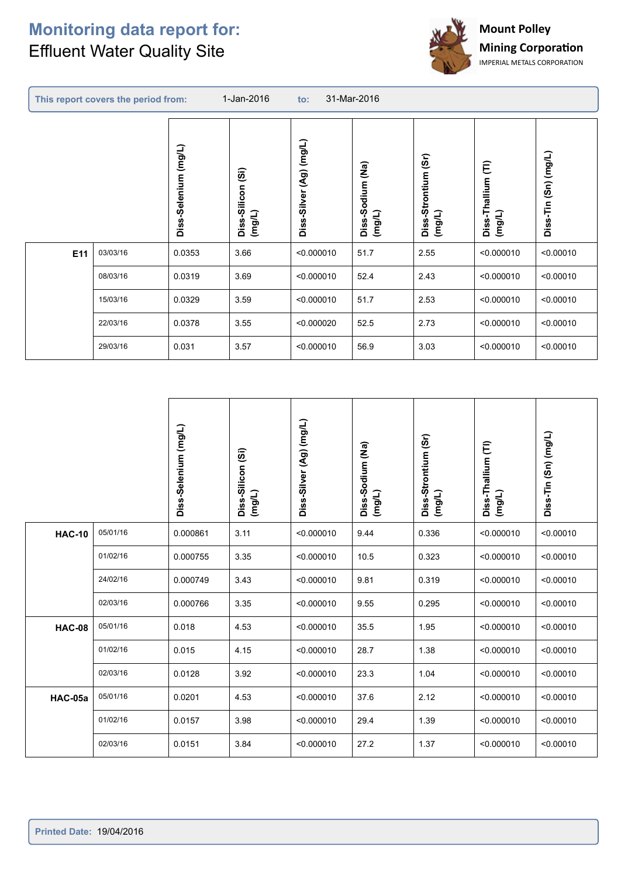# Monitoring data report for:

Effluent Water Quality Site

**Mount Polley Mining Corporation**
IMPERIAL METALS CORPORATION

**This report covers the period from:** 1-Jan-2016 **to:** 31-Mar-2016

| | | Diss-Selenium (mg/L) | Diss-Silicon (Si) (mg/L) | Diss-Silver (Ag) (mg/L) | Diss-Sodium (Na) (mg/L) | Diss-Strontium (Sr) (mg/L) | Diss-Thallium (Tl) (mg/L) | Diss-Tin (Sn) (mg/L) |
|---|---|---|---|---|---|---|---|---|
| **E11** | 03/03/16 | 0.0353 | 3.66 | <0.000010 | 51.7 | 2.55 | <0.000010 | <0.00010 |
| | 08/03/16 | 0.0319 | 3.69 | <0.000010 | 52.4 | 2.43 | <0.000010 | <0.00010 |
| | 15/03/16 | 0.0329 | 3.59 | <0.000010 | 51.7 | 2.53 | <0.000010 | <0.00010 |
| | 22/03/16 | 0.0378 | 3.55 | <0.000020 | 52.5 | 2.73 | <0.000010 | <0.00010 |
| | 29/03/16 | 0.031 | 3.57 | <0.000010 | 56.9 | 3.03 | <0.000010 | <0.00010 |

| | | Diss-Selenium (mg/L) | Diss-Silicon (Si) (mg/L) | Diss-Silver (Ag) (mg/L) | Diss-Sodium (Na) (mg/L) | Diss-Strontium (Sr) (mg/L) | Diss-Thallium (Tl) (mg/L) | Diss-Tin (Sn) (mg/L) |
|---|---|---|---|---|---|---|---|---|
| **HAC-10** | 05/01/16 | 0.000861 | 3.11 | <0.000010 | 9.44 | 0.336 | <0.000010 | <0.00010 |
| | 01/02/16 | 0.000755 | 3.35 | <0.000010 | 10.5 | 0.323 | <0.000010 | <0.00010 |
| | 24/02/16 | 0.000749 | 3.43 | <0.000010 | 9.81 | 0.319 | <0.000010 | <0.00010 |
| | 02/03/16 | 0.000766 | 3.35 | <0.000010 | 9.55 | 0.295 | <0.000010 | <0.00010 |
| **HAC-08** | 05/01/16 | 0.018 | 4.53 | <0.000010 | 35.5 | 1.95 | <0.000010 | <0.00010 |
| | 01/02/16 | 0.015 | 4.15 | <0.000010 | 28.7 | 1.38 | <0.000010 | <0.00010 |
| | 02/03/16 | 0.0128 | 3.92 | <0.000010 | 23.3 | 1.04 | <0.000010 | <0.00010 |
| **HAC-05a** | 05/01/16 | 0.0201 | 4.53 | <0.000010 | 37.6 | 2.12 | <0.000010 | <0.00010 |
| | 01/02/16 | 0.0157 | 3.98 | <0.000010 | 29.4 | 1.39 | <0.000010 | <0.00010 |
| | 02/03/16 | 0.0151 | 3.84 | <0.000010 | 27.2 | 1.37 | <0.000010 | <0.00010 |

**Printed Date:** 19/04/2016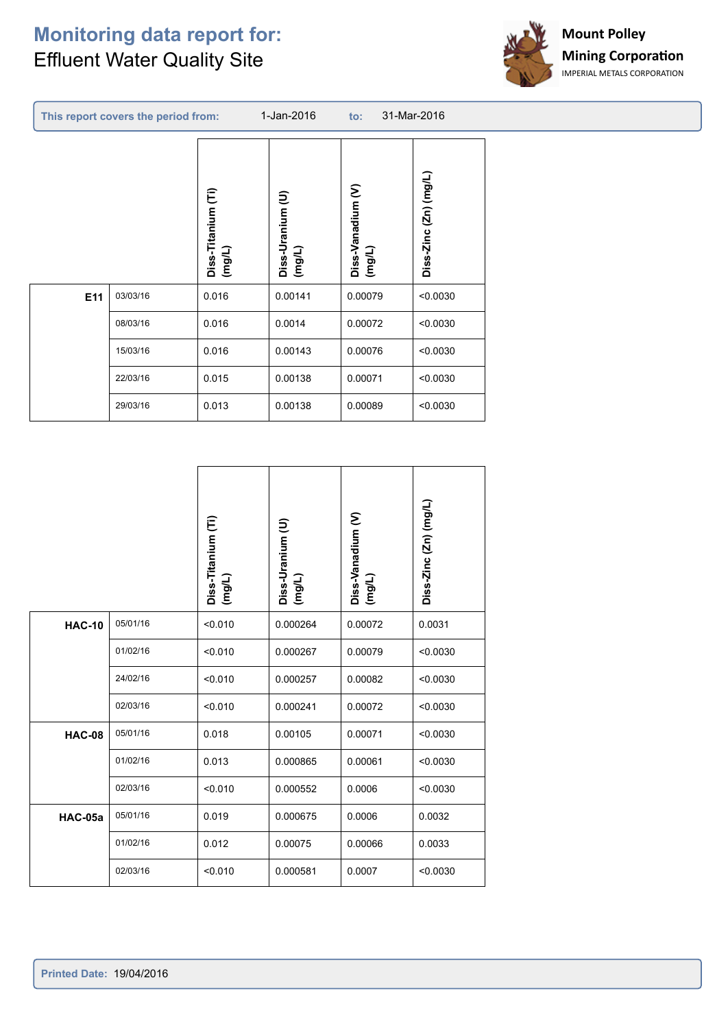# Monitoring data report for:

Effluent Water Quality Site

**Mount Polley Mining Corporation**
IMPERIAL METALS CORPORATION

**This report covers the period from:** 1-Jan-2016 **to:** 31-Mar-2016

| Site | Date | Diss-Titanium (Ti) (mg/L) | Diss-Uranium (U) (mg/L) | Diss-Vanadium (V) (mg/L) | Diss-Zinc (Zn) (mg/L) |
|---|---|---|---|---|---|
| **E11** | 03/03/16 | 0.016 | 0.00141 | 0.00079 | <0.0030 |
| | 08/03/16 | 0.016 | 0.0014 | 0.00072 | <0.0030 |
| | 15/03/16 | 0.016 | 0.00143 | 0.00076 | <0.0030 |
| | 22/03/16 | 0.015 | 0.00138 | 0.00071 | <0.0030 |
| | 29/03/16 | 0.013 | 0.00138 | 0.00089 | <0.0030 |

| Site | Date | Diss-Titanium (Ti) (mg/L) | Diss-Uranium (U) (mg/L) | Diss-Vanadium (V) (mg/L) | Diss-Zinc (Zn) (mg/L) |
|---|---|---|---|---|---|
| **HAC-10** | 05/01/16 | <0.010 | 0.000264 | 0.00072 | 0.0031 |
| | 01/02/16 | <0.010 | 0.000267 | 0.00079 | <0.0030 |
| | 24/02/16 | <0.010 | 0.000257 | 0.00082 | <0.0030 |
| | 02/03/16 | <0.010 | 0.000241 | 0.00072 | <0.0030 |
| **HAC-08** | 05/01/16 | 0.018 | 0.00105 | 0.00071 | <0.0030 |
| | 01/02/16 | 0.013 | 0.000865 | 0.00061 | <0.0030 |
| | 02/03/16 | <0.010 | 0.000552 | 0.0006 | <0.0030 |
| **HAC-05a** | 05/01/16 | 0.019 | 0.000675 | 0.0006 | 0.0032 |
| | 01/02/16 | 0.012 | 0.00075 | 0.00066 | 0.0033 |
| | 02/03/16 | <0.010 | 0.000581 | 0.0007 | <0.0030 |

**Printed Date:** 19/04/2016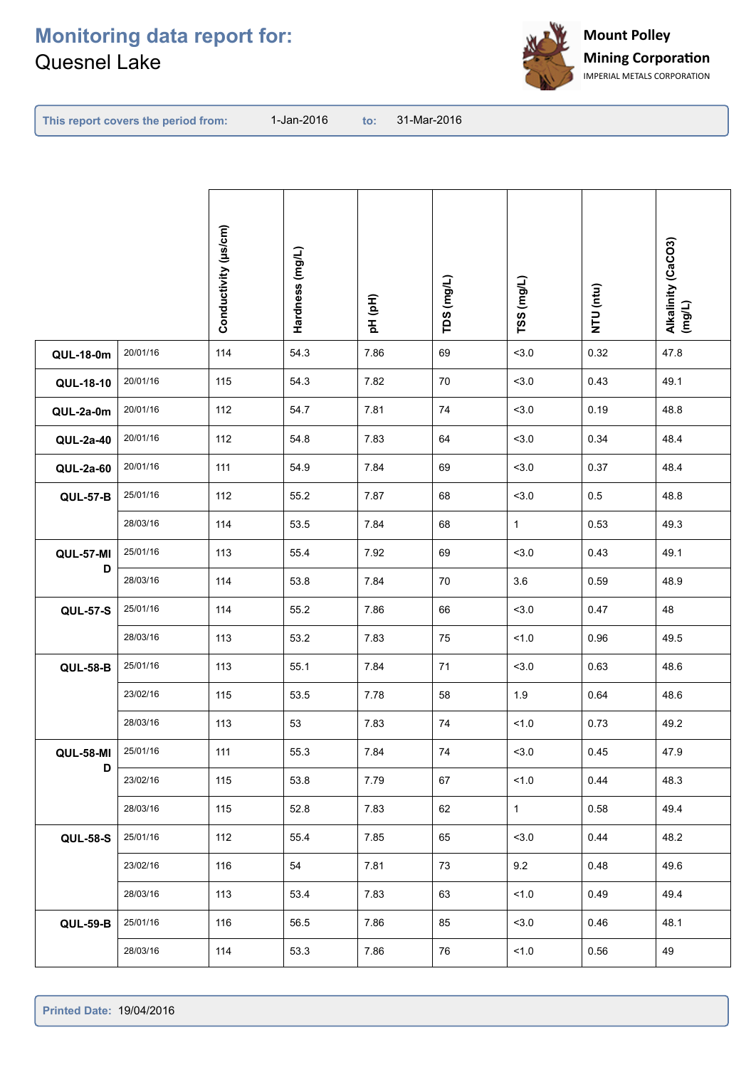# Monitoring data report for:
Quesnel Lake

**Mount Polley Mining Corporation**
IMPERIAL METALS CORPORATION

**This report covers the period from:** 1-Jan-2016 **to:** 31-Mar-2016

| | | Conductivity (µs/cm) | Hardness (mg/L) | pH (pH) | TDS (mg/L) | TSS (mg/L) | NTU (ntu) | Alkalinity (CaCO3) (mg/L) |
|---|---|---|---|---|---|---|---|---|
| **QUL-18-0m** | 20/01/16 | 114 | 54.3 | 7.86 | 69 | <3.0 | 0.32 | 47.8 |
| **QUL-18-10** | 20/01/16 | 115 | 54.3 | 7.82 | 70 | <3.0 | 0.43 | 49.1 |
| **QUL-2a-0m** | 20/01/16 | 112 | 54.7 | 7.81 | 74 | <3.0 | 0.19 | 48.8 |
| **QUL-2a-40** | 20/01/16 | 112 | 54.8 | 7.83 | 64 | <3.0 | 0.34 | 48.4 |
| **QUL-2a-60** | 20/01/16 | 111 | 54.9 | 7.84 | 69 | <3.0 | 0.37 | 48.4 |
| **QUL-57-B** | 25/01/16 | 112 | 55.2 | 7.87 | 68 | <3.0 | 0.5 | 48.8 |
| | 28/03/16 | 114 | 53.5 | 7.84 | 68 | 1 | 0.53 | 49.3 |
| **QUL-57-MID** | 25/01/16 | 113 | 55.4 | 7.92 | 69 | <3.0 | 0.43 | 49.1 |
| | 28/03/16 | 114 | 53.8 | 7.84 | 70 | 3.6 | 0.59 | 48.9 |
| **QUL-57-S** | 25/01/16 | 114 | 55.2 | 7.86 | 66 | <3.0 | 0.47 | 48 |
| | 28/03/16 | 113 | 53.2 | 7.83 | 75 | <1.0 | 0.96 | 49.5 |
| **QUL-58-B** | 25/01/16 | 113 | 55.1 | 7.84 | 71 | <3.0 | 0.63 | 48.6 |
| | 23/02/16 | 115 | 53.5 | 7.78 | 58 | 1.9 | 0.64 | 48.6 |
| | 28/03/16 | 113 | 53 | 7.83 | 74 | <1.0 | 0.73 | 49.2 |
| **QUL-58-MID** | 25/01/16 | 111 | 55.3 | 7.84 | 74 | <3.0 | 0.45 | 47.9 |
| | 23/02/16 | 115 | 53.8 | 7.79 | 67 | <1.0 | 0.44 | 48.3 |
| | 28/03/16 | 115 | 52.8 | 7.83 | 62 | 1 | 0.58 | 49.4 |
| **QUL-58-S** | 25/01/16 | 112 | 55.4 | 7.85 | 65 | <3.0 | 0.44 | 48.2 |
| | 23/02/16 | 116 | 54 | 7.81 | 73 | 9.2 | 0.48 | 49.6 |
| | 28/03/16 | 113 | 53.4 | 7.83 | 63 | <1.0 | 0.49 | 49.4 |
| **QUL-59-B** | 25/01/16 | 116 | 56.5 | 7.86 | 85 | <3.0 | 0.46 | 48.1 |
| | 28/03/16 | 114 | 53.3 | 7.86 | 76 | <1.0 | 0.56 | 49 |

**Printed Date:** 19/04/2016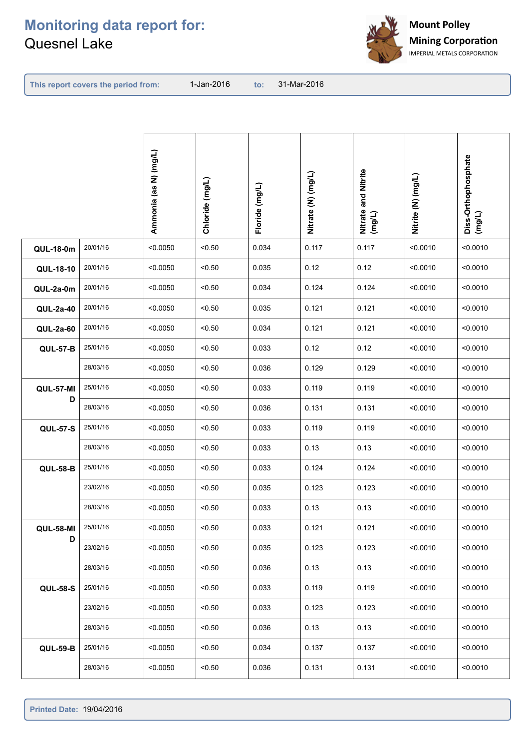# Monitoring data report for:
Quesnel Lake

**Mount Polley Mining Corporation**
IMPERIAL METALS CORPORATION

**This report covers the period from:** 1-Jan-2016 **to:** 31-Mar-2016

| | | Ammonia (as N) (mg/L) | Chloride (mg/L) | Floride (mg/L) | Nitrate (N) (mg/L) | Nitrate and Nitrite (mg/L) | Nitrite (N) (mg/L) | Diss-Orthophosphate (mg/L) |
|---|---|---|---|---|---|---|---|---|
| **QUL-18-0m** | 20/01/16 | <0.0050 | <0.50 | 0.034 | 0.117 | 0.117 | <0.0010 | <0.0010 |
| **QUL-18-10** | 20/01/16 | <0.0050 | <0.50 | 0.035 | 0.12 | 0.12 | <0.0010 | <0.0010 |
| **QUL-2a-0m** | 20/01/16 | <0.0050 | <0.50 | 0.034 | 0.124 | 0.124 | <0.0010 | <0.0010 |
| **QUL-2a-40** | 20/01/16 | <0.0050 | <0.50 | 0.035 | 0.121 | 0.121 | <0.0010 | <0.0010 |
| **QUL-2a-60** | 20/01/16 | <0.0050 | <0.50 | 0.034 | 0.121 | 0.121 | <0.0010 | <0.0010 |
| **QUL-57-B** | 25/01/16 | <0.0050 | <0.50 | 0.033 | 0.12 | 0.12 | <0.0010 | <0.0010 |
| | 28/03/16 | <0.0050 | <0.50 | 0.036 | 0.129 | 0.129 | <0.0010 | <0.0010 |
| **QUL-57-MID** | 25/01/16 | <0.0050 | <0.50 | 0.033 | 0.119 | 0.119 | <0.0010 | <0.0010 |
| | 28/03/16 | <0.0050 | <0.50 | 0.036 | 0.131 | 0.131 | <0.0010 | <0.0010 |
| **QUL-57-S** | 25/01/16 | <0.0050 | <0.50 | 0.033 | 0.119 | 0.119 | <0.0010 | <0.0010 |
| | 28/03/16 | <0.0050 | <0.50 | 0.033 | 0.13 | 0.13 | <0.0010 | <0.0010 |
| **QUL-58-B** | 25/01/16 | <0.0050 | <0.50 | 0.033 | 0.124 | 0.124 | <0.0010 | <0.0010 |
| | 23/02/16 | <0.0050 | <0.50 | 0.035 | 0.123 | 0.123 | <0.0010 | <0.0010 |
| | 28/03/16 | <0.0050 | <0.50 | 0.033 | 0.13 | 0.13 | <0.0010 | <0.0010 |
| **QUL-58-MID** | 25/01/16 | <0.0050 | <0.50 | 0.033 | 0.121 | 0.121 | <0.0010 | <0.0010 |
| | 23/02/16 | <0.0050 | <0.50 | 0.035 | 0.123 | 0.123 | <0.0010 | <0.0010 |
| | 28/03/16 | <0.0050 | <0.50 | 0.036 | 0.13 | 0.13 | <0.0010 | <0.0010 |
| **QUL-58-S** | 25/01/16 | <0.0050 | <0.50 | 0.033 | 0.119 | 0.119 | <0.0010 | <0.0010 |
| | 23/02/16 | <0.0050 | <0.50 | 0.033 | 0.123 | 0.123 | <0.0010 | <0.0010 |
| | 28/03/16 | <0.0050 | <0.50 | 0.036 | 0.13 | 0.13 | <0.0010 | <0.0010 |
| **QUL-59-B** | 25/01/16 | <0.0050 | <0.50 | 0.034 | 0.137 | 0.137 | <0.0010 | <0.0010 |
| | 28/03/16 | <0.0050 | <0.50 | 0.036 | 0.131 | 0.131 | <0.0010 | <0.0010 |

**Printed Date:** 19/04/2016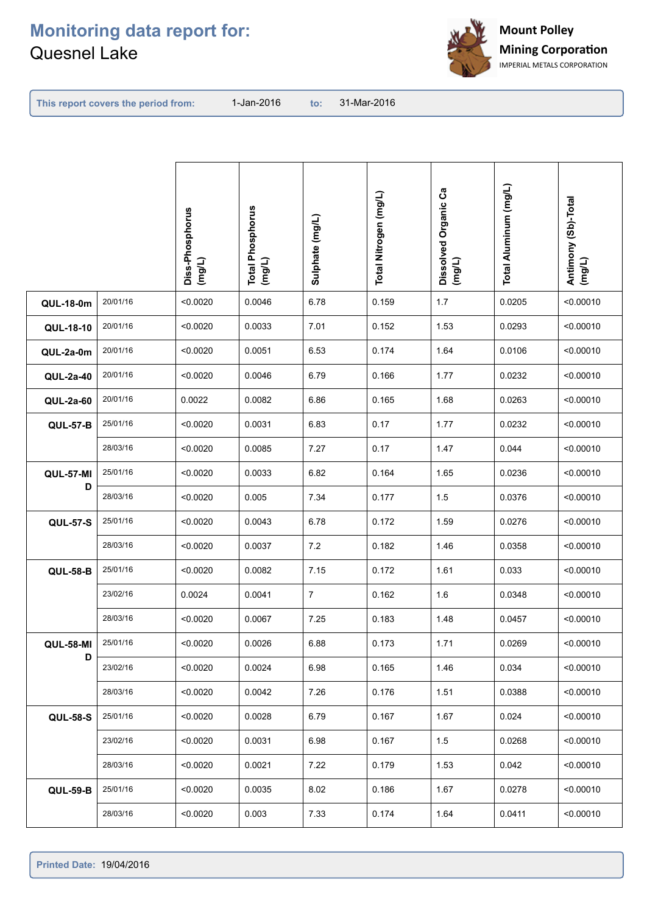# Monitoring data report for:
Quesnel Lake

**Mount Polley Mining Corporation**
IMPERIAL METALS CORPORATION

**This report covers the period from:** 1-Jan-2016 **to:** 31-Mar-2016

| | | Diss-Phosphorus (mg/L) | Total Phosphorus (mg/L) | Sulphate (mg/L) | Total Nitrogen (mg/L) | Dissolved Organic Ca (mg/L) | Total Aluminum (mg/L) | Antimony (Sb)-Total (mg/L) |
|---|---|---|---|---|---|---|---|---|
| **QUL-18-0m** | 20/01/16 | <0.0020 | 0.0046 | 6.78 | 0.159 | 1.7 | 0.0205 | <0.00010 |
| **QUL-18-10** | 20/01/16 | <0.0020 | 0.0033 | 7.01 | 0.152 | 1.53 | 0.0293 | <0.00010 |
| **QUL-2a-0m** | 20/01/16 | <0.0020 | 0.0051 | 6.53 | 0.174 | 1.64 | 0.0106 | <0.00010 |
| **QUL-2a-40** | 20/01/16 | <0.0020 | 0.0046 | 6.79 | 0.166 | 1.77 | 0.0232 | <0.00010 |
| **QUL-2a-60** | 20/01/16 | 0.0022 | 0.0082 | 6.86 | 0.165 | 1.68 | 0.0263 | <0.00010 |
| **QUL-57-B** | 25/01/16 | <0.0020 | 0.0031 | 6.83 | 0.17 | 1.77 | 0.0232 | <0.00010 |
| | 28/03/16 | <0.0020 | 0.0085 | 7.27 | 0.17 | 1.47 | 0.044 | <0.00010 |
| **QUL-57-MID** | 25/01/16 | <0.0020 | 0.0033 | 6.82 | 0.164 | 1.65 | 0.0236 | <0.00010 |
| | 28/03/16 | <0.0020 | 0.005 | 7.34 | 0.177 | 1.5 | 0.0376 | <0.00010 |
| **QUL-57-S** | 25/01/16 | <0.0020 | 0.0043 | 6.78 | 0.172 | 1.59 | 0.0276 | <0.00010 |
| | 28/03/16 | <0.0020 | 0.0037 | 7.2 | 0.182 | 1.46 | 0.0358 | <0.00010 |
| **QUL-58-B** | 25/01/16 | <0.0020 | 0.0082 | 7.15 | 0.172 | 1.61 | 0.033 | <0.00010 |
| | 23/02/16 | 0.0024 | 0.0041 | 7 | 0.162 | 1.6 | 0.0348 | <0.00010 |
| | 28/03/16 | <0.0020 | 0.0067 | 7.25 | 0.183 | 1.48 | 0.0457 | <0.00010 |
| **QUL-58-MID** | 25/01/16 | <0.0020 | 0.0026 | 6.88 | 0.173 | 1.71 | 0.0269 | <0.00010 |
| | 23/02/16 | <0.0020 | 0.0024 | 6.98 | 0.165 | 1.46 | 0.034 | <0.00010 |
| | 28/03/16 | <0.0020 | 0.0042 | 7.26 | 0.176 | 1.51 | 0.0388 | <0.00010 |
| **QUL-58-S** | 25/01/16 | <0.0020 | 0.0028 | 6.79 | 0.167 | 1.67 | 0.024 | <0.00010 |
| | 23/02/16 | <0.0020 | 0.0031 | 6.98 | 0.167 | 1.5 | 0.0268 | <0.00010 |
| | 28/03/16 | <0.0020 | 0.0021 | 7.22 | 0.179 | 1.53 | 0.042 | <0.00010 |
| **QUL-59-B** | 25/01/16 | <0.0020 | 0.0035 | 8.02 | 0.186 | 1.67 | 0.0278 | <0.00010 |
| | 28/03/16 | <0.0020 | 0.003 | 7.33 | 0.174 | 1.64 | 0.0411 | <0.00010 |

**Printed Date:** 19/04/2016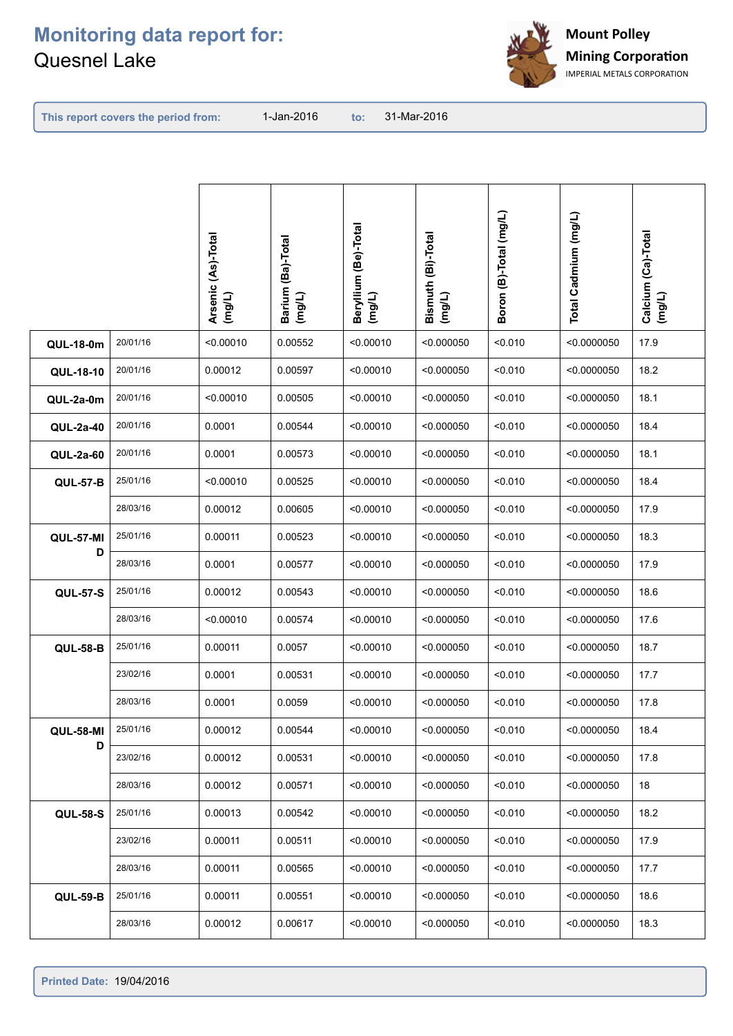# Monitoring data report for:
Quesnel Lake

Mount Polley Mining Corporation
IMPERIAL METALS CORPORATION

**This report covers the period from:** 1-Jan-2016 **to:** 31-Mar-2016

| | | Arsenic (As)-Total (mg/L) | Barium (Ba)-Total (mg/L) | Beryllium (Be)-Total (mg/L) | Bismuth (Bi)-Total (mg/L) | Boron (B)-Total (mg/L) | Total Cadmium (mg/L) | Calcium (Ca)-Total (mg/L) |
|---|---|---|---|---|---|---|---|---|
| **QUL-18-0m** | 20/01/16 | <0.00010 | 0.00552 | <0.00010 | <0.000050 | <0.010 | <0.0000050 | 17.9 |
| **QUL-18-10** | 20/01/16 | 0.00012 | 0.00597 | <0.00010 | <0.000050 | <0.010 | <0.0000050 | 18.2 |
| **QUL-2a-0m** | 20/01/16 | <0.00010 | 0.00505 | <0.00010 | <0.000050 | <0.010 | <0.0000050 | 18.1 |
| **QUL-2a-40** | 20/01/16 | 0.0001 | 0.00544 | <0.00010 | <0.000050 | <0.010 | <0.0000050 | 18.4 |
| **QUL-2a-60** | 20/01/16 | 0.0001 | 0.00573 | <0.00010 | <0.000050 | <0.010 | <0.0000050 | 18.1 |
| **QUL-57-B** | 25/01/16 | <0.00010 | 0.00525 | <0.00010 | <0.000050 | <0.010 | <0.0000050 | 18.4 |
| | 28/03/16 | 0.00012 | 0.00605 | <0.00010 | <0.000050 | <0.010 | <0.0000050 | 17.9 |
| **QUL-57-MID** | 25/01/16 | 0.00011 | 0.00523 | <0.00010 | <0.000050 | <0.010 | <0.0000050 | 18.3 |
| | 28/03/16 | 0.0001 | 0.00577 | <0.00010 | <0.000050 | <0.010 | <0.0000050 | 17.9 |
| **QUL-57-S** | 25/01/16 | 0.00012 | 0.00543 | <0.00010 | <0.000050 | <0.010 | <0.0000050 | 18.6 |
| | 28/03/16 | <0.00010 | 0.00574 | <0.00010 | <0.000050 | <0.010 | <0.0000050 | 17.6 |
| **QUL-58-B** | 25/01/16 | 0.00011 | 0.0057 | <0.00010 | <0.000050 | <0.010 | <0.0000050 | 18.7 |
| | 23/02/16 | 0.0001 | 0.00531 | <0.00010 | <0.000050 | <0.010 | <0.0000050 | 17.7 |
| | 28/03/16 | 0.0001 | 0.0059 | <0.00010 | <0.000050 | <0.010 | <0.0000050 | 17.8 |
| **QUL-58-MID** | 25/01/16 | 0.00012 | 0.00544 | <0.00010 | <0.000050 | <0.010 | <0.0000050 | 18.4 |
| | 23/02/16 | 0.00012 | 0.00531 | <0.00010 | <0.000050 | <0.010 | <0.0000050 | 17.8 |
| | 28/03/16 | 0.00012 | 0.00571 | <0.00010 | <0.000050 | <0.010 | <0.0000050 | 18 |
| **QUL-58-S** | 25/01/16 | 0.00013 | 0.00542 | <0.00010 | <0.000050 | <0.010 | <0.0000050 | 18.2 |
| | 23/02/16 | 0.00011 | 0.00511 | <0.00010 | <0.000050 | <0.010 | <0.0000050 | 17.9 |
| | 28/03/16 | 0.00011 | 0.00565 | <0.00010 | <0.000050 | <0.010 | <0.0000050 | 17.7 |
| **QUL-59-B** | 25/01/16 | 0.00011 | 0.00551 | <0.00010 | <0.000050 | <0.010 | <0.0000050 | 18.6 |
| | 28/03/16 | 0.00012 | 0.00617 | <0.00010 | <0.000050 | <0.010 | <0.0000050 | 18.3 |

**Printed Date:** 19/04/2016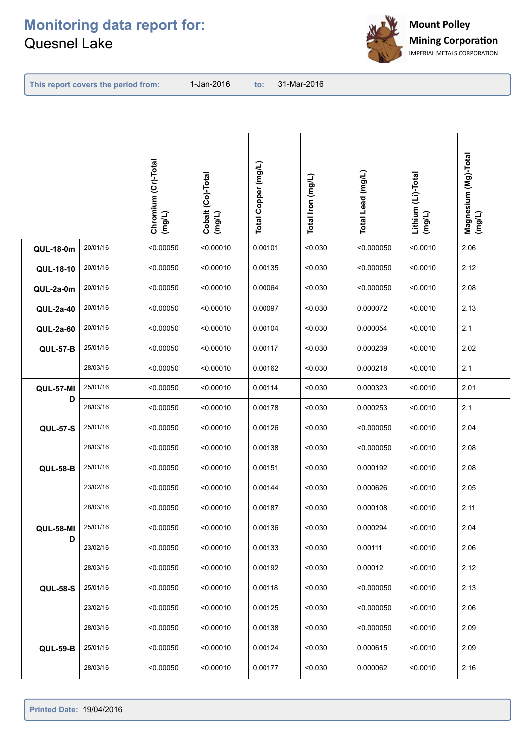# Monitoring data report for:
Quesnel Lake

**Mount Polley Mining Corporation**
IMPERIAL METALS CORPORATION

**This report covers the period from:** 1-Jan-2016 **to:** 31-Mar-2016

| Station | Date | Chromium (Cr)-Total (mg/L) | Cobalt (Co)-Total (mg/L) | Total Copper (mg/L) | Total Iron (mg/L) | Total Lead (mg/L) | Lithium (Li)-Total (mg/L) | Magnesium (Mg)-Total (mg/L) |
|---|---|---|---|---|---|---|---|---|
| **QUL-18-0m** | 20/01/16 | <0.00050 | <0.00010 | 0.00101 | <0.030 | <0.000050 | <0.0010 | 2.06 |
| **QUL-18-10** | 20/01/16 | <0.00050 | <0.00010 | 0.00135 | <0.030 | <0.000050 | <0.0010 | 2.12 |
| **QUL-2a-0m** | 20/01/16 | <0.00050 | <0.00010 | 0.00064 | <0.030 | <0.000050 | <0.0010 | 2.08 |
| **QUL-2a-40** | 20/01/16 | <0.00050 | <0.00010 | 0.00097 | <0.030 | 0.000072 | <0.0010 | 2.13 |
| **QUL-2a-60** | 20/01/16 | <0.00050 | <0.00010 | 0.00104 | <0.030 | 0.000054 | <0.0010 | 2.1 |
| **QUL-57-B** | 25/01/16 | <0.00050 | <0.00010 | 0.00117 | <0.030 | 0.000239 | <0.0010 | 2.02 |
| | 28/03/16 | <0.00050 | <0.00010 | 0.00162 | <0.030 | 0.000218 | <0.0010 | 2.1 |
| **QUL-57-MID** | 25/01/16 | <0.00050 | <0.00010 | 0.00114 | <0.030 | 0.000323 | <0.0010 | 2.01 |
| | 28/03/16 | <0.00050 | <0.00010 | 0.00178 | <0.030 | 0.000253 | <0.0010 | 2.1 |
| **QUL-57-S** | 25/01/16 | <0.00050 | <0.00010 | 0.00126 | <0.030 | <0.000050 | <0.0010 | 2.04 |
| | 28/03/16 | <0.00050 | <0.00010 | 0.00138 | <0.030 | <0.000050 | <0.0010 | 2.08 |
| **QUL-58-B** | 25/01/16 | <0.00050 | <0.00010 | 0.00151 | <0.030 | 0.000192 | <0.0010 | 2.08 |
| | 23/02/16 | <0.00050 | <0.00010 | 0.00144 | <0.030 | 0.000626 | <0.0010 | 2.05 |
| | 28/03/16 | <0.00050 | <0.00010 | 0.00187 | <0.030 | 0.000108 | <0.0010 | 2.11 |
| **QUL-58-MID** | 25/01/16 | <0.00050 | <0.00010 | 0.00136 | <0.030 | 0.000294 | <0.0010 | 2.04 |
| | 23/02/16 | <0.00050 | <0.00010 | 0.00133 | <0.030 | 0.00111 | <0.0010 | 2.06 |
| | 28/03/16 | <0.00050 | <0.00010 | 0.00192 | <0.030 | 0.00012 | <0.0010 | 2.12 |
| **QUL-58-S** | 25/01/16 | <0.00050 | <0.00010 | 0.00118 | <0.030 | <0.000050 | <0.0010 | 2.13 |
| | 23/02/16 | <0.00050 | <0.00010 | 0.00125 | <0.030 | <0.000050 | <0.0010 | 2.06 |
| | 28/03/16 | <0.00050 | <0.00010 | 0.00138 | <0.030 | <0.000050 | <0.0010 | 2.09 |
| **QUL-59-B** | 25/01/16 | <0.00050 | <0.00010 | 0.00124 | <0.030 | 0.000615 | <0.0010 | 2.09 |
| | 28/03/16 | <0.00050 | <0.00010 | 0.00177 | <0.030 | 0.000062 | <0.0010 | 2.16 |

**Printed Date:** 19/04/2016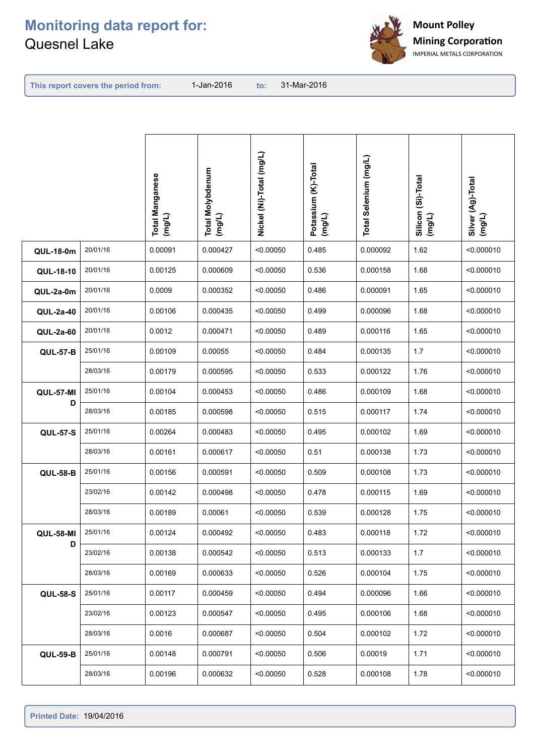# Monitoring data report for:
Quesnel Lake

Mount Polley Mining Corporation
IMPERIAL METALS CORPORATION

This report covers the period from: 1-Jan-2016 to: 31-Mar-2016

| | | Total Manganese (mg/L) | Total Molybdenum (mg/L) | Nickel (Ni)-Total (mg/L) | Potassium (K)-Total (mg/L) | Total Selenium (mg/L) | Silicon (Si)-Total (mg/L) | Silver (Ag)-Total (mg/L) |
|---|---|---|---|---|---|---|---|---|
| QUL-18-0m | 20/01/16 | 0.00091 | 0.000427 | <0.00050 | 0.485 | 0.000092 | 1.62 | <0.000010 |
| QUL-18-10 | 20/01/16 | 0.00125 | 0.000609 | <0.00050 | 0.536 | 0.000158 | 1.68 | <0.000010 |
| QUL-2a-0m | 20/01/16 | 0.0009 | 0.000352 | <0.00050 | 0.486 | 0.000091 | 1.65 | <0.000010 |
| QUL-2a-40 | 20/01/16 | 0.00106 | 0.000435 | <0.00050 | 0.499 | 0.000096 | 1.68 | <0.000010 |
| QUL-2a-60 | 20/01/16 | 0.0012 | 0.000471 | <0.00050 | 0.489 | 0.000116 | 1.65 | <0.000010 |
| QUL-57-B | 25/01/16 | 0.00109 | 0.00055 | <0.00050 | 0.484 | 0.000135 | 1.7 | <0.000010 |
| | 28/03/16 | 0.00179 | 0.000595 | <0.00050 | 0.533 | 0.000122 | 1.76 | <0.000010 |
| QUL-57-MID | 25/01/16 | 0.00104 | 0.000453 | <0.00050 | 0.486 | 0.000109 | 1.68 | <0.000010 |
| | 28/03/16 | 0.00185 | 0.000598 | <0.00050 | 0.515 | 0.000117 | 1.74 | <0.000010 |
| QUL-57-S | 25/01/16 | 0.00264 | 0.000483 | <0.00050 | 0.495 | 0.000102 | 1.69 | <0.000010 |
| | 28/03/16 | 0.00161 | 0.000617 | <0.00050 | 0.51 | 0.000138 | 1.73 | <0.000010 |
| QUL-58-B | 25/01/16 | 0.00156 | 0.000591 | <0.00050 | 0.509 | 0.000108 | 1.73 | <0.000010 |
| | 23/02/16 | 0.00142 | 0.000498 | <0.00050 | 0.478 | 0.000115 | 1.69 | <0.000010 |
| | 28/03/16 | 0.00189 | 0.00061 | <0.00050 | 0.539 | 0.000128 | 1.75 | <0.000010 |
| QUL-58-MID | 25/01/16 | 0.00124 | 0.000492 | <0.00050 | 0.483 | 0.000118 | 1.72 | <0.000010 |
| | 23/02/16 | 0.00138 | 0.000542 | <0.00050 | 0.513 | 0.000133 | 1.7 | <0.000010 |
| | 28/03/16 | 0.00169 | 0.000633 | <0.00050 | 0.526 | 0.000104 | 1.75 | <0.000010 |
| QUL-58-S | 25/01/16 | 0.00117 | 0.000459 | <0.00050 | 0.494 | 0.000096 | 1.66 | <0.000010 |
| | 23/02/16 | 0.00123 | 0.000547 | <0.00050 | 0.495 | 0.000106 | 1.68 | <0.000010 |
| | 28/03/16 | 0.0016 | 0.000687 | <0.00050 | 0.504 | 0.000102 | 1.72 | <0.000010 |
| QUL-59-B | 25/01/16 | 0.00148 | 0.000791 | <0.00050 | 0.506 | 0.00019 | 1.71 | <0.000010 |
| | 28/03/16 | 0.00196 | 0.000632 | <0.00050 | 0.528 | 0.000108 | 1.78 | <0.000010 |

Printed Date: 19/04/2016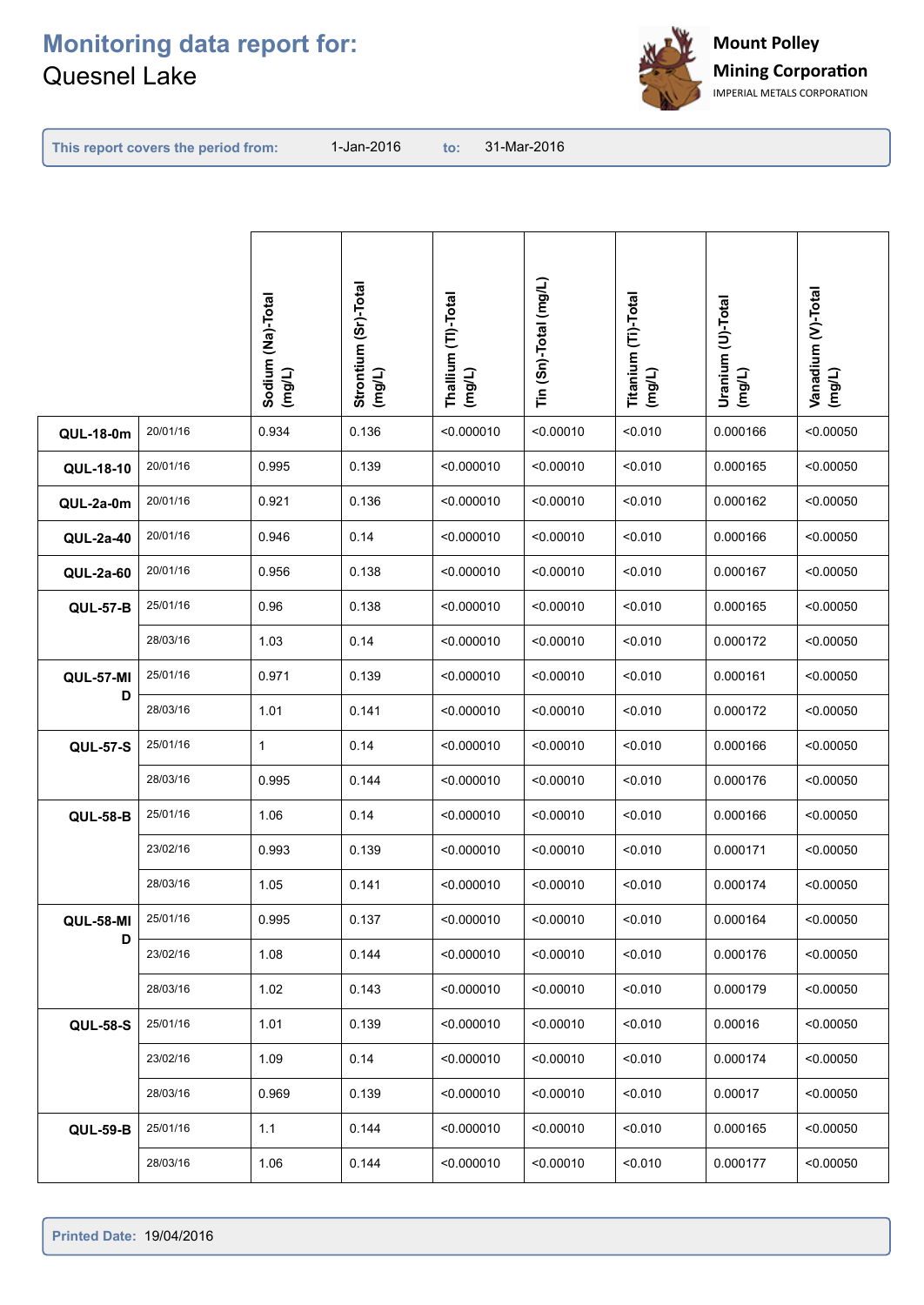# Monitoring data report for:
Quesnel Lake

**Mount Polley Mining Corporation**
IMPERIAL METALS CORPORATION

**This report covers the period from:** 1-Jan-2016 **to:** 31-Mar-2016

| | | Sodium (Na)-Total (mg/L) | Strontium (Sr)-Total (mg/L) | Thallium (Tl)-Total (mg/L) | Tin (Sn)-Total (mg/L) | Titanium (Ti)-Total (mg/L) | Uranium (U)-Total (mg/L) | Vanadium (V)-Total (mg/L) |
|---|---|---|---|---|---|---|---|---|
| **QUL-18-0m** | 20/01/16 | 0.934 | 0.136 | <0.000010 | <0.00010 | <0.010 | 0.000166 | <0.00050 |
| **QUL-18-10** | 20/01/16 | 0.995 | 0.139 | <0.000010 | <0.00010 | <0.010 | 0.000165 | <0.00050 |
| **QUL-2a-0m** | 20/01/16 | 0.921 | 0.136 | <0.000010 | <0.00010 | <0.010 | 0.000162 | <0.00050 |
| **QUL-2a-40** | 20/01/16 | 0.946 | 0.14 | <0.000010 | <0.00010 | <0.010 | 0.000166 | <0.00050 |
| **QUL-2a-60** | 20/01/16 | 0.956 | 0.138 | <0.000010 | <0.00010 | <0.010 | 0.000167 | <0.00050 |
| **QUL-57-B** | 25/01/16 | 0.96 | 0.138 | <0.000010 | <0.00010 | <0.010 | 0.000165 | <0.00050 |
| | 28/03/16 | 1.03 | 0.14 | <0.000010 | <0.00010 | <0.010 | 0.000172 | <0.00050 |
| **QUL-57-MID** | 25/01/16 | 0.971 | 0.139 | <0.000010 | <0.00010 | <0.010 | 0.000161 | <0.00050 |
| | 28/03/16 | 1.01 | 0.141 | <0.000010 | <0.00010 | <0.010 | 0.000172 | <0.00050 |
| **QUL-57-S** | 25/01/16 | 1 | 0.14 | <0.000010 | <0.00010 | <0.010 | 0.000166 | <0.00050 |
| | 28/03/16 | 0.995 | 0.144 | <0.000010 | <0.00010 | <0.010 | 0.000176 | <0.00050 |
| **QUL-58-B** | 25/01/16 | 1.06 | 0.14 | <0.000010 | <0.00010 | <0.010 | 0.000166 | <0.00050 |
| | 23/02/16 | 0.993 | 0.139 | <0.000010 | <0.00010 | <0.010 | 0.000171 | <0.00050 |
| | 28/03/16 | 1.05 | 0.141 | <0.000010 | <0.00010 | <0.010 | 0.000174 | <0.00050 |
| **QUL-58-MID** | 25/01/16 | 0.995 | 0.137 | <0.000010 | <0.00010 | <0.010 | 0.000164 | <0.00050 |
| | 23/02/16 | 1.08 | 0.144 | <0.000010 | <0.00010 | <0.010 | 0.000176 | <0.00050 |
| | 28/03/16 | 1.02 | 0.143 | <0.000010 | <0.00010 | <0.010 | 0.000179 | <0.00050 |
| **QUL-58-S** | 25/01/16 | 1.01 | 0.139 | <0.000010 | <0.00010 | <0.010 | 0.00016 | <0.00050 |
| | 23/02/16 | 1.09 | 0.14 | <0.000010 | <0.00010 | <0.010 | 0.000174 | <0.00050 |
| | 28/03/16 | 0.969 | 0.139 | <0.000010 | <0.00010 | <0.010 | 0.00017 | <0.00050 |
| **QUL-59-B** | 25/01/16 | 1.1 | 0.144 | <0.000010 | <0.00010 | <0.010 | 0.000165 | <0.00050 |
| | 28/03/16 | 1.06 | 0.144 | <0.000010 | <0.00010 | <0.010 | 0.000177 | <0.00050 |

**Printed Date:** 19/04/2016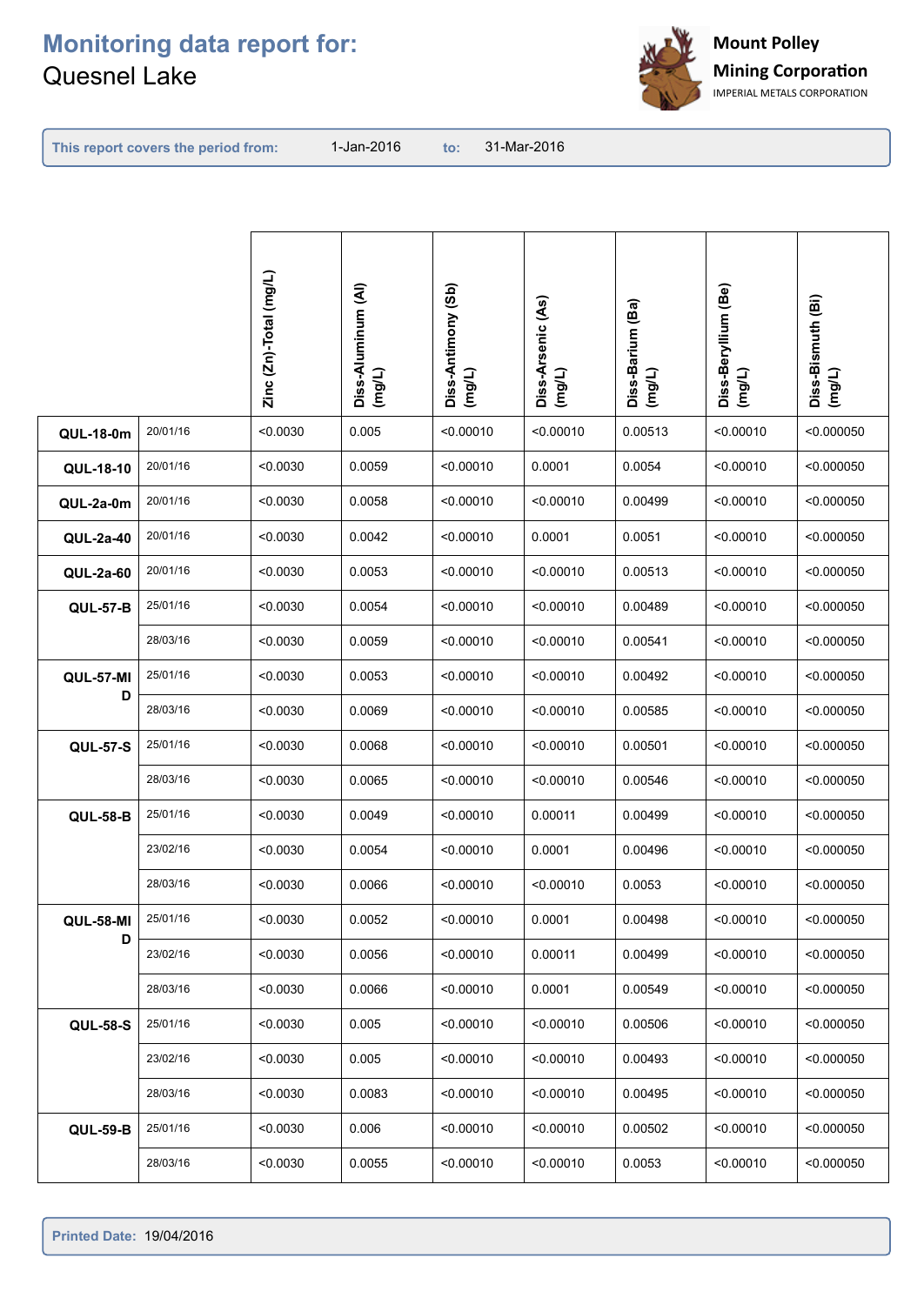# Monitoring data report for:
Quesnel Lake

**Mount Polley Mining Corporation**
IMPERIAL METALS CORPORATION

**This report covers the period from:** 1-Jan-2016 **to:** 31-Mar-2016

| | | Zinc (Zn)-Total (mg/L) | Diss-Aluminum (Al) (mg/L) | Diss-Antimony (Sb) (mg/L) | Diss-Arsenic (As) (mg/L) | Diss-Barium (Ba) (mg/L) | Diss-Beryllium (Be) (mg/L) | Diss-Bismuth (Bi) (mg/L) |
|---|---|---|---|---|---|---|---|---|
| **QUL-18-0m** | 20/01/16 | <0.0030 | 0.005 | <0.00010 | <0.00010 | 0.00513 | <0.00010 | <0.000050 |
| **QUL-18-10** | 20/01/16 | <0.0030 | 0.0059 | <0.00010 | 0.0001 | 0.0054 | <0.00010 | <0.000050 |
| **QUL-2a-0m** | 20/01/16 | <0.0030 | 0.0058 | <0.00010 | <0.00010 | 0.00499 | <0.00010 | <0.000050 |
| **QUL-2a-40** | 20/01/16 | <0.0030 | 0.0042 | <0.00010 | 0.0001 | 0.0051 | <0.00010 | <0.000050 |
| **QUL-2a-60** | 20/01/16 | <0.0030 | 0.0053 | <0.00010 | <0.00010 | 0.00513 | <0.00010 | <0.000050 |
| **QUL-57-B** | 25/01/16 | <0.0030 | 0.0054 | <0.00010 | <0.00010 | 0.00489 | <0.00010 | <0.000050 |
| | 28/03/16 | <0.0030 | 0.0059 | <0.00010 | <0.00010 | 0.00541 | <0.00010 | <0.000050 |
| **QUL-57-MID** | 25/01/16 | <0.0030 | 0.0053 | <0.00010 | <0.00010 | 0.00492 | <0.00010 | <0.000050 |
| | 28/03/16 | <0.0030 | 0.0069 | <0.00010 | <0.00010 | 0.00585 | <0.00010 | <0.000050 |
| **QUL-57-S** | 25/01/16 | <0.0030 | 0.0068 | <0.00010 | <0.00010 | 0.00501 | <0.00010 | <0.000050 |
| | 28/03/16 | <0.0030 | 0.0065 | <0.00010 | <0.00010 | 0.00546 | <0.00010 | <0.000050 |
| **QUL-58-B** | 25/01/16 | <0.0030 | 0.0049 | <0.00010 | 0.00011 | 0.00499 | <0.00010 | <0.000050 |
| | 23/02/16 | <0.0030 | 0.0054 | <0.00010 | 0.0001 | 0.00496 | <0.00010 | <0.000050 |
| | 28/03/16 | <0.0030 | 0.0066 | <0.00010 | <0.00010 | 0.0053 | <0.00010 | <0.000050 |
| **QUL-58-MID** | 25/01/16 | <0.0030 | 0.0052 | <0.00010 | 0.0001 | 0.00498 | <0.00010 | <0.000050 |
| | 23/02/16 | <0.0030 | 0.0056 | <0.00010 | 0.00011 | 0.00499 | <0.00010 | <0.000050 |
| | 28/03/16 | <0.0030 | 0.0066 | <0.00010 | 0.0001 | 0.00549 | <0.00010 | <0.000050 |
| **QUL-58-S** | 25/01/16 | <0.0030 | 0.005 | <0.00010 | <0.00010 | 0.00506 | <0.00010 | <0.000050 |
| | 23/02/16 | <0.0030 | 0.005 | <0.00010 | <0.00010 | 0.00493 | <0.00010 | <0.000050 |
| | 28/03/16 | <0.0030 | 0.0083 | <0.00010 | <0.00010 | 0.00495 | <0.00010 | <0.000050 |
| **QUL-59-B** | 25/01/16 | <0.0030 | 0.006 | <0.00010 | <0.00010 | 0.00502 | <0.00010 | <0.000050 |
| | 28/03/16 | <0.0030 | 0.0055 | <0.00010 | <0.00010 | 0.0053 | <0.00010 | <0.000050 |

**Printed Date:** 19/04/2016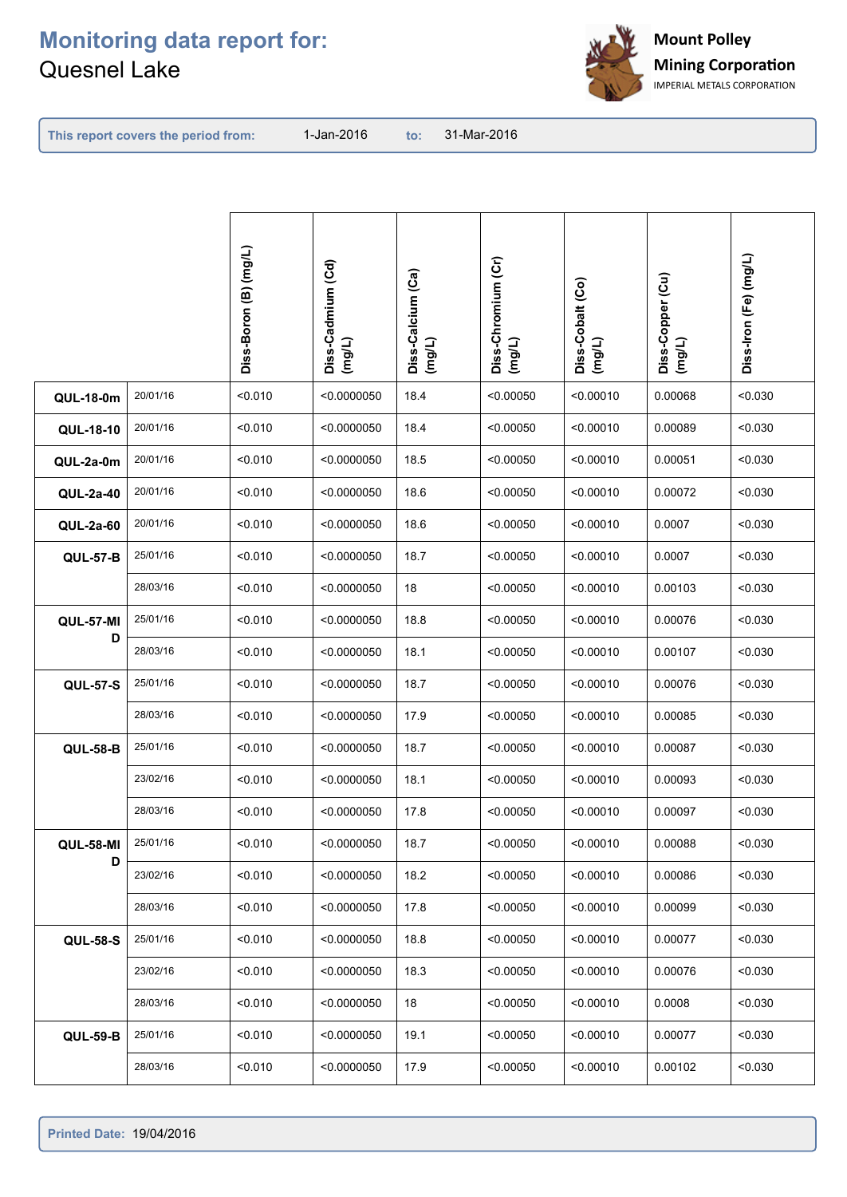# Monitoring data report for:

Quesnel Lake

Mount Polley Mining Corporation
IMPERIAL METALS CORPORATION

**This report covers the period from:** 1-Jan-2016 **to:** 31-Mar-2016

| | | Diss-Boron (B) (mg/L) | Diss-Cadmium (Cd) (mg/L) | Diss-Calcium (Ca) (mg/L) | Diss-Chromium (Cr) (mg/L) | Diss-Cobalt (Co) (mg/L) | Diss-Copper (Cu) (mg/L) | Diss-Iron (Fe) (mg/L) |
|---|---|---|---|---|---|---|---|---|
| **QUL-18-0m** | 20/01/16 | <0.010 | <0.0000050 | 18.4 | <0.00050 | <0.00010 | 0.00068 | <0.030 |
| **QUL-18-10** | 20/01/16 | <0.010 | <0.0000050 | 18.4 | <0.00050 | <0.00010 | 0.00089 | <0.030 |
| **QUL-2a-0m** | 20/01/16 | <0.010 | <0.0000050 | 18.5 | <0.00050 | <0.00010 | 0.00051 | <0.030 |
| **QUL-2a-40** | 20/01/16 | <0.010 | <0.0000050 | 18.6 | <0.00050 | <0.00010 | 0.00072 | <0.030 |
| **QUL-2a-60** | 20/01/16 | <0.010 | <0.0000050 | 18.6 | <0.00050 | <0.00010 | 0.0007 | <0.030 |
| **QUL-57-B** | 25/01/16 | <0.010 | <0.0000050 | 18.7 | <0.00050 | <0.00010 | 0.0007 | <0.030 |
| | 28/03/16 | <0.010 | <0.0000050 | 18 | <0.00050 | <0.00010 | 0.00103 | <0.030 |
| **QUL-57-MID** | 25/01/16 | <0.010 | <0.0000050 | 18.8 | <0.00050 | <0.00010 | 0.00076 | <0.030 |
| | 28/03/16 | <0.010 | <0.0000050 | 18.1 | <0.00050 | <0.00010 | 0.00107 | <0.030 |
| **QUL-57-S** | 25/01/16 | <0.010 | <0.0000050 | 18.7 | <0.00050 | <0.00010 | 0.00076 | <0.030 |
| | 28/03/16 | <0.010 | <0.0000050 | 17.9 | <0.00050 | <0.00010 | 0.00085 | <0.030 |
| **QUL-58-B** | 25/01/16 | <0.010 | <0.0000050 | 18.7 | <0.00050 | <0.00010 | 0.00087 | <0.030 |
| | 23/02/16 | <0.010 | <0.0000050 | 18.1 | <0.00050 | <0.00010 | 0.00093 | <0.030 |
| | 28/03/16 | <0.010 | <0.0000050 | 17.8 | <0.00050 | <0.00010 | 0.00097 | <0.030 |
| **QUL-58-MID** | 25/01/16 | <0.010 | <0.0000050 | 18.7 | <0.00050 | <0.00010 | 0.00088 | <0.030 |
| | 23/02/16 | <0.010 | <0.0000050 | 18.2 | <0.00050 | <0.00010 | 0.00086 | <0.030 |
| | 28/03/16 | <0.010 | <0.0000050 | 17.8 | <0.00050 | <0.00010 | 0.00099 | <0.030 |
| **QUL-58-S** | 25/01/16 | <0.010 | <0.0000050 | 18.8 | <0.00050 | <0.00010 | 0.00077 | <0.030 |
| | 23/02/16 | <0.010 | <0.0000050 | 18.3 | <0.00050 | <0.00010 | 0.00076 | <0.030 |
| | 28/03/16 | <0.010 | <0.0000050 | 18 | <0.00050 | <0.00010 | 0.0008 | <0.030 |
| **QUL-59-B** | 25/01/16 | <0.010 | <0.0000050 | 19.1 | <0.00050 | <0.00010 | 0.00077 | <0.030 |
| | 28/03/16 | <0.010 | <0.0000050 | 17.9 | <0.00050 | <0.00010 | 0.00102 | <0.030 |

**Printed Date:** 19/04/2016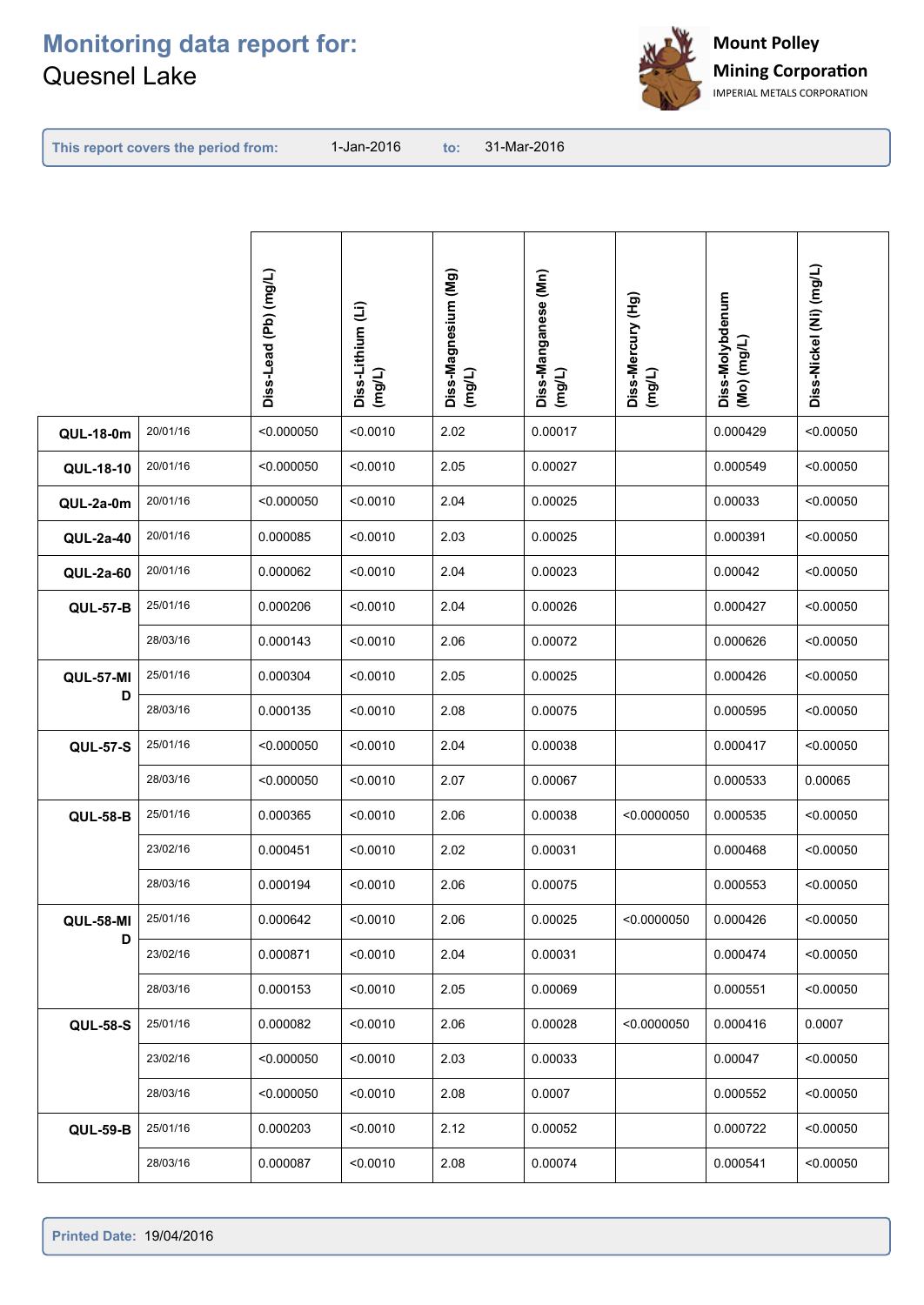# Monitoring data report for:
Quesnel Lake

Mount Polley Mining Corporation
IMPERIAL METALS CORPORATION

**This report covers the period from:** 1-Jan-2016 **to:** 31-Mar-2016

| | | Diss-Lead (Pb) (mg/L) | Diss-Lithium (Li) (mg/L) | Diss-Magnesium (Mg) (mg/L) | Diss-Manganese (Mn) (mg/L) | Diss-Mercury (Hg) (mg/L) | Diss-Molybdenum (Mo) (mg/L) | Diss-Nickel (Ni) (mg/L) |
|---|---|---|---|---|---|---|---|---|
| **QUL-18-0m** | 20/01/16 | <0.000050 | <0.0010 | 2.02 | 0.00017 | | 0.000429 | <0.00050 |
| **QUL-18-10** | 20/01/16 | <0.000050 | <0.0010 | 2.05 | 0.00027 | | 0.000549 | <0.00050 |
| **QUL-2a-0m** | 20/01/16 | <0.000050 | <0.0010 | 2.04 | 0.00025 | | 0.00033 | <0.00050 |
| **QUL-2a-40** | 20/01/16 | 0.000085 | <0.0010 | 2.03 | 0.00025 | | 0.000391 | <0.00050 |
| **QUL-2a-60** | 20/01/16 | 0.000062 | <0.0010 | 2.04 | 0.00023 | | 0.00042 | <0.00050 |
| **QUL-57-B** | 25/01/16 | 0.000206 | <0.0010 | 2.04 | 0.00026 | | 0.000427 | <0.00050 |
| | 28/03/16 | 0.000143 | <0.0010 | 2.06 | 0.00072 | | 0.000626 | <0.00050 |
| **QUL-57-MID** | 25/01/16 | 0.000304 | <0.0010 | 2.05 | 0.00025 | | 0.000426 | <0.00050 |
| | 28/03/16 | 0.000135 | <0.0010 | 2.08 | 0.00075 | | 0.000595 | <0.00050 |
| **QUL-57-S** | 25/01/16 | <0.000050 | <0.0010 | 2.04 | 0.00038 | | 0.000417 | <0.00050 |
| | 28/03/16 | <0.000050 | <0.0010 | 2.07 | 0.00067 | | 0.000533 | 0.00065 |
| **QUL-58-B** | 25/01/16 | 0.000365 | <0.0010 | 2.06 | 0.00038 | <0.0000050 | 0.000535 | <0.00050 |
| | 23/02/16 | 0.000451 | <0.0010 | 2.02 | 0.00031 | | 0.000468 | <0.00050 |
| | 28/03/16 | 0.000194 | <0.0010 | 2.06 | 0.00075 | | 0.000553 | <0.00050 |
| **QUL-58-MID** | 25/01/16 | 0.000642 | <0.0010 | 2.06 | 0.00025 | <0.0000050 | 0.000426 | <0.00050 |
| | 23/02/16 | 0.000871 | <0.0010 | 2.04 | 0.00031 | | 0.000474 | <0.00050 |
| | 28/03/16 | 0.000153 | <0.0010 | 2.05 | 0.00069 | | 0.000551 | <0.00050 |
| **QUL-58-S** | 25/01/16 | 0.000082 | <0.0010 | 2.06 | 0.00028 | <0.0000050 | 0.000416 | 0.0007 |
| | 23/02/16 | <0.000050 | <0.0010 | 2.03 | 0.00033 | | 0.00047 | <0.00050 |
| | 28/03/16 | <0.000050 | <0.0010 | 2.08 | 0.0007 | | 0.000552 | <0.00050 |
| **QUL-59-B** | 25/01/16 | 0.000203 | <0.0010 | 2.12 | 0.00052 | | 0.000722 | <0.00050 |
| | 28/03/16 | 0.000087 | <0.0010 | 2.08 | 0.00074 | | 0.000541 | <0.00050 |

**Printed Date:** 19/04/2016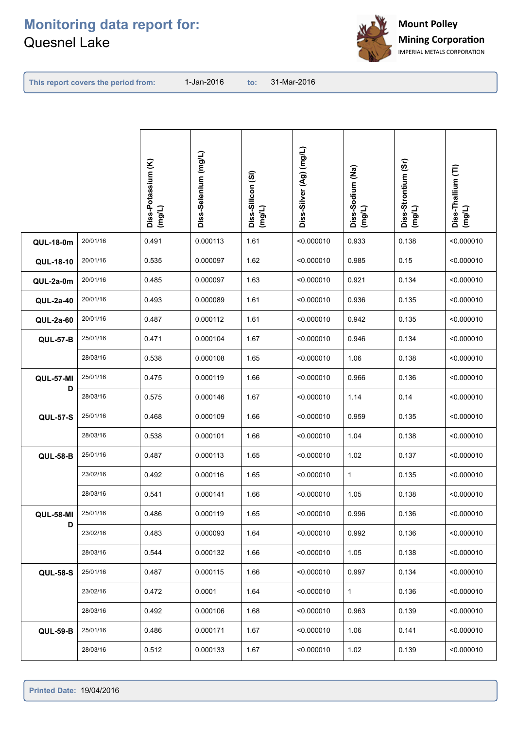# Monitoring data report for:
Quesnel Lake

Mount Polley Mining Corporation
IMPERIAL METALS CORPORATION

**This report covers the period from:** 1-Jan-2016 **to:** 31-Mar-2016

| | | Diss-Potassium (K) (mg/L) | Diss-Selenium (mg/L) | Diss-Silicon (Si) (mg/L) | Diss-Silver (Ag) (mg/L) | Diss-Sodium (Na) (mg/L) | Diss-Strontium (Sr) (mg/L) | Diss-Thallium (Tl) (mg/L) |
|---|---|---|---|---|---|---|---|---|
| **QUL-18-0m** | 20/01/16 | 0.491 | 0.000113 | 1.61 | <0.000010 | 0.933 | 0.138 | <0.000010 |
| **QUL-18-10** | 20/01/16 | 0.535 | 0.000097 | 1.62 | <0.000010 | 0.985 | 0.15 | <0.000010 |
| **QUL-2a-0m** | 20/01/16 | 0.485 | 0.000097 | 1.63 | <0.000010 | 0.921 | 0.134 | <0.000010 |
| **QUL-2a-40** | 20/01/16 | 0.493 | 0.000089 | 1.61 | <0.000010 | 0.936 | 0.135 | <0.000010 |
| **QUL-2a-60** | 20/01/16 | 0.487 | 0.000112 | 1.61 | <0.000010 | 0.942 | 0.135 | <0.000010 |
| **QUL-57-B** | 25/01/16 | 0.471 | 0.000104 | 1.67 | <0.000010 | 0.946 | 0.134 | <0.000010 |
| | 28/03/16 | 0.538 | 0.000108 | 1.65 | <0.000010 | 1.06 | 0.138 | <0.000010 |
| **QUL-57-MID** | 25/01/16 | 0.475 | 0.000119 | 1.66 | <0.000010 | 0.966 | 0.136 | <0.000010 |
| | 28/03/16 | 0.575 | 0.000146 | 1.67 | <0.000010 | 1.14 | 0.14 | <0.000010 |
| **QUL-57-S** | 25/01/16 | 0.468 | 0.000109 | 1.66 | <0.000010 | 0.959 | 0.135 | <0.000010 |
| | 28/03/16 | 0.538 | 0.000101 | 1.66 | <0.000010 | 1.04 | 0.138 | <0.000010 |
| **QUL-58-B** | 25/01/16 | 0.487 | 0.000113 | 1.65 | <0.000010 | 1.02 | 0.137 | <0.000010 |
| | 23/02/16 | 0.492 | 0.000116 | 1.65 | <0.000010 | 1 | 0.135 | <0.000010 |
| | 28/03/16 | 0.541 | 0.000141 | 1.66 | <0.000010 | 1.05 | 0.138 | <0.000010 |
| **QUL-58-MID** | 25/01/16 | 0.486 | 0.000119 | 1.65 | <0.000010 | 0.996 | 0.136 | <0.000010 |
| | 23/02/16 | 0.483 | 0.000093 | 1.64 | <0.000010 | 0.992 | 0.136 | <0.000010 |
| | 28/03/16 | 0.544 | 0.000132 | 1.66 | <0.000010 | 1.05 | 0.138 | <0.000010 |
| **QUL-58-S** | 25/01/16 | 0.487 | 0.000115 | 1.66 | <0.000010 | 0.997 | 0.134 | <0.000010 |
| | 23/02/16 | 0.472 | 0.0001 | 1.64 | <0.000010 | 1 | 0.136 | <0.000010 |
| | 28/03/16 | 0.492 | 0.000106 | 1.68 | <0.000010 | 0.963 | 0.139 | <0.000010 |
| **QUL-59-B** | 25/01/16 | 0.486 | 0.000171 | 1.67 | <0.000010 | 1.06 | 0.141 | <0.000010 |
| | 28/03/16 | 0.512 | 0.000133 | 1.67 | <0.000010 | 1.02 | 0.139 | <0.000010 |

**Printed Date:** 19/04/2016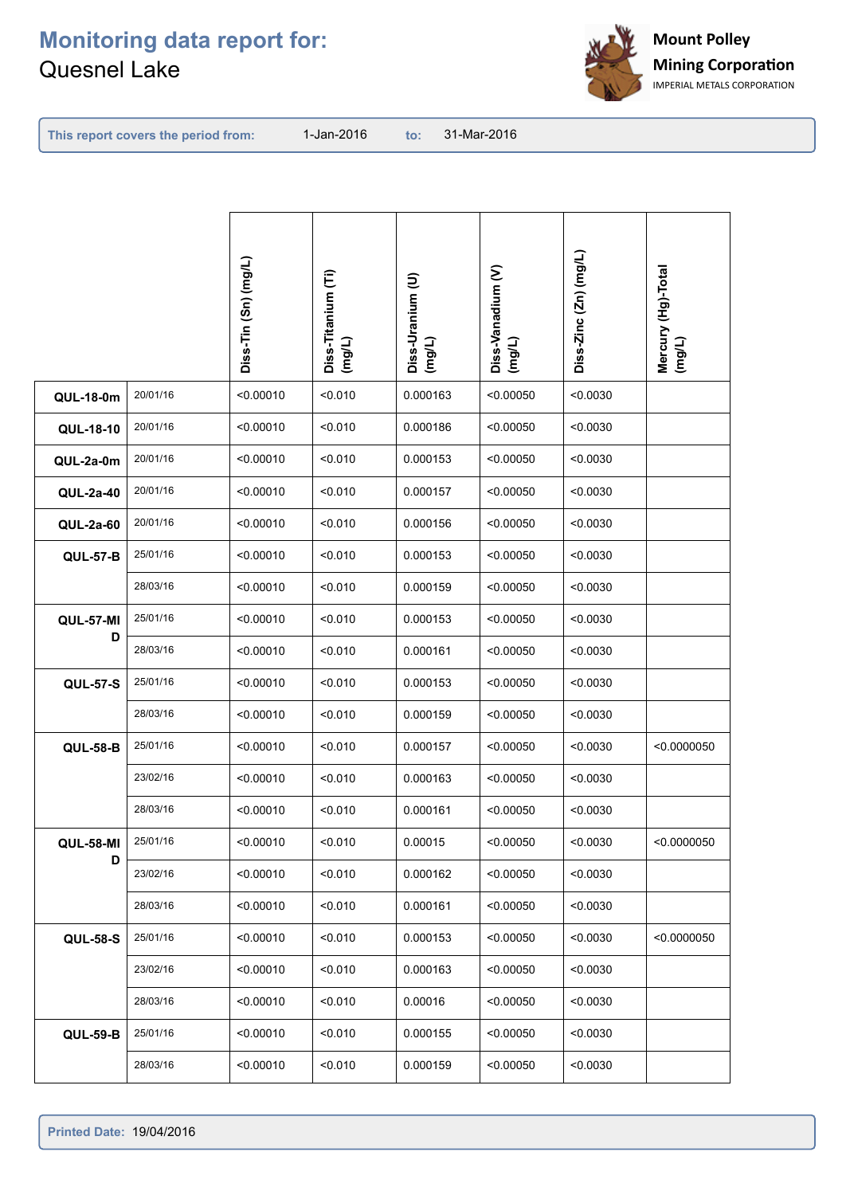# Monitoring data report for:

Quesnel Lake

**Mount Polley Mining Corporation**
IMPERIAL METALS CORPORATION

**This report covers the period from:** 1-Jan-2016 **to:** 31-Mar-2016

| | | Diss-Tin (Sn) (mg/L) | Diss-Titanium (Ti) (mg/L) | Diss-Uranium (U) (mg/L) | Diss-Vanadium (V) (mg/L) | Diss-Zinc (Zn) (mg/L) | Mercury (Hg)-Total (mg/L) |
|---|---|---|---|---|---|---|---|
| **QUL-18-0m** | 20/01/16 | <0.00010 | <0.010 | 0.000163 | <0.00050 | <0.0030 | |
| **QUL-18-10** | 20/01/16 | <0.00010 | <0.010 | 0.000186 | <0.00050 | <0.0030 | |
| **QUL-2a-0m** | 20/01/16 | <0.00010 | <0.010 | 0.000153 | <0.00050 | <0.0030 | |
| **QUL-2a-40** | 20/01/16 | <0.00010 | <0.010 | 0.000157 | <0.00050 | <0.0030 | |
| **QUL-2a-60** | 20/01/16 | <0.00010 | <0.010 | 0.000156 | <0.00050 | <0.0030 | |
| **QUL-57-B** | 25/01/16 | <0.00010 | <0.010 | 0.000153 | <0.00050 | <0.0030 | |
| | 28/03/16 | <0.00010 | <0.010 | 0.000159 | <0.00050 | <0.0030 | |
| **QUL-57-MID** | 25/01/16 | <0.00010 | <0.010 | 0.000153 | <0.00050 | <0.0030 | |
| | 28/03/16 | <0.00010 | <0.010 | 0.000161 | <0.00050 | <0.0030 | |
| **QUL-57-S** | 25/01/16 | <0.00010 | <0.010 | 0.000153 | <0.00050 | <0.0030 | |
| | 28/03/16 | <0.00010 | <0.010 | 0.000159 | <0.00050 | <0.0030 | |
| **QUL-58-B** | 25/01/16 | <0.00010 | <0.010 | 0.000157 | <0.00050 | <0.0030 | <0.0000050 |
| | 23/02/16 | <0.00010 | <0.010 | 0.000163 | <0.00050 | <0.0030 | |
| | 28/03/16 | <0.00010 | <0.010 | 0.000161 | <0.00050 | <0.0030 | |
| **QUL-58-MID** | 25/01/16 | <0.00010 | <0.010 | 0.00015 | <0.00050 | <0.0030 | <0.0000050 |
| | 23/02/16 | <0.00010 | <0.010 | 0.000162 | <0.00050 | <0.0030 | |
| | 28/03/16 | <0.00010 | <0.010 | 0.000161 | <0.00050 | <0.0030 | |
| **QUL-58-S** | 25/01/16 | <0.00010 | <0.010 | 0.000153 | <0.00050 | <0.0030 | <0.0000050 |
| | 23/02/16 | <0.00010 | <0.010 | 0.000163 | <0.00050 | <0.0030 | |
| | 28/03/16 | <0.00010 | <0.010 | 0.00016 | <0.00050 | <0.0030 | |
| **QUL-59-B** | 25/01/16 | <0.00010 | <0.010 | 0.000155 | <0.00050 | <0.0030 | |
| | 28/03/16 | <0.00010 | <0.010 | 0.000159 | <0.00050 | <0.0030 | |

**Printed Date:** 19/04/2016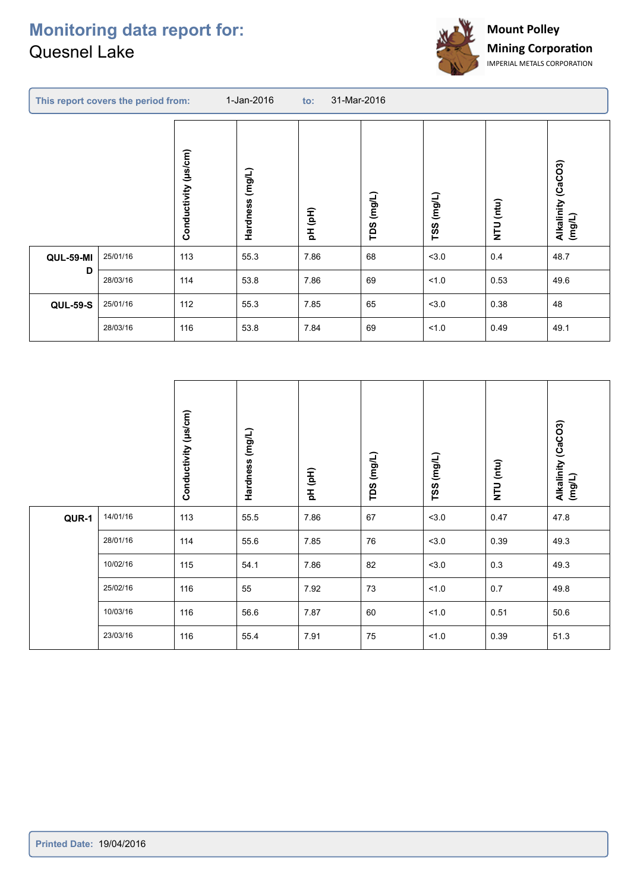# Monitoring data report for:

Quesnel Lake

**Mount Polley Mining Corporation**
IMPERIAL METALS CORPORATION

**This report covers the period from:** 1-Jan-2016 **to:** 31-Mar-2016

| | | Conductivity (µs/cm) | Hardness (mg/L) | pH (pH) | TDS (mg/L) | TSS (mg/L) | NTU (ntu) | Alkalinity (CaCO3) (mg/L) |
|---|---|---|---|---|---|---|---|---|
| **QUL-59-MID** | 25/01/16 | 113 | 55.3 | 7.86 | 68 | <3.0 | 0.4 | 48.7 |
| | 28/03/16 | 114 | 53.8 | 7.86 | 69 | <1.0 | 0.53 | 49.6 |
| **QUL-59-S** | 25/01/16 | 112 | 55.3 | 7.85 | 65 | <3.0 | 0.38 | 48 |
| | 28/03/16 | 116 | 53.8 | 7.84 | 69 | <1.0 | 0.49 | 49.1 |

| | | Conductivity (µs/cm) | Hardness (mg/L) | pH (pH) | TDS (mg/L) | TSS (mg/L) | NTU (ntu) | Alkalinity (CaCO3) (mg/L) |
|---|---|---|---|---|---|---|---|---|
| **QUR-1** | 14/01/16 | 113 | 55.5 | 7.86 | 67 | <3.0 | 0.47 | 47.8 |
| | 28/01/16 | 114 | 55.6 | 7.85 | 76 | <3.0 | 0.39 | 49.3 |
| | 10/02/16 | 115 | 54.1 | 7.86 | 82 | <3.0 | 0.3 | 49.3 |
| | 25/02/16 | 116 | 55 | 7.92 | 73 | <1.0 | 0.7 | 49.8 |
| | 10/03/16 | 116 | 56.6 | 7.87 | 60 | <1.0 | 0.51 | 50.6 |
| | 23/03/16 | 116 | 55.4 | 7.91 | 75 | <1.0 | 0.39 | 51.3 |

**Printed Date:** 19/04/2016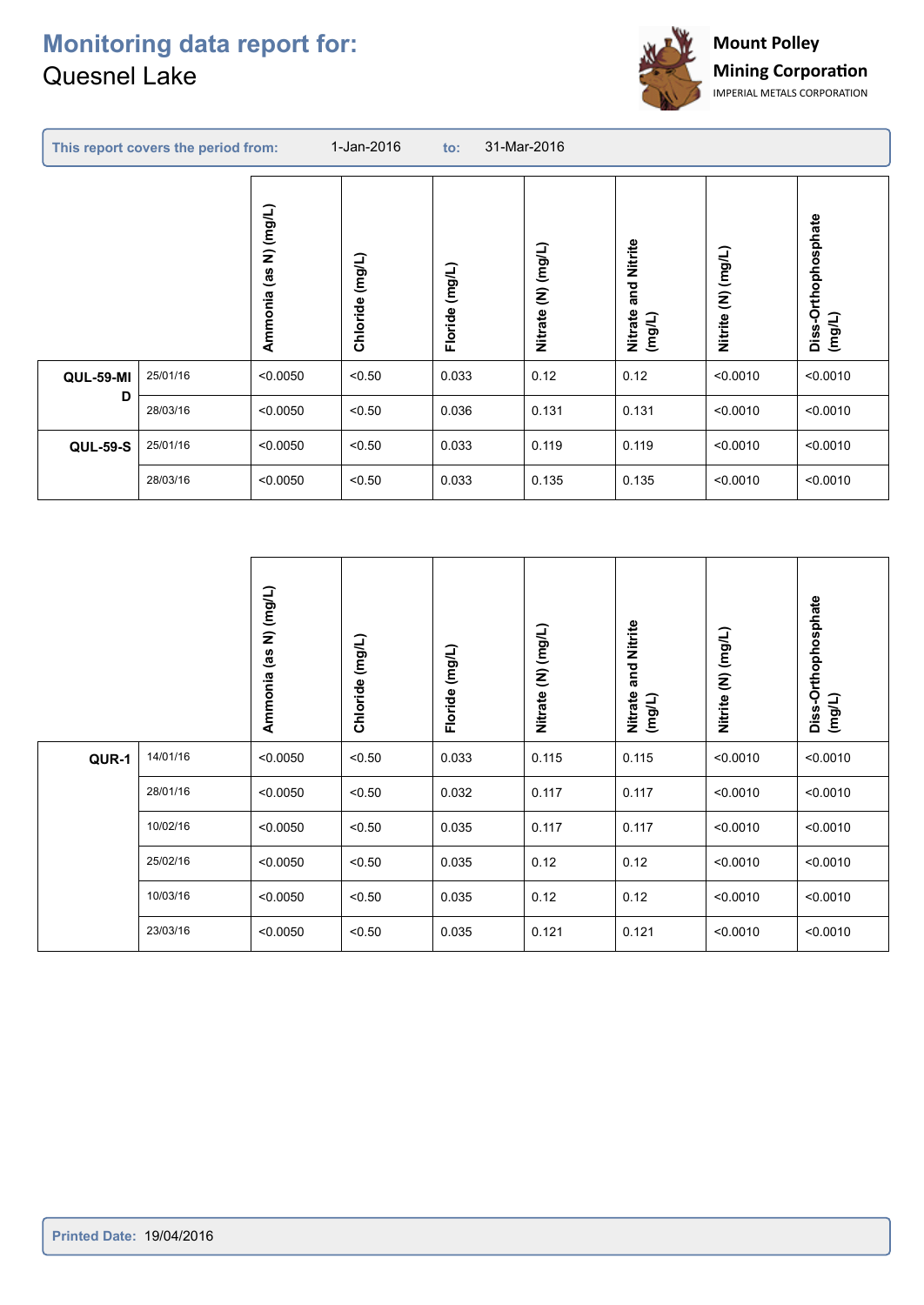# Monitoring data report for:
Quesnel Lake

**Mount Polley Mining Corporation**
IMPERIAL METALS CORPORATION

**This report covers the period from:** 1-Jan-2016 **to:** 31-Mar-2016

| | | Ammonia (as N) (mg/L) | Chloride (mg/L) | Floride (mg/L) | Nitrate (N) (mg/L) | Nitrate and Nitrite (mg/L) | Nitrite (N) (mg/L) | Diss-Orthophosphate (mg/L) |
|---|---|---|---|---|---|---|---|---|
| **QUL-59-MID** | 25/01/16 | <0.0050 | <0.50 | 0.033 | 0.12 | 0.12 | <0.0010 | <0.0010 |
| | 28/03/16 | <0.0050 | <0.50 | 0.036 | 0.131 | 0.131 | <0.0010 | <0.0010 |
| **QUL-59-S** | 25/01/16 | <0.0050 | <0.50 | 0.033 | 0.119 | 0.119 | <0.0010 | <0.0010 |
| | 28/03/16 | <0.0050 | <0.50 | 0.033 | 0.135 | 0.135 | <0.0010 | <0.0010 |

| | | Ammonia (as N) (mg/L) | Chloride (mg/L) | Floride (mg/L) | Nitrate (N) (mg/L) | Nitrate and Nitrite (mg/L) | Nitrite (N) (mg/L) | Diss-Orthophosphate (mg/L) |
|---|---|---|---|---|---|---|---|---|
| **QUR-1** | 14/01/16 | <0.0050 | <0.50 | 0.033 | 0.115 | 0.115 | <0.0010 | <0.0010 |
| | 28/01/16 | <0.0050 | <0.50 | 0.032 | 0.117 | 0.117 | <0.0010 | <0.0010 |
| | 10/02/16 | <0.0050 | <0.50 | 0.035 | 0.117 | 0.117 | <0.0010 | <0.0010 |
| | 25/02/16 | <0.0050 | <0.50 | 0.035 | 0.12 | 0.12 | <0.0010 | <0.0010 |
| | 10/03/16 | <0.0050 | <0.50 | 0.035 | 0.12 | 0.12 | <0.0010 | <0.0010 |
| | 23/03/16 | <0.0050 | <0.50 | 0.035 | 0.121 | 0.121 | <0.0010 | <0.0010 |

**Printed Date:** 19/04/2016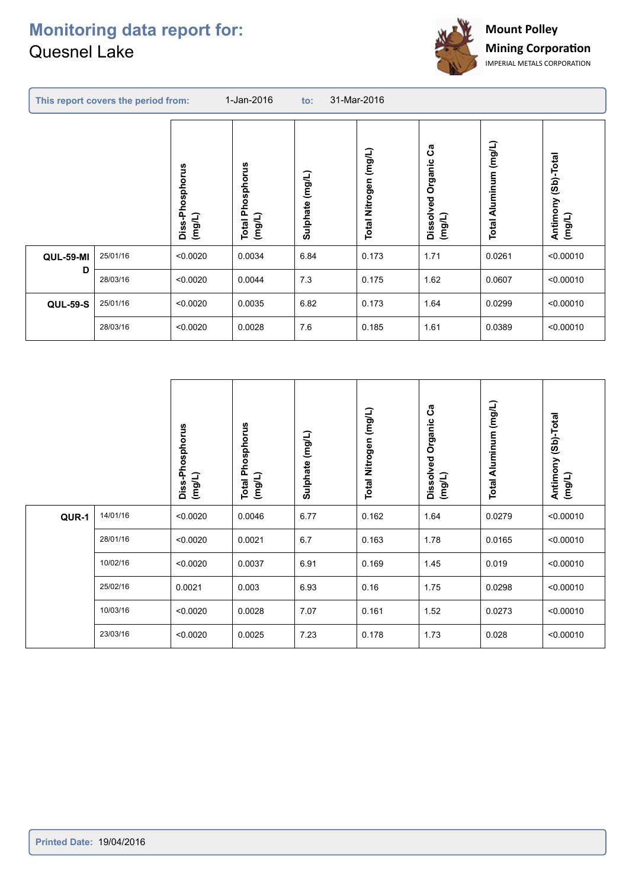# Monitoring data report for:

Quesnel Lake

Mount Polley Mining Corporation
IMPERIAL METALS CORPORATION

**This report covers the period from:** 1-Jan-2016 **to:** 31-Mar-2016

| | | Diss-Phosphorus (mg/L) | Total Phosphorus (mg/L) | Sulphate (mg/L) | Total Nitrogen (mg/L) | Dissolved Organic Ca (mg/L) | Total Aluminum (mg/L) | Antimony (Sb)-Total (mg/L) |
|---|---|---|---|---|---|---|---|---|
| **QUL-59-MID** | 25/01/16 | <0.0020 | 0.0034 | 6.84 | 0.173 | 1.71 | 0.0261 | <0.00010 |
| | 28/03/16 | <0.0020 | 0.0044 | 7.3 | 0.175 | 1.62 | 0.0607 | <0.00010 |
| **QUL-59-S** | 25/01/16 | <0.0020 | 0.0035 | 6.82 | 0.173 | 1.64 | 0.0299 | <0.00010 |
| | 28/03/16 | <0.0020 | 0.0028 | 7.6 | 0.185 | 1.61 | 0.0389 | <0.00010 |

| | | Diss-Phosphorus (mg/L) | Total Phosphorus (mg/L) | Sulphate (mg/L) | Total Nitrogen (mg/L) | Dissolved Organic Ca (mg/L) | Total Aluminum (mg/L) | Antimony (Sb)-Total (mg/L) |
|---|---|---|---|---|---|---|---|---|
| **QUR-1** | 14/01/16 | <0.0020 | 0.0046 | 6.77 | 0.162 | 1.64 | 0.0279 | <0.00010 |
| | 28/01/16 | <0.0020 | 0.0021 | 6.7 | 0.163 | 1.78 | 0.0165 | <0.00010 |
| | 10/02/16 | <0.0020 | 0.0037 | 6.91 | 0.169 | 1.45 | 0.019 | <0.00010 |
| | 25/02/16 | 0.0021 | 0.003 | 6.93 | 0.16 | 1.75 | 0.0298 | <0.00010 |
| | 10/03/16 | <0.0020 | 0.0028 | 7.07 | 0.161 | 1.52 | 0.0273 | <0.00010 |
| | 23/03/16 | <0.0020 | 0.0025 | 7.23 | 0.178 | 1.73 | 0.028 | <0.00010 |

**Printed Date:** 19/04/2016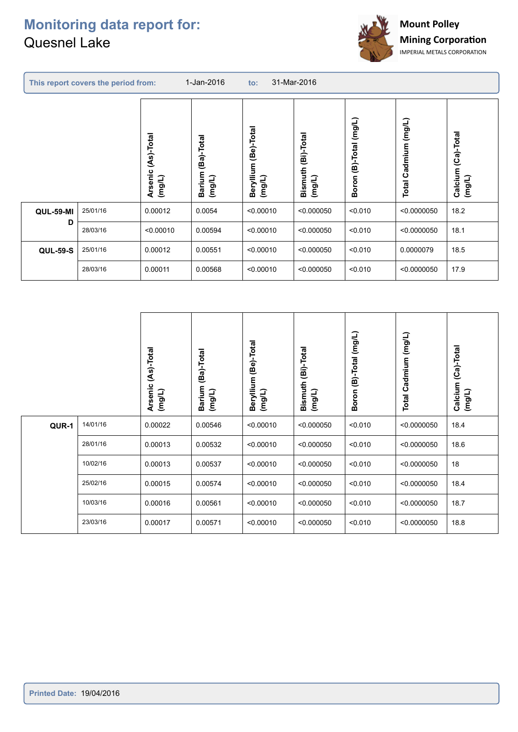# Monitoring data report for:
Quesnel Lake

**Mount Polley Mining Corporation**
IMPERIAL METALS CORPORATION

**This report covers the period from:** 1-Jan-2016 **to:** 31-Mar-2016

| | | Arsenic (As)-Total (mg/L) | Barium (Ba)-Total (mg/L) | Beryllium (Be)-Total (mg/L) | Bismuth (Bi)-Total (mg/L) | Boron (B)-Total (mg/L) | Total Cadmium (mg/L) | Calcium (Ca)-Total (mg/L) |
|---|---|---|---|---|---|---|---|---|
| **QUL-59-MID** | 25/01/16 | 0.00012 | 0.0054 | <0.00010 | <0.000050 | <0.010 | <0.0000050 | 18.2 |
| | 28/03/16 | <0.00010 | 0.00594 | <0.00010 | <0.000050 | <0.010 | <0.0000050 | 18.1 |
| **QUL-59-S** | 25/01/16 | 0.00012 | 0.00551 | <0.00010 | <0.000050 | <0.010 | 0.0000079 | 18.5 |
| | 28/03/16 | 0.00011 | 0.00568 | <0.00010 | <0.000050 | <0.010 | <0.0000050 | 17.9 |

| | | Arsenic (As)-Total (mg/L) | Barium (Ba)-Total (mg/L) | Beryllium (Be)-Total (mg/L) | Bismuth (Bi)-Total (mg/L) | Boron (B)-Total (mg/L) | Total Cadmium (mg/L) | Calcium (Ca)-Total (mg/L) |
|---|---|---|---|---|---|---|---|---|
| **QUR-1** | 14/01/16 | 0.00022 | 0.00546 | <0.00010 | <0.000050 | <0.010 | <0.0000050 | 18.4 |
| | 28/01/16 | 0.00013 | 0.00532 | <0.00010 | <0.000050 | <0.010 | <0.0000050 | 18.6 |
| | 10/02/16 | 0.00013 | 0.00537 | <0.00010 | <0.000050 | <0.010 | <0.0000050 | 18 |
| | 25/02/16 | 0.00015 | 0.00574 | <0.00010 | <0.000050 | <0.010 | <0.0000050 | 18.4 |
| | 10/03/16 | 0.00016 | 0.00561 | <0.00010 | <0.000050 | <0.010 | <0.0000050 | 18.7 |
| | 23/03/16 | 0.00017 | 0.00571 | <0.00010 | <0.000050 | <0.010 | <0.0000050 | 18.8 |

**Printed Date:** 19/04/2016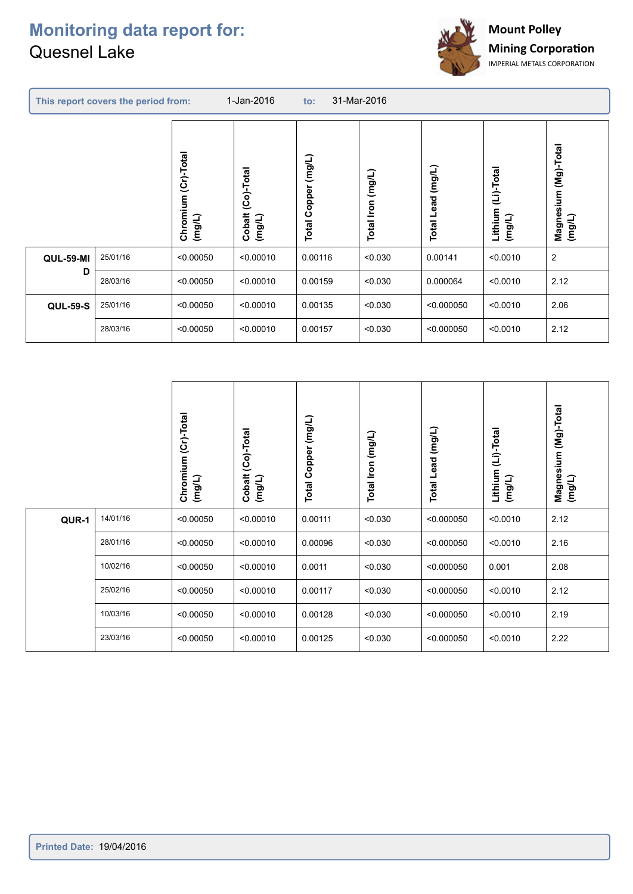# Monitoring data report for:
Quesnel Lake

**Mount Polley Mining Corporation**
IMPERIAL METALS CORPORATION

**This report covers the period from:** 1-Jan-2016 **to:** 31-Mar-2016

| | | Chromium (Cr)-Total (mg/L) | Cobalt (Co)-Total (mg/L) | Total Copper (mg/L) | Total Iron (mg/L) | Total Lead (mg/L) | Lithium (Li)-Total (mg/L) | Magnesium (Mg)-Total (mg/L) |
|---|---|---|---|---|---|---|---|---|
| **QUL-59-MID** | 25/01/16 | <0.00050 | <0.00010 | 0.00116 | <0.030 | 0.00141 | <0.0010 | 2 |
| | 28/03/16 | <0.00050 | <0.00010 | 0.00159 | <0.030 | 0.000064 | <0.0010 | 2.12 |
| **QUL-59-S** | 25/01/16 | <0.00050 | <0.00010 | 0.00135 | <0.030 | <0.000050 | <0.0010 | 2.06 |
| | 28/03/16 | <0.00050 | <0.00010 | 0.00157 | <0.030 | <0.000050 | <0.0010 | 2.12 |

| | | Chromium (Cr)-Total (mg/L) | Cobalt (Co)-Total (mg/L) | Total Copper (mg/L) | Total Iron (mg/L) | Total Lead (mg/L) | Lithium (Li)-Total (mg/L) | Magnesium (Mg)-Total (mg/L) |
|---|---|---|---|---|---|---|---|---|
| **QUR-1** | 14/01/16 | <0.00050 | <0.00010 | 0.00111 | <0.030 | <0.000050 | <0.0010 | 2.12 |
| | 28/01/16 | <0.00050 | <0.00010 | 0.00096 | <0.030 | <0.000050 | <0.0010 | 2.16 |
| | 10/02/16 | <0.00050 | <0.00010 | 0.0011 | <0.030 | <0.000050 | 0.001 | 2.08 |
| | 25/02/16 | <0.00050 | <0.00010 | 0.00117 | <0.030 | <0.000050 | <0.0010 | 2.12 |
| | 10/03/16 | <0.00050 | <0.00010 | 0.00128 | <0.030 | <0.000050 | <0.0010 | 2.19 |
| | 23/03/16 | <0.00050 | <0.00010 | 0.00125 | <0.030 | <0.000050 | <0.0010 | 2.22 |

**Printed Date:** 19/04/2016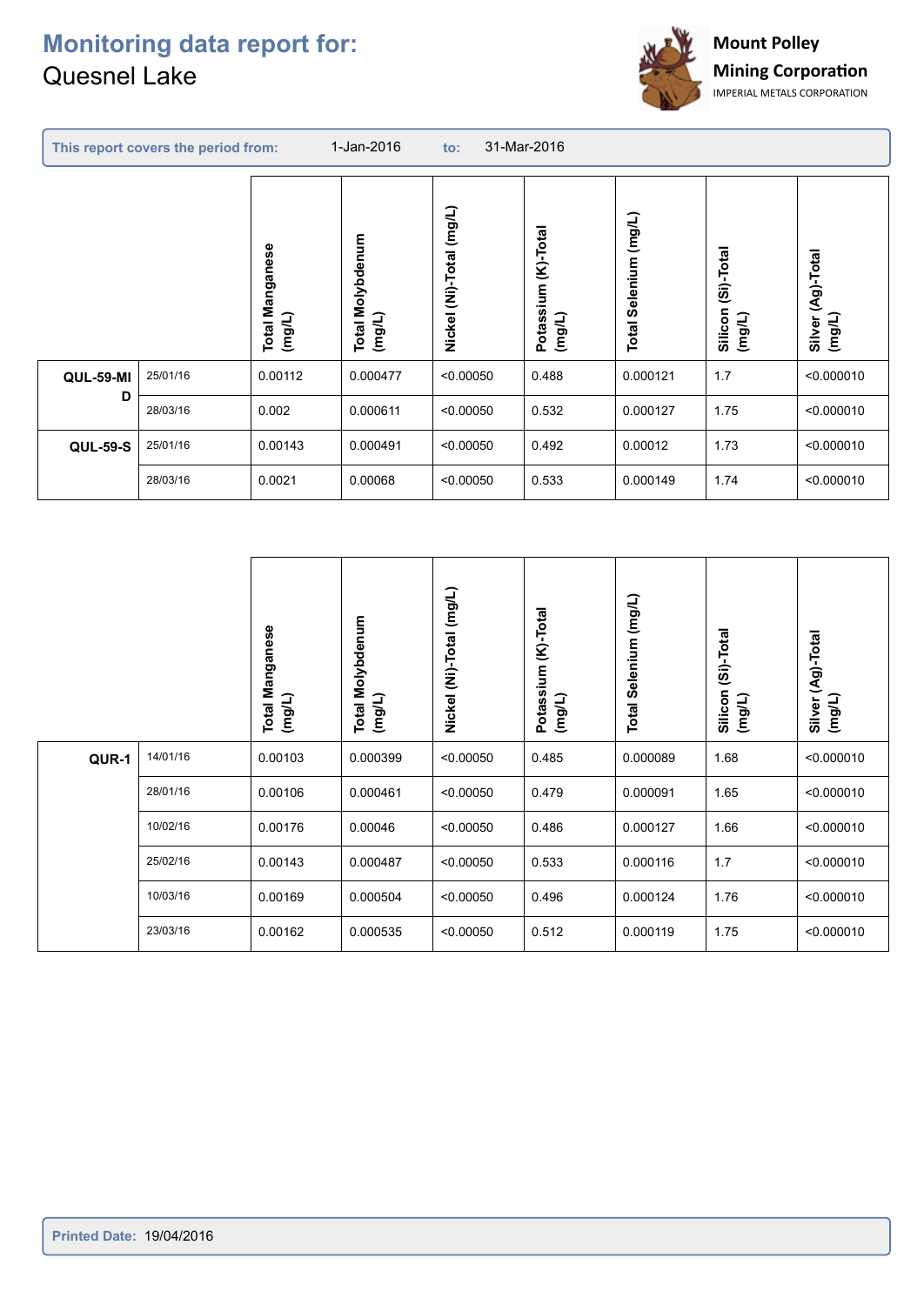# Monitoring data report for:
Quesnel Lake

**Mount Polley Mining Corporation**
IMPERIAL METALS CORPORATION

**This report covers the period from:** 1-Jan-2016 **to:** 31-Mar-2016

| | | Total Manganese (mg/L) | Total Molybdenum (mg/L) | Nickel (Ni)-Total (mg/L) | Potassium (K)-Total (mg/L) | Total Selenium (mg/L) | Silicon (Si)-Total (mg/L) | Silver (Ag)-Total (mg/L) |
|---|---|---|---|---|---|---|---|---|
| **QUL-59-MID** | 25/01/16 | 0.00112 | 0.000477 | <0.00050 | 0.488 | 0.000121 | 1.7 | <0.000010 |
| | 28/03/16 | 0.002 | 0.000611 | <0.00050 | 0.532 | 0.000127 | 1.75 | <0.000010 |
| **QUL-59-S** | 25/01/16 | 0.00143 | 0.000491 | <0.00050 | 0.492 | 0.00012 | 1.73 | <0.000010 |
| | 28/03/16 | 0.0021 | 0.00068 | <0.00050 | 0.533 | 0.000149 | 1.74 | <0.000010 |

| | | Total Manganese (mg/L) | Total Molybdenum (mg/L) | Nickel (Ni)-Total (mg/L) | Potassium (K)-Total (mg/L) | Total Selenium (mg/L) | Silicon (Si)-Total (mg/L) | Silver (Ag)-Total (mg/L) |
|---|---|---|---|---|---|---|---|---|
| **QUR-1** | 14/01/16 | 0.00103 | 0.000399 | <0.00050 | 0.485 | 0.000089 | 1.68 | <0.000010 |
| | 28/01/16 | 0.00106 | 0.000461 | <0.00050 | 0.479 | 0.000091 | 1.65 | <0.000010 |
| | 10/02/16 | 0.00176 | 0.00046 | <0.00050 | 0.486 | 0.000127 | 1.66 | <0.000010 |
| | 25/02/16 | 0.00143 | 0.000487 | <0.00050 | 0.533 | 0.000116 | 1.7 | <0.000010 |
| | 10/03/16 | 0.00169 | 0.000504 | <0.00050 | 0.496 | 0.000124 | 1.76 | <0.000010 |
| | 23/03/16 | 0.00162 | 0.000535 | <0.00050 | 0.512 | 0.000119 | 1.75 | <0.000010 |

**Printed Date:** 19/04/2016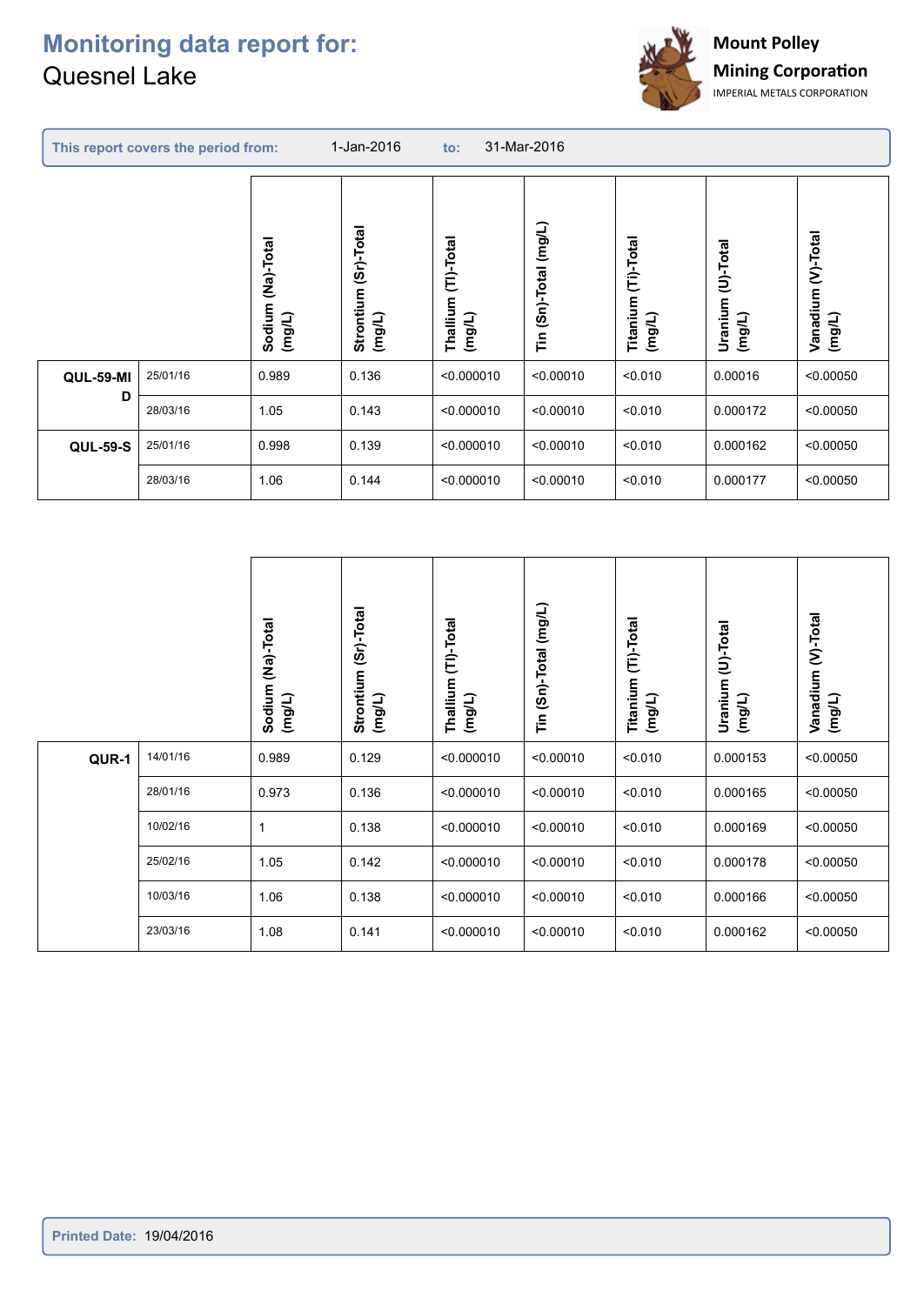# Monitoring data report for:

Quesnel Lake

**Mount Polley Mining Corporation**
IMPERIAL METALS CORPORATION

**This report covers the period from:** 1-Jan-2016 **to:** 31-Mar-2016

| | | Sodium (Na)-Total (mg/L) | Strontium (Sr)-Total (mg/L) | Thallium (Tl)-Total (mg/L) | Tin (Sn)-Total (mg/L) | Titanium (Ti)-Total (mg/L) | Uranium (U)-Total (mg/L) | Vanadium (V)-Total (mg/L) |
|---|---|---|---|---|---|---|---|---|
| **QUL-59-MID** | 25/01/16 | 0.989 | 0.136 | <0.000010 | <0.00010 | <0.010 | 0.00016 | <0.00050 |
| | 28/03/16 | 1.05 | 0.143 | <0.000010 | <0.00010 | <0.010 | 0.000172 | <0.00050 |
| **QUL-59-S** | 25/01/16 | 0.998 | 0.139 | <0.000010 | <0.00010 | <0.010 | 0.000162 | <0.00050 |
| | 28/03/16 | 1.06 | 0.144 | <0.000010 | <0.00010 | <0.010 | 0.000177 | <0.00050 |

| | | Sodium (Na)-Total (mg/L) | Strontium (Sr)-Total (mg/L) | Thallium (Tl)-Total (mg/L) | Tin (Sn)-Total (mg/L) | Titanium (Ti)-Total (mg/L) | Uranium (U)-Total (mg/L) | Vanadium (V)-Total (mg/L) |
|---|---|---|---|---|---|---|---|---|
| **QUR-1** | 14/01/16 | 0.989 | 0.129 | <0.000010 | <0.00010 | <0.010 | 0.000153 | <0.00050 |
| | 28/01/16 | 0.973 | 0.136 | <0.000010 | <0.00010 | <0.010 | 0.000165 | <0.00050 |
| | 10/02/16 | 1 | 0.138 | <0.000010 | <0.00010 | <0.010 | 0.000169 | <0.00050 |
| | 25/02/16 | 1.05 | 0.142 | <0.000010 | <0.00010 | <0.010 | 0.000178 | <0.00050 |
| | 10/03/16 | 1.06 | 0.138 | <0.000010 | <0.00010 | <0.010 | 0.000166 | <0.00050 |
| | 23/03/16 | 1.08 | 0.141 | <0.000010 | <0.00010 | <0.010 | 0.000162 | <0.00050 |

**Printed Date:** 19/04/2016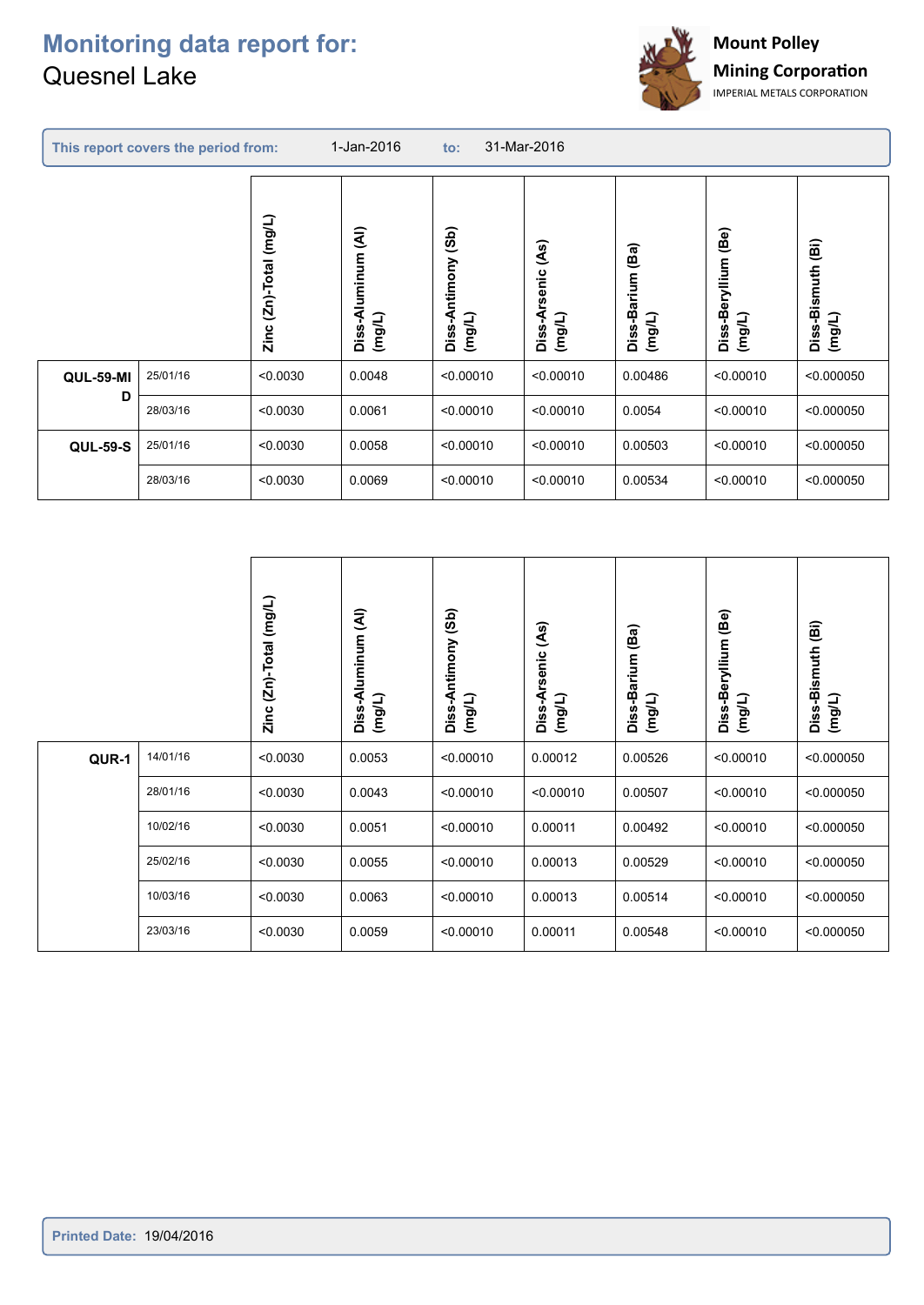# Monitoring data report for:
Quesnel Lake

Mount Polley Mining Corporation
IMPERIAL METALS CORPORATION

**This report covers the period from:** 1-Jan-2016 **to:** 31-Mar-2016

| | | Zinc (Zn)-Total (mg/L) | Diss-Aluminum (Al) (mg/L) | Diss-Antimony (Sb) (mg/L) | Diss-Arsenic (As) (mg/L) | Diss-Barium (Ba) (mg/L) | Diss-Beryllium (Be) (mg/L) | Diss-Bismuth (Bi) (mg/L) |
|---|---|---|---|---|---|---|---|---|
| **QUL-59-MID** | 25/01/16 | <0.0030 | 0.0048 | <0.00010 | <0.00010 | 0.00486 | <0.00010 | <0.000050 |
| | 28/03/16 | <0.0030 | 0.0061 | <0.00010 | <0.00010 | 0.0054 | <0.00010 | <0.000050 |
| **QUL-59-S** | 25/01/16 | <0.0030 | 0.0058 | <0.00010 | <0.00010 | 0.00503 | <0.00010 | <0.000050 |
| | 28/03/16 | <0.0030 | 0.0069 | <0.00010 | <0.00010 | 0.00534 | <0.00010 | <0.000050 |

| | | Zinc (Zn)-Total (mg/L) | Diss-Aluminum (Al) (mg/L) | Diss-Antimony (Sb) (mg/L) | Diss-Arsenic (As) (mg/L) | Diss-Barium (Ba) (mg/L) | Diss-Beryllium (Be) (mg/L) | Diss-Bismuth (Bi) (mg/L) |
|---|---|---|---|---|---|---|---|---|
| **QUR-1** | 14/01/16 | <0.0030 | 0.0053 | <0.00010 | 0.00012 | 0.00526 | <0.00010 | <0.000050 |
| | 28/01/16 | <0.0030 | 0.0043 | <0.00010 | <0.00010 | 0.00507 | <0.00010 | <0.000050 |
| | 10/02/16 | <0.0030 | 0.0051 | <0.00010 | 0.00011 | 0.00492 | <0.00010 | <0.000050 |
| | 25/02/16 | <0.0030 | 0.0055 | <0.00010 | 0.00013 | 0.00529 | <0.00010 | <0.000050 |
| | 10/03/16 | <0.0030 | 0.0063 | <0.00010 | 0.00013 | 0.00514 | <0.00010 | <0.000050 |
| | 23/03/16 | <0.0030 | 0.0059 | <0.00010 | 0.00011 | 0.00548 | <0.00010 | <0.000050 |

**Printed Date:** 19/04/2016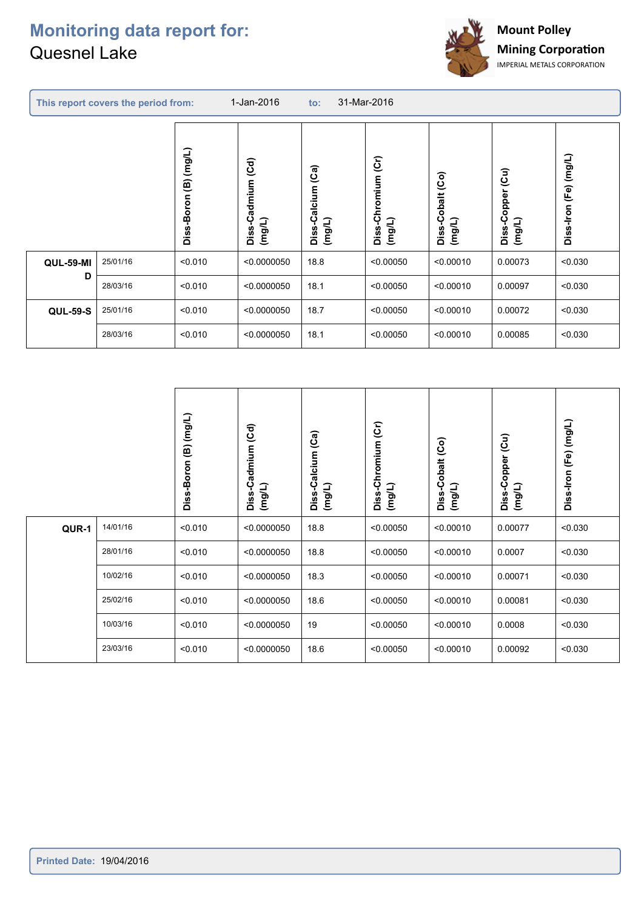# Monitoring data report for:
Quesnel Lake

**Mount Polley Mining Corporation**
IMPERIAL METALS CORPORATION

**This report covers the period from:** 1-Jan-2016 **to:** 31-Mar-2016

| | | Diss-Boron (B) (mg/L) | Diss-Cadmium (Cd) (mg/L) | Diss-Calcium (Ca) (mg/L) | Diss-Chromium (Cr) (mg/L) | Diss-Cobalt (Co) (mg/L) | Diss-Copper (Cu) (mg/L) | Diss-Iron (Fe) (mg/L) |
|---|---|---|---|---|---|---|---|---|
| **QUL-59-MID** | 25/01/16 | <0.010 | <0.0000050 | 18.8 | <0.00050 | <0.00010 | 0.00073 | <0.030 |
| | 28/03/16 | <0.010 | <0.0000050 | 18.1 | <0.00050 | <0.00010 | 0.00097 | <0.030 |
| **QUL-59-S** | 25/01/16 | <0.010 | <0.0000050 | 18.7 | <0.00050 | <0.00010 | 0.00072 | <0.030 |
| | 28/03/16 | <0.010 | <0.0000050 | 18.1 | <0.00050 | <0.00010 | 0.00085 | <0.030 |

| | | Diss-Boron (B) (mg/L) | Diss-Cadmium (Cd) (mg/L) | Diss-Calcium (Ca) (mg/L) | Diss-Chromium (Cr) (mg/L) | Diss-Cobalt (Co) (mg/L) | Diss-Copper (Cu) (mg/L) | Diss-Iron (Fe) (mg/L) |
|---|---|---|---|---|---|---|---|---|
| **QUR-1** | 14/01/16 | <0.010 | <0.0000050 | 18.8 | <0.00050 | <0.00010 | 0.00077 | <0.030 |
| | 28/01/16 | <0.010 | <0.0000050 | 18.8 | <0.00050 | <0.00010 | 0.0007 | <0.030 |
| | 10/02/16 | <0.010 | <0.0000050 | 18.3 | <0.00050 | <0.00010 | 0.00071 | <0.030 |
| | 25/02/16 | <0.010 | <0.0000050 | 18.6 | <0.00050 | <0.00010 | 0.00081 | <0.030 |
| | 10/03/16 | <0.010 | <0.0000050 | 19 | <0.00050 | <0.00010 | 0.0008 | <0.030 |
| | 23/03/16 | <0.010 | <0.0000050 | 18.6 | <0.00050 | <0.00010 | 0.00092 | <0.030 |

**Printed Date:** 19/04/2016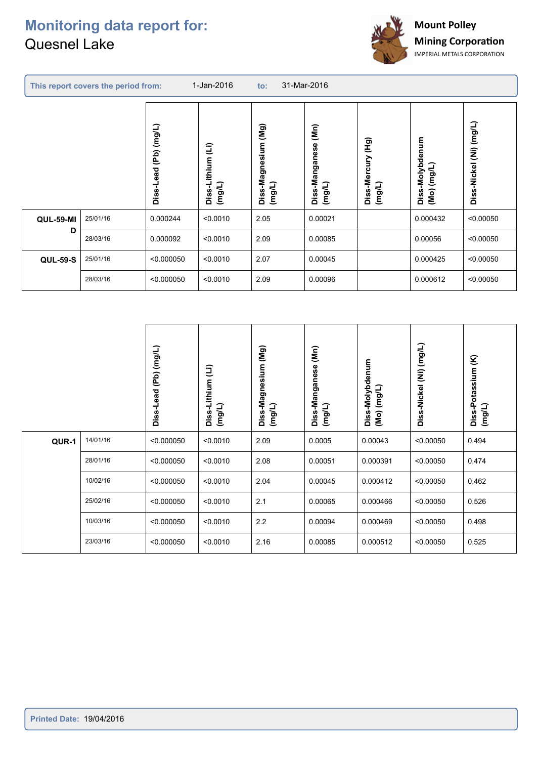# Monitoring data report for:
Quesnel Lake

Mount Polley Mining Corporation
IMPERIAL METALS CORPORATION

**This report covers the period from:** 1-Jan-2016 **to:** 31-Mar-2016

| | | Diss-Lead (Pb) (mg/L) | Diss-Lithium (Li) (mg/L) | Diss-Magnesium (Mg) (mg/L) | Diss-Manganese (Mn) (mg/L) | Diss-Mercury (Hg) (mg/L) | Diss-Molybdenum (Mo) (mg/L) | Diss-Nickel (Ni) (mg/L) |
|---|---|---|---|---|---|---|---|---|
| **QUL-59-MID** | 25/01/16 | 0.000244 | <0.0010 | 2.05 | 0.00021 | | 0.000432 | <0.00050 |
| | 28/03/16 | 0.000092 | <0.0010 | 2.09 | 0.00085 | | 0.00056 | <0.00050 |
| **QUL-59-S** | 25/01/16 | <0.000050 | <0.0010 | 2.07 | 0.00045 | | 0.000425 | <0.00050 |
| | 28/03/16 | <0.000050 | <0.0010 | 2.09 | 0.00096 | | 0.000612 | <0.00050 |

| | | Diss-Lead (Pb) (mg/L) | Diss-Lithium (Li) (mg/L) | Diss-Magnesium (Mg) (mg/L) | Diss-Manganese (Mn) (mg/L) | Diss-Molybdenum (Mo) (mg/L) | Diss-Nickel (Ni) (mg/L) | Diss-Potassium (K) (mg/L) |
|---|---|---|---|---|---|---|---|---|
| **QUR-1** | 14/01/16 | <0.000050 | <0.0010 | 2.09 | 0.0005 | 0.00043 | <0.00050 | 0.494 |
| | 28/01/16 | <0.000050 | <0.0010 | 2.08 | 0.00051 | 0.000391 | <0.00050 | 0.474 |
| | 10/02/16 | <0.000050 | <0.0010 | 2.04 | 0.00045 | 0.000412 | <0.00050 | 0.462 |
| | 25/02/16 | <0.000050 | <0.0010 | 2.1 | 0.00065 | 0.000466 | <0.00050 | 0.526 |
| | 10/03/16 | <0.000050 | <0.0010 | 2.2 | 0.00094 | 0.000469 | <0.00050 | 0.498 |
| | 23/03/16 | <0.000050 | <0.0010 | 2.16 | 0.00085 | 0.000512 | <0.00050 | 0.525 |

**Printed Date:** 19/04/2016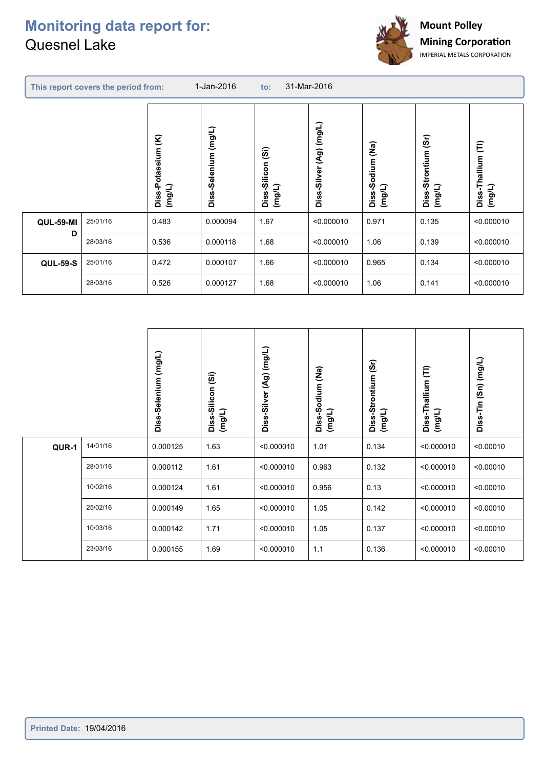# Monitoring data report for:
Quesnel Lake

Mount Polley Mining Corporation
IMPERIAL METALS CORPORATION

**This report covers the period from:** 1-Jan-2016 **to:** 31-Mar-2016

| | | Diss-Potassium (K) (mg/L) | Diss-Selenium (mg/L) | Diss-Silicon (Si) (mg/L) | Diss-Silver (Ag) (mg/L) | Diss-Sodium (Na) (mg/L) | Diss-Strontium (Sr) (mg/L) | Diss-Thallium (Tl) (mg/L) |
|---|---|---|---|---|---|---|---|---|
| **QUL-59-MID** | 25/01/16 | 0.483 | 0.000094 | 1.67 | <0.000010 | 0.971 | 0.135 | <0.000010 |
| | 28/03/16 | 0.536 | 0.000118 | 1.68 | <0.000010 | 1.06 | 0.139 | <0.000010 |
| **QUL-59-S** | 25/01/16 | 0.472 | 0.000107 | 1.66 | <0.000010 | 0.965 | 0.134 | <0.000010 |
| | 28/03/16 | 0.526 | 0.000127 | 1.68 | <0.000010 | 1.06 | 0.141 | <0.000010 |

| | | Diss-Selenium (mg/L) | Diss-Silicon (Si) (mg/L) | Diss-Silver (Ag) (mg/L) | Diss-Sodium (Na) (mg/L) | Diss-Strontium (Sr) (mg/L) | Diss-Thallium (Tl) (mg/L) | Diss-Tin (Sn) (mg/L) |
|---|---|---|---|---|---|---|---|---|
| **QUR-1** | 14/01/16 | 0.000125 | 1.63 | <0.000010 | 1.01 | 0.134 | <0.000010 | <0.00010 |
| | 28/01/16 | 0.000112 | 1.61 | <0.000010 | 0.963 | 0.132 | <0.000010 | <0.00010 |
| | 10/02/16 | 0.000124 | 1.61 | <0.000010 | 0.956 | 0.13 | <0.000010 | <0.00010 |
| | 25/02/16 | 0.000149 | 1.65 | <0.000010 | 1.05 | 0.142 | <0.000010 | <0.00010 |
| | 10/03/16 | 0.000142 | 1.71 | <0.000010 | 1.05 | 0.137 | <0.000010 | <0.00010 |
| | 23/03/16 | 0.000155 | 1.69 | <0.000010 | 1.1 | 0.136 | <0.000010 | <0.00010 |

**Printed Date:** 19/04/2016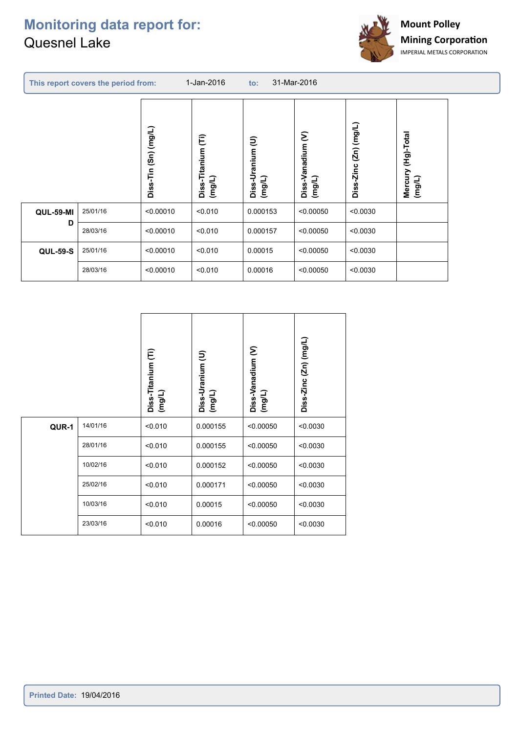# Monitoring data report for:
Quesnel Lake

Mount Polley Mining Corporation
IMPERIAL METALS CORPORATION

**This report covers the period from:** 1-Jan-2016 **to:** 31-Mar-2016

| | | Diss-Tin (Sn) (mg/L) | Diss-Titanium (Ti) (mg/L) | Diss-Uranium (U) (mg/L) | Diss-Vanadium (V) (mg/L) | Diss-Zinc (Zn) (mg/L) | Mercury (Hg)-Total (mg/L) |
|---|---|---|---|---|---|---|---|
| **QUL-59-MID** | 25/01/16 | <0.00010 | <0.010 | 0.000153 | <0.00050 | <0.0030 | |
| | 28/03/16 | <0.00010 | <0.010 | 0.000157 | <0.00050 | <0.0030 | |
| **QUL-59-S** | 25/01/16 | <0.00010 | <0.010 | 0.00015 | <0.00050 | <0.0030 | |
| | 28/03/16 | <0.00010 | <0.010 | 0.00016 | <0.00050 | <0.0030 | |

| | | Diss-Titanium (Ti) (mg/L) | Diss-Uranium (U) (mg/L) | Diss-Vanadium (V) (mg/L) | Diss-Zinc (Zn) (mg/L) |
|---|---|---|---|---|---|
| **QUR-1** | 14/01/16 | <0.010 | 0.000155 | <0.00050 | <0.0030 |
| | 28/01/16 | <0.010 | 0.000155 | <0.00050 | <0.0030 |
| | 10/02/16 | <0.010 | 0.000152 | <0.00050 | <0.0030 |
| | 25/02/16 | <0.010 | 0.000171 | <0.00050 | <0.0030 |
| | 10/03/16 | <0.010 | 0.00015 | <0.00050 | <0.0030 |
| | 23/03/16 | <0.010 | 0.00016 | <0.00050 | <0.0030 |

**Printed Date:** 19/04/2016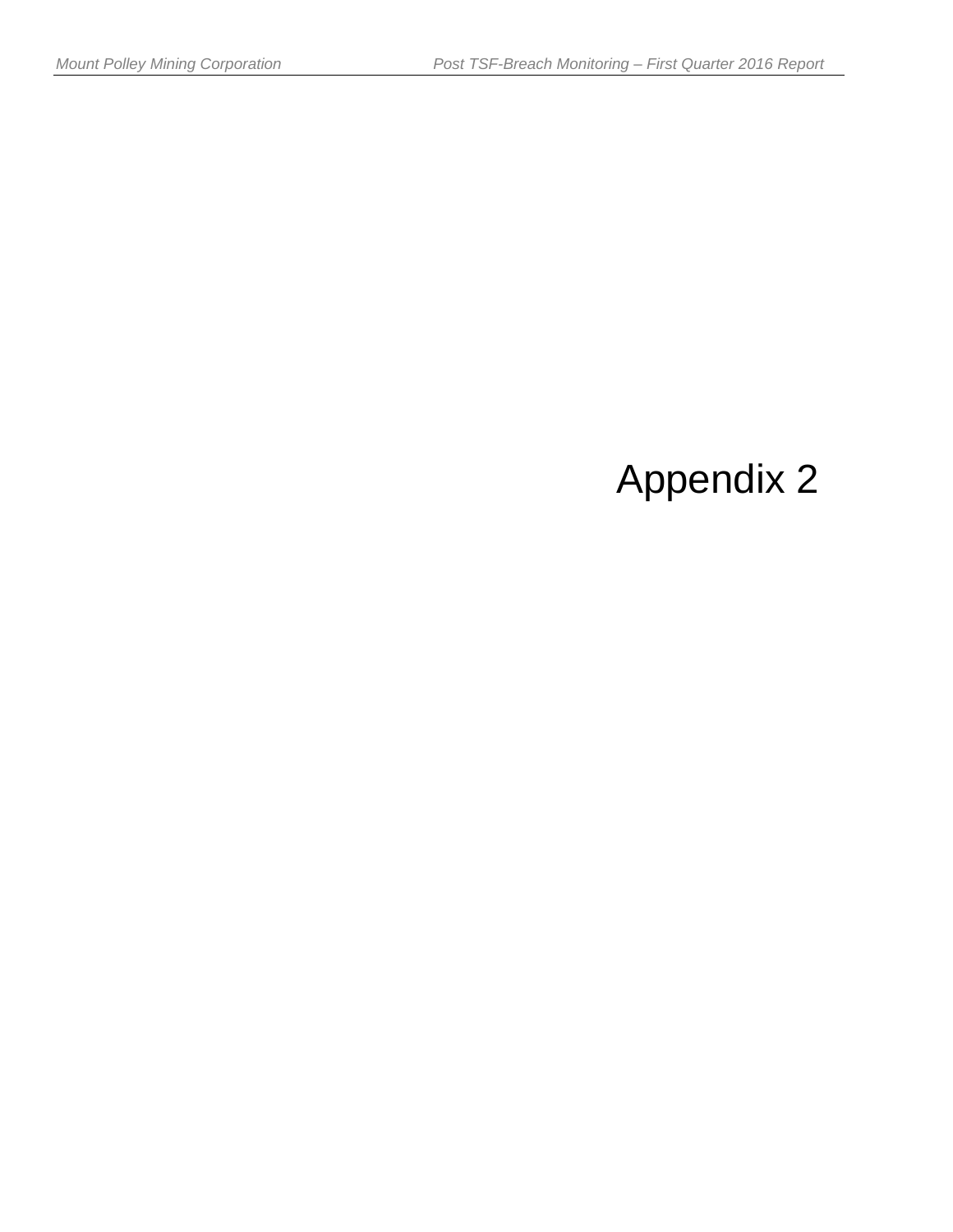# Appendix 2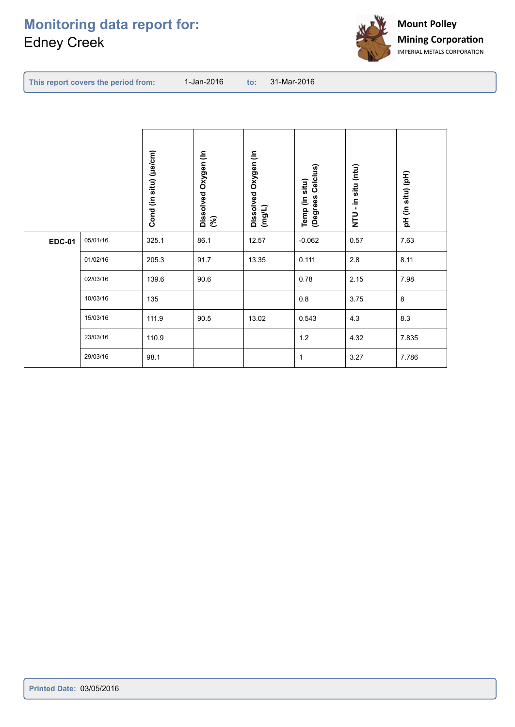# Monitoring data report for:
Edney Creek

**Mount Polley Mining Corporation**
IMPERIAL METALS CORPORATION

**This report covers the period from:** 1-Jan-2016 **to:** 31-Mar-2016

| | | Cond (in situ) (µs/cm) | Dissolved Oxygen (In (%) | Dissolved Oxygen (in (mg/L) | Temp (in situ) (Degrees Celcius) | NTU - in situ (ntu) | pH (in situ) (pH) |
|---|---|---|---|---|---|---|---|
| **EDC-01** | 05/01/16 | 325.1 | 86.1 | 12.57 | -0.062 | 0.57 | 7.63 |
| | 01/02/16 | 205.3 | 91.7 | 13.35 | 0.111 | 2.8 | 8.11 |
| | 02/03/16 | 139.6 | 90.6 | | 0.78 | 2.15 | 7.98 |
| | 10/03/16 | 135 | | | 0.8 | 3.75 | 8 |
| | 15/03/16 | 111.9 | 90.5 | 13.02 | 0.543 | 4.3 | 8.3 |
| | 23/03/16 | 110.9 | | | 1.2 | 4.32 | 7.835 |
| | 29/03/16 | 98.1 | | | 1 | 3.27 | 7.786 |

**Printed Date:** 03/05/2016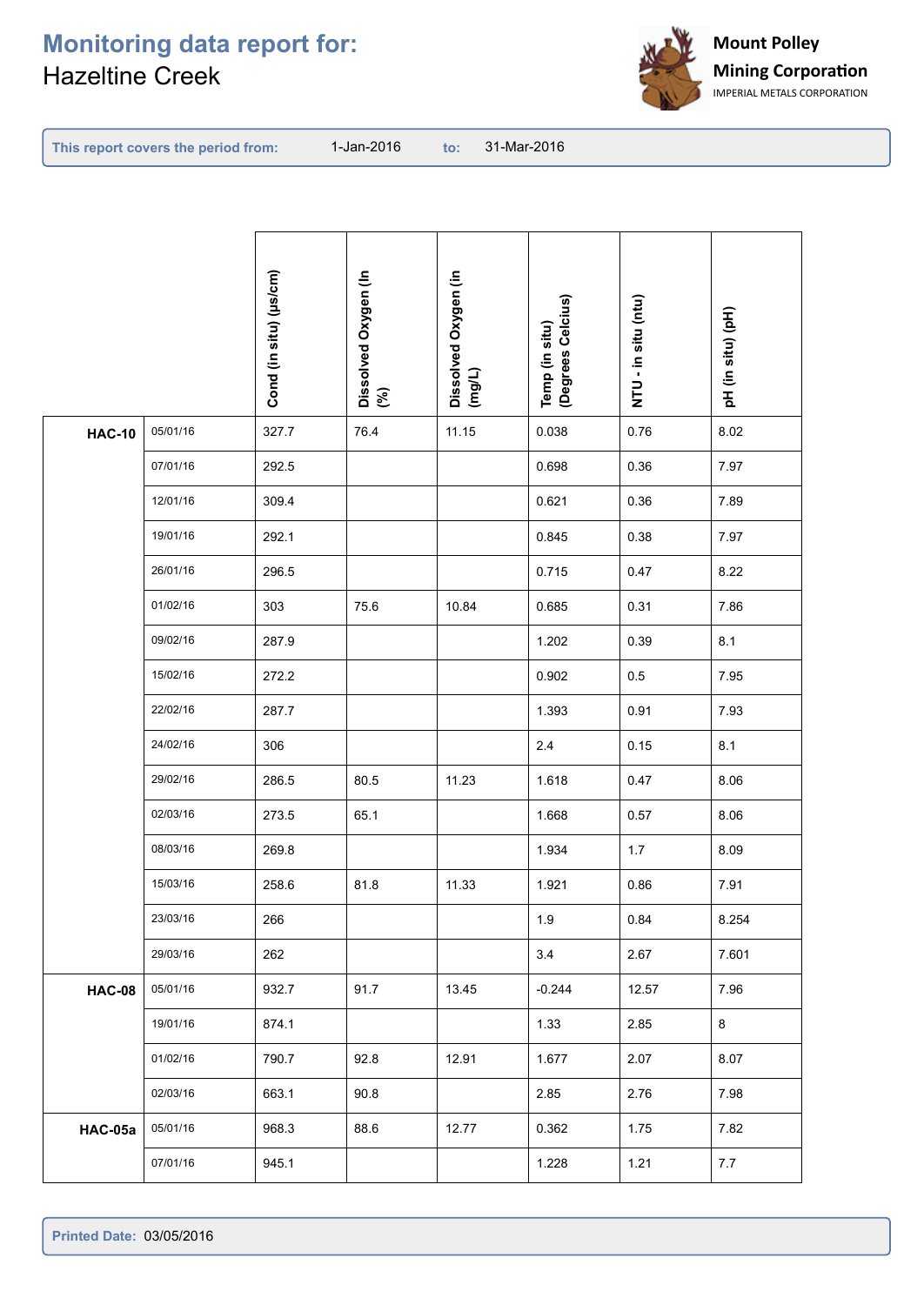# Monitoring data report for:
## Hazeltine Creek

**Mount Polley Mining Corporation**
IMPERIAL METALS CORPORATION

**This report covers the period from:** 1-Jan-2016 **to:** 31-Mar-2016

| | | Cond (in situ) (µs/cm) | Dissolved Oxygen (In (%) | Dissolved Oxygen (in (mg/L) | Temp (in situ) (Degrees Celcius) | NTU - in situ (ntu) | pH (in situ) (pH) |
|---|---|---|---|---|---|---|---|
| **HAC-10** | 05/01/16 | 327.7 | 76.4 | 11.15 | 0.038 | 0.76 | 8.02 |
| | 07/01/16 | 292.5 | | | 0.698 | 0.36 | 7.97 |
| | 12/01/16 | 309.4 | | | 0.621 | 0.36 | 7.89 |
| | 19/01/16 | 292.1 | | | 0.845 | 0.38 | 7.97 |
| | 26/01/16 | 296.5 | | | 0.715 | 0.47 | 8.22 |
| | 01/02/16 | 303 | 75.6 | 10.84 | 0.685 | 0.31 | 7.86 |
| | 09/02/16 | 287.9 | | | 1.202 | 0.39 | 8.1 |
| | 15/02/16 | 272.2 | | | 0.902 | 0.5 | 7.95 |
| | 22/02/16 | 287.7 | | | 1.393 | 0.91 | 7.93 |
| | 24/02/16 | 306 | | | 2.4 | 0.15 | 8.1 |
| | 29/02/16 | 286.5 | 80.5 | 11.23 | 1.618 | 0.47 | 8.06 |
| | 02/03/16 | 273.5 | 65.1 | | 1.668 | 0.57 | 8.06 |
| | 08/03/16 | 269.8 | | | 1.934 | 1.7 | 8.09 |
| | 15/03/16 | 258.6 | 81.8 | 11.33 | 1.921 | 0.86 | 7.91 |
| | 23/03/16 | 266 | | | 1.9 | 0.84 | 8.254 |
| | 29/03/16 | 262 | | | 3.4 | 2.67 | 7.601 |
| **HAC-08** | 05/01/16 | 932.7 | 91.7 | 13.45 | -0.244 | 12.57 | 7.96 |
| | 19/01/16 | 874.1 | | | 1.33 | 2.85 | 8 |
| | 01/02/16 | 790.7 | 92.8 | 12.91 | 1.677 | 2.07 | 8.07 |
| | 02/03/16 | 663.1 | 90.8 | | 2.85 | 2.76 | 7.98 |
| **HAC-05a** | 05/01/16 | 968.3 | 88.6 | 12.77 | 0.362 | 1.75 | 7.82 |
| | 07/01/16 | 945.1 | | | 1.228 | 1.21 | 7.7 |

**Printed Date:** 03/05/2016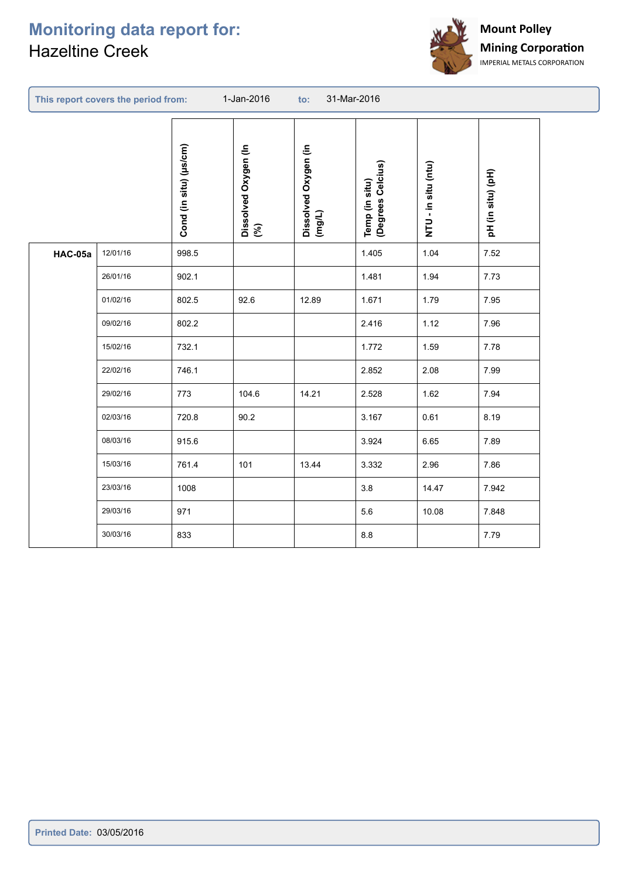# Monitoring data report for:
Hazeltine Creek

Mount Polley Mining Corporation
IMPERIAL METALS CORPORATION

**This report covers the period from:** 1-Jan-2016 **to:** 31-Mar-2016

| | | Cond (in situ) (µs/cm) | Dissolved Oxygen (In (%) | Dissolved Oxygen (in (mg/L) | Temp (in situ) (Degrees Celcius) | NTU - in situ (ntu) | pH (in situ) (pH) |
|---|---|---|---|---|---|---|---|
| **HAC-05a** | 12/01/16 | 998.5 | | | 1.405 | 1.04 | 7.52 |
| | 26/01/16 | 902.1 | | | 1.481 | 1.94 | 7.73 |
| | 01/02/16 | 802.5 | 92.6 | 12.89 | 1.671 | 1.79 | 7.95 |
| | 09/02/16 | 802.2 | | | 2.416 | 1.12 | 7.96 |
| | 15/02/16 | 732.1 | | | 1.772 | 1.59 | 7.78 |
| | 22/02/16 | 746.1 | | | 2.852 | 2.08 | 7.99 |
| | 29/02/16 | 773 | 104.6 | 14.21 | 2.528 | 1.62 | 7.94 |
| | 02/03/16 | 720.8 | 90.2 | | 3.167 | 0.61 | 8.19 |
| | 08/03/16 | 915.6 | | | 3.924 | 6.65 | 7.89 |
| | 15/03/16 | 761.4 | 101 | 13.44 | 3.332 | 2.96 | 7.86 |
| | 23/03/16 | 1008 | | | 3.8 | 14.47 | 7.942 |
| | 29/03/16 | 971 | | | 5.6 | 10.08 | 7.848 |
| | 30/03/16 | 833 | | | 8.8 | | 7.79 |

**Printed Date:** 03/05/2016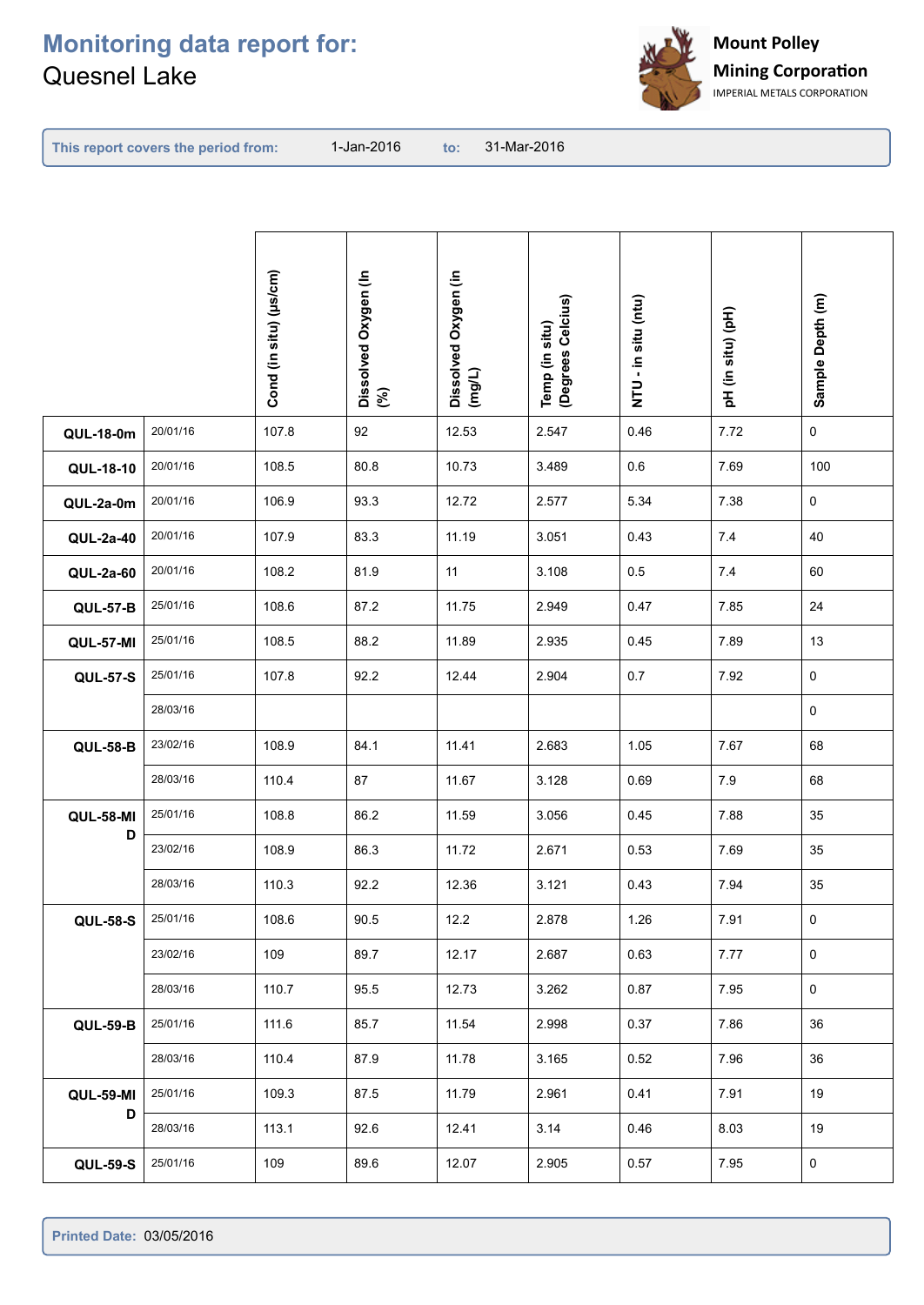# Monitoring data report for:
Quesnel Lake

**Mount Polley Mining Corporation**
IMPERIAL METALS CORPORATION

**This report covers the period from:** 1-Jan-2016 **to:** 31-Mar-2016

| | | Cond (in situ) (µs/cm) | Dissolved Oxygen (In (%) | Dissolved Oxygen (in (mg/L) | Temp (in situ) (Degrees Celcius) | NTU - in situ (ntu) | pH (in situ) (pH) | Sample Depth (m) |
|---|---|---|---|---|---|---|---|---|
| **QUL-18-0m** | 20/01/16 | 107.8 | 92 | 12.53 | 2.547 | 0.46 | 7.72 | 0 |
| **QUL-18-10** | 20/01/16 | 108.5 | 80.8 | 10.73 | 3.489 | 0.6 | 7.69 | 100 |
| **QUL-2a-0m** | 20/01/16 | 106.9 | 93.3 | 12.72 | 2.577 | 5.34 | 7.38 | 0 |
| **QUL-2a-40** | 20/01/16 | 107.9 | 83.3 | 11.19 | 3.051 | 0.43 | 7.4 | 40 |
| **QUL-2a-60** | 20/01/16 | 108.2 | 81.9 | 11 | 3.108 | 0.5 | 7.4 | 60 |
| **QUL-57-B** | 25/01/16 | 108.6 | 87.2 | 11.75 | 2.949 | 0.47 | 7.85 | 24 |
| **QUL-57-MI** | 25/01/16 | 108.5 | 88.2 | 11.89 | 2.935 | 0.45 | 7.89 | 13 |
| **QUL-57-S** | 25/01/16 | 107.8 | 92.2 | 12.44 | 2.904 | 0.7 | 7.92 | 0 |
| | 28/03/16 | | | | | | | 0 |
| **QUL-58-B** | 23/02/16 | 108.9 | 84.1 | 11.41 | 2.683 | 1.05 | 7.67 | 68 |
| | 28/03/16 | 110.4 | 87 | 11.67 | 3.128 | 0.69 | 7.9 | 68 |
| **QUL-58-MID** | 25/01/16 | 108.8 | 86.2 | 11.59 | 3.056 | 0.45 | 7.88 | 35 |
| | 23/02/16 | 108.9 | 86.3 | 11.72 | 2.671 | 0.53 | 7.69 | 35 |
| | 28/03/16 | 110.3 | 92.2 | 12.36 | 3.121 | 0.43 | 7.94 | 35 |
| **QUL-58-S** | 25/01/16 | 108.6 | 90.5 | 12.2 | 2.878 | 1.26 | 7.91 | 0 |
| | 23/02/16 | 109 | 89.7 | 12.17 | 2.687 | 0.63 | 7.77 | 0 |
| | 28/03/16 | 110.7 | 95.5 | 12.73 | 3.262 | 0.87 | 7.95 | 0 |
| **QUL-59-B** | 25/01/16 | 111.6 | 85.7 | 11.54 | 2.998 | 0.37 | 7.86 | 36 |
| | 28/03/16 | 110.4 | 87.9 | 11.78 | 3.165 | 0.52 | 7.96 | 36 |
| **QUL-59-MID** | 25/01/16 | 109.3 | 87.5 | 11.79 | 2.961 | 0.41 | 7.91 | 19 |
| | 28/03/16 | 113.1 | 92.6 | 12.41 | 3.14 | 0.46 | 8.03 | 19 |
| **QUL-59-S** | 25/01/16 | 109 | 89.6 | 12.07 | 2.905 | 0.57 | 7.95 | 0 |

**Printed Date:** 03/05/2016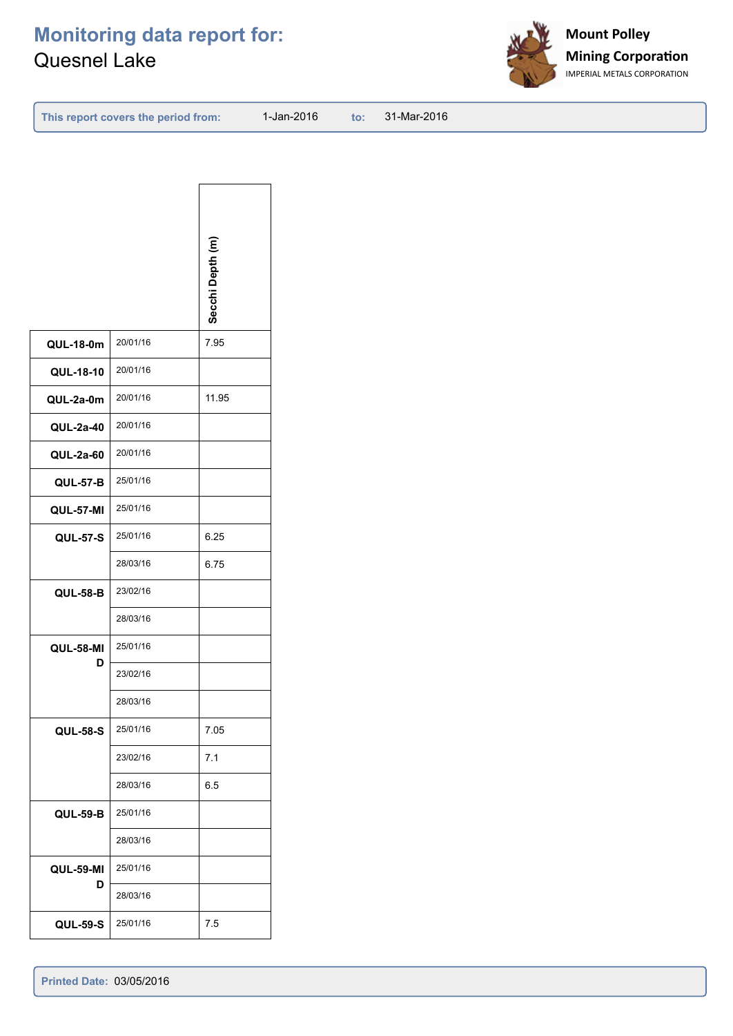# Monitoring data report for:
Quesnel Lake

**Mount Polley Mining Corporation**
IMPERIAL METALS CORPORATION

**This report covers the period from:** 1-Jan-2016 **to:** 31-Mar-2016

| | | Secchi Depth (m) |
|---|---|---|
| **QUL-18-0m** | 20/01/16 | 7.95 |
| **QUL-18-10** | 20/01/16 | |
| **QUL-2a-0m** | 20/01/16 | 11.95 |
| **QUL-2a-40** | 20/01/16 | |
| **QUL-2a-60** | 20/01/16 | |
| **QUL-57-B** | 25/01/16 | |
| **QUL-57-MI** | 25/01/16 | |
| **QUL-57-S** | 25/01/16 | 6.25 |
| | 28/03/16 | 6.75 |
| **QUL-58-B** | 23/02/16 | |
| | 28/03/16 | |
| **QUL-58-MID** | 25/01/16 | |
| | 23/02/16 | |
| | 28/03/16 | |
| **QUL-58-S** | 25/01/16 | 7.05 |
| | 23/02/16 | 7.1 |
| | 28/03/16 | 6.5 |
| **QUL-59-B** | 25/01/16 | |
| | 28/03/16 | |
| **QUL-59-MID** | 25/01/16 | |
| | 28/03/16 | |
| **QUL-59-S** | 25/01/16 | 7.5 |

**Printed Date:** 03/05/2016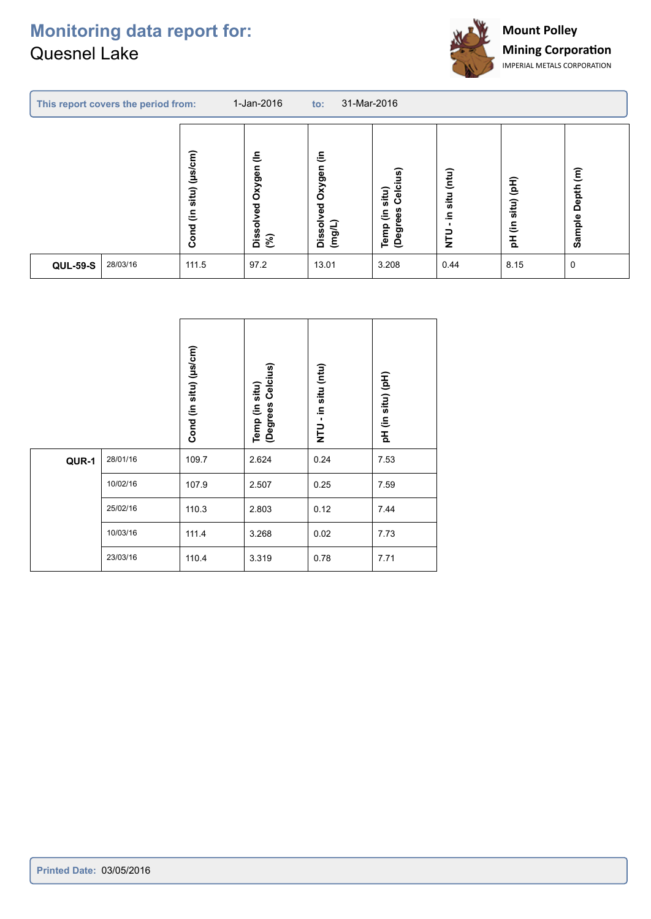# Monitoring data report for:
Quesnel Lake

**Mount Polley Mining Corporation**
IMPERIAL METALS CORPORATION

**This report covers the period from:** 1-Jan-2016 **to:** 31-Mar-2016

| | | Cond (in situ) (µs/cm) | Dissolved Oxygen (In (%) | Dissolved Oxygen (in (mg/L) | Temp (in situ) (Degrees Celcius) | NTU - in situ (ntu) | pH (in situ) (pH) | Sample Depth (m) |
|---|---|---|---|---|---|---|---|---|
| **QUL-59-S** | 28/03/16 | 111.5 | 97.2 | 13.01 | 3.208 | 0.44 | 8.15 | 0 |

| | | Cond (in situ) (µs/cm) | Temp (in situ) (Degrees Celcius) | NTU - in situ (ntu) | pH (in situ) (pH) |
|---|---|---|---|---|---|
| **QUR-1** | 28/01/16 | 109.7 | 2.624 | 0.24 | 7.53 |
| | 10/02/16 | 107.9 | 2.507 | 0.25 | 7.59 |
| | 25/02/16 | 110.3 | 2.803 | 0.12 | 7.44 |
| | 10/03/16 | 111.4 | 3.268 | 0.02 | 7.73 |
| | 23/03/16 | 110.4 | 3.319 | 0.78 | 7.71 |

**Printed Date:** 03/05/2016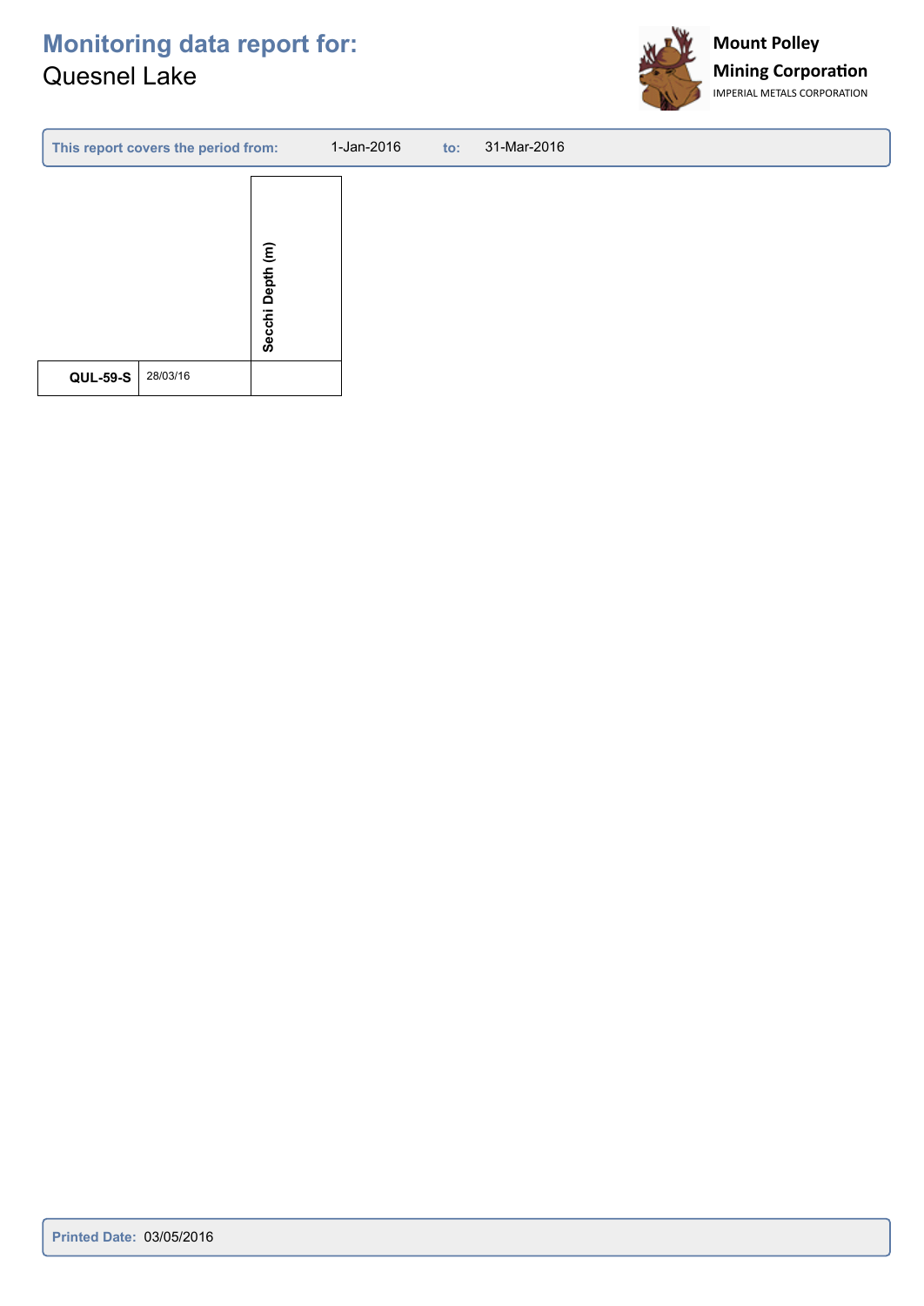# Monitoring data report for:

Quesnel Lake

Mount Polley Mining Corporation
IMPERIAL METALS CORPORATION

**This report covers the period from:** 1-Jan-2016 **to:** 31-Mar-2016

| | | Secchi Depth (m) |
|---|---|---|
| **QUL-59-S** | 28/03/16 | |

**Printed Date:** 03/05/2016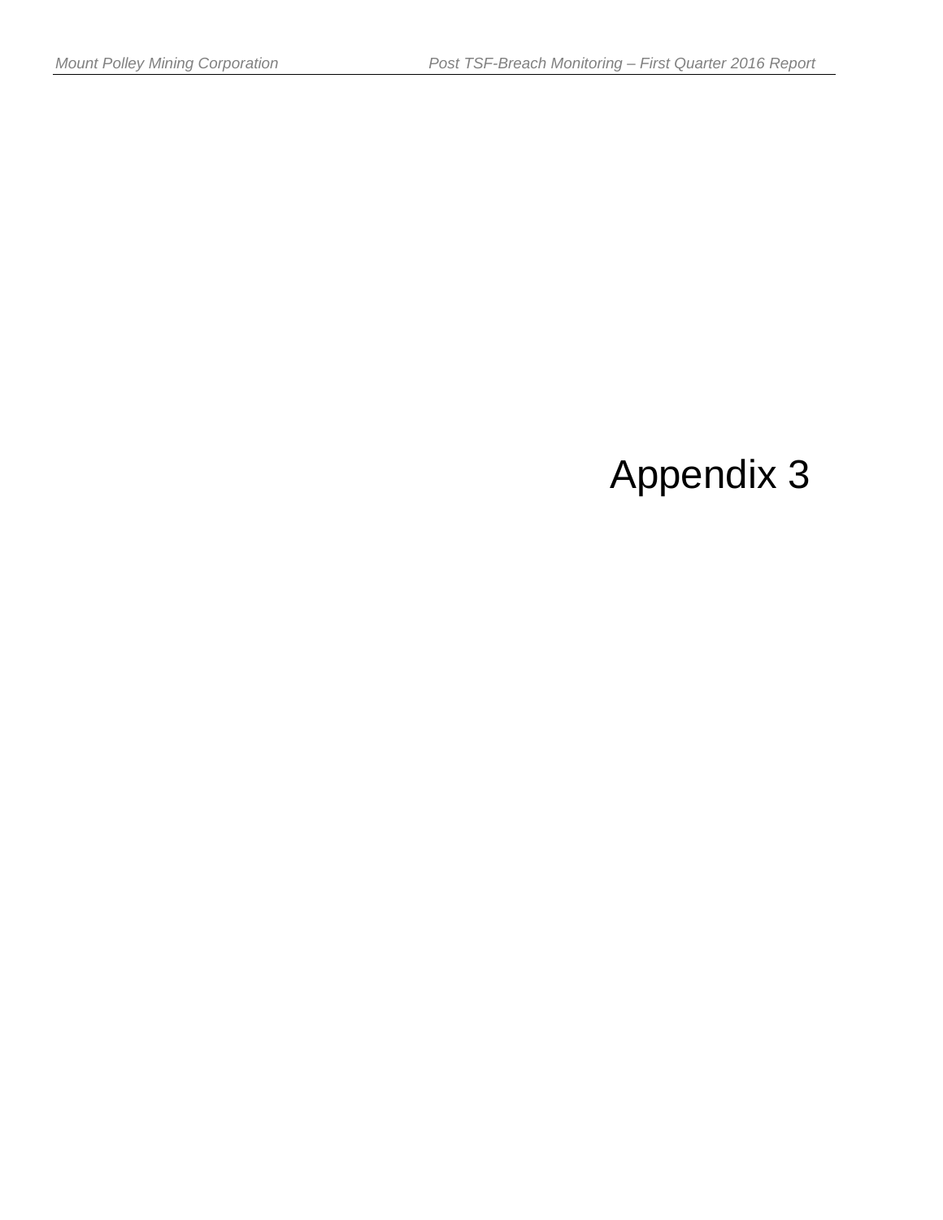# Appendix 3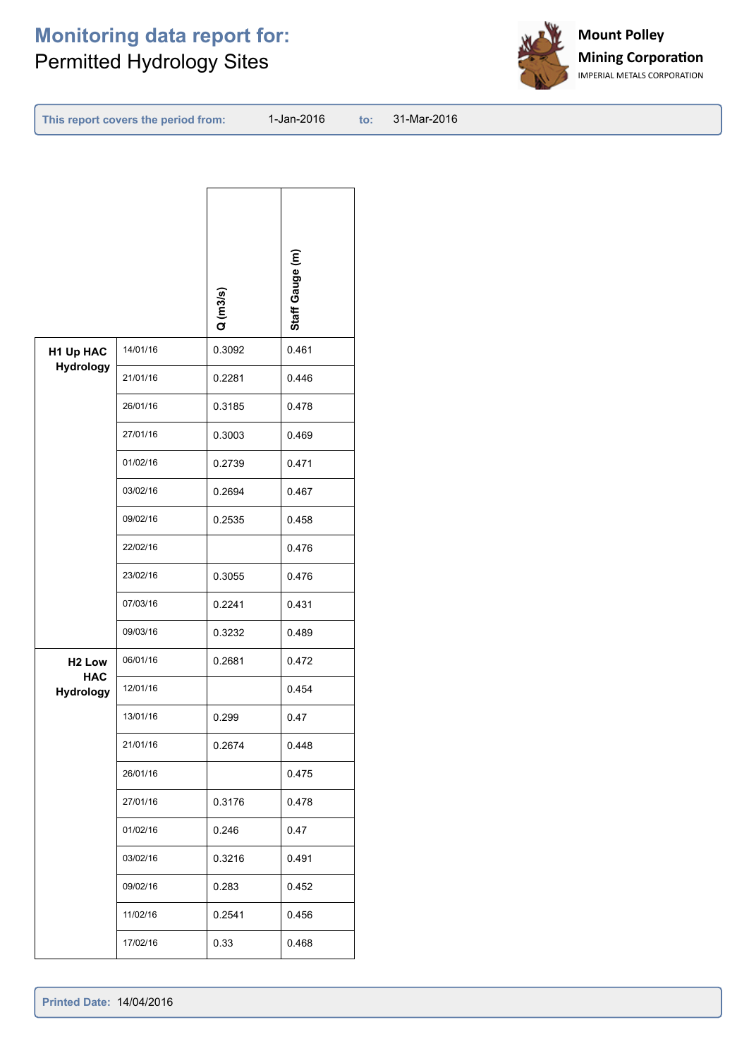# Monitoring data report for:

Permitted Hydrology Sites

**Mount Polley Mining Corporation**
IMPERIAL METALS CORPORATION

**This report covers the period from:** 1-Jan-2016 **to:** 31-Mar-2016

| Site | Date | Q (m3/s) | Staff Gauge (m) |
|---|---|---|---|
| **H1 Up HAC Hydrology** | 14/01/16 | 0.3092 | 0.461 |
| | 21/01/16 | 0.2281 | 0.446 |
| | 26/01/16 | 0.3185 | 0.478 |
| | 27/01/16 | 0.3003 | 0.469 |
| | 01/02/16 | 0.2739 | 0.471 |
| | 03/02/16 | 0.2694 | 0.467 |
| | 09/02/16 | 0.2535 | 0.458 |
| | 22/02/16 | | 0.476 |
| | 23/02/16 | 0.3055 | 0.476 |
| | 07/03/16 | 0.2241 | 0.431 |
| | 09/03/16 | 0.3232 | 0.489 |
| **H2 Low HAC Hydrology** | 06/01/16 | 0.2681 | 0.472 |
| | 12/01/16 | | 0.454 |
| | 13/01/16 | 0.299 | 0.47 |
| | 21/01/16 | 0.2674 | 0.448 |
| | 26/01/16 | | 0.475 |
| | 27/01/16 | 0.3176 | 0.478 |
| | 01/02/16 | 0.246 | 0.47 |
| | 03/02/16 | 0.3216 | 0.491 |
| | 09/02/16 | 0.283 | 0.452 |
| | 11/02/16 | 0.2541 | 0.456 |
| | 17/02/16 | 0.33 | 0.468 |

**Printed Date:** 14/04/2016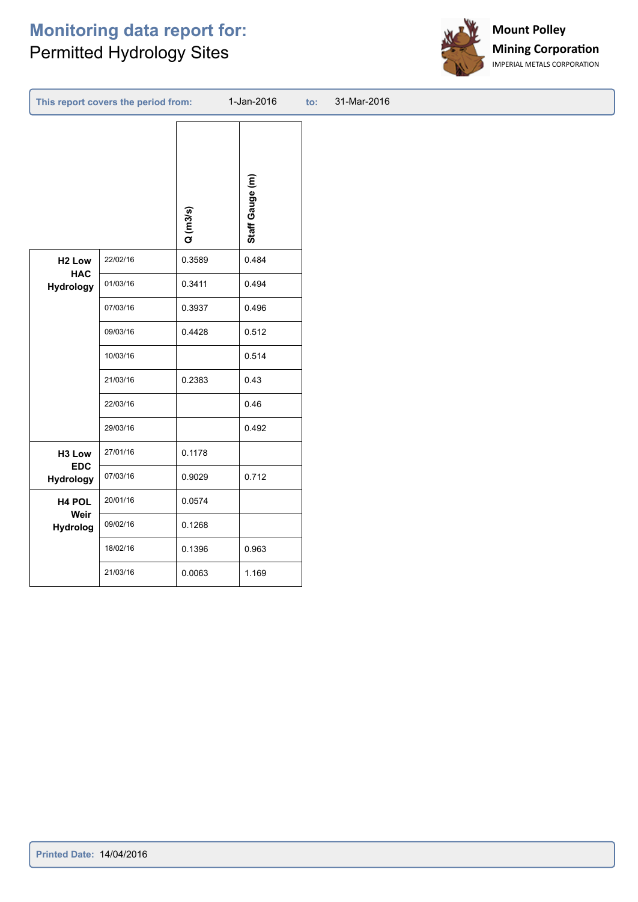# Monitoring data report for:
Permitted Hydrology Sites

**Mount Polley Mining Corporation**
IMPERIAL METALS CORPORATION

**This report covers the period from:** 1-Jan-2016 **to:** 31-Mar-2016

| | | Q (m3/s) | Staff Gauge (m) |
|---|---|---|---|
| **H2 Low HAC Hydrology** | 22/02/16 | 0.3589 | 0.484 |
| | 01/03/16 | 0.3411 | 0.494 |
| | 07/03/16 | 0.3937 | 0.496 |
| | 09/03/16 | 0.4428 | 0.512 |
| | 10/03/16 | | 0.514 |
| | 21/03/16 | 0.2383 | 0.43 |
| | 22/03/16 | | 0.46 |
| | 29/03/16 | | 0.492 |
| **H3 Low EDC Hydrology** | 27/01/16 | 0.1178 | |
| | 07/03/16 | 0.9029 | 0.712 |
| **H4 POL Weir Hydrolog** | 20/01/16 | 0.0574 | |
| | 09/02/16 | 0.1268 | |
| | 18/02/16 | 0.1396 | 0.963 |
| | 21/03/16 | 0.0063 | 1.169 |

**Printed Date:** 14/04/2016